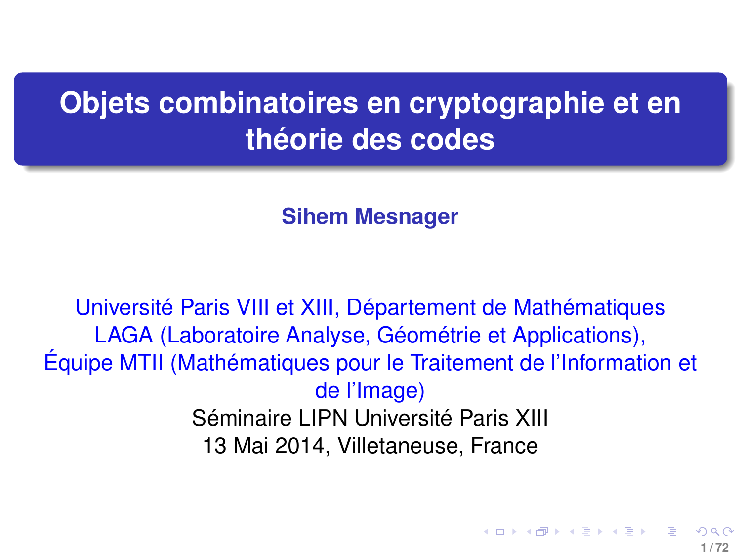# Objets combinatoires en cryptographie et en théorie des codes

**Sihem Mesnager**

Université Paris VIII et XIII, Département de Mathématiques
LAGA (Laboratoire Analyse, Géométrie et Applications),
Équipe MTII (Mathématiques pour le Traitement de l'Information et de l'Image)

Séminaire LIPN Université Paris XIII
13 Mai 2014, Villetaneuse, France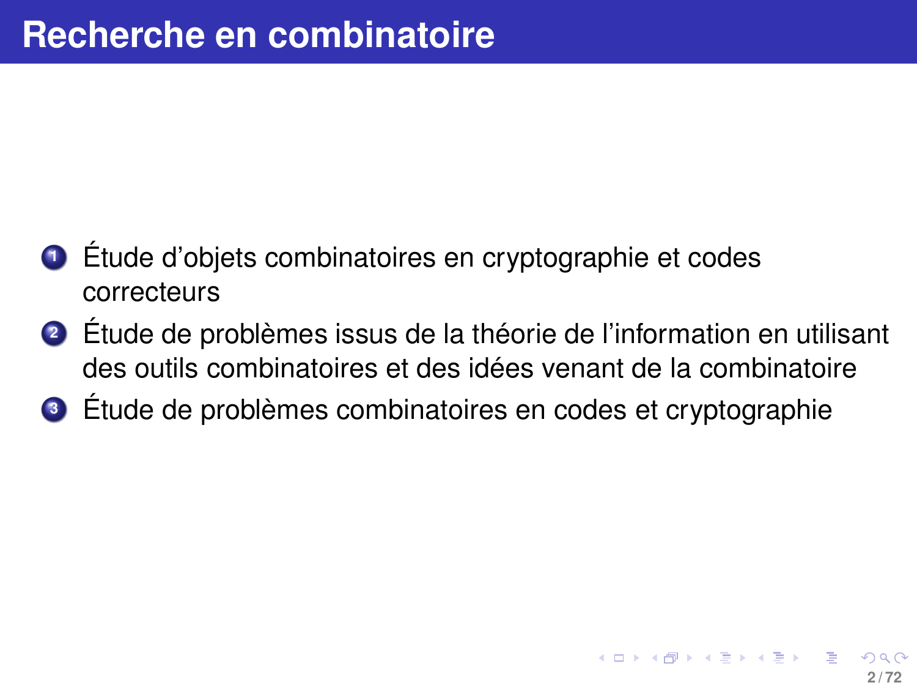# Recherche en combinatoire

1. Étude d'objets combinatoires en cryptographie et codes correcteurs
2. Étude de problèmes issus de la théorie de l'information en utilisant des outils combinatoires et des idées venant de la combinatoire
3. Étude de problèmes combinatoires en codes et cryptographie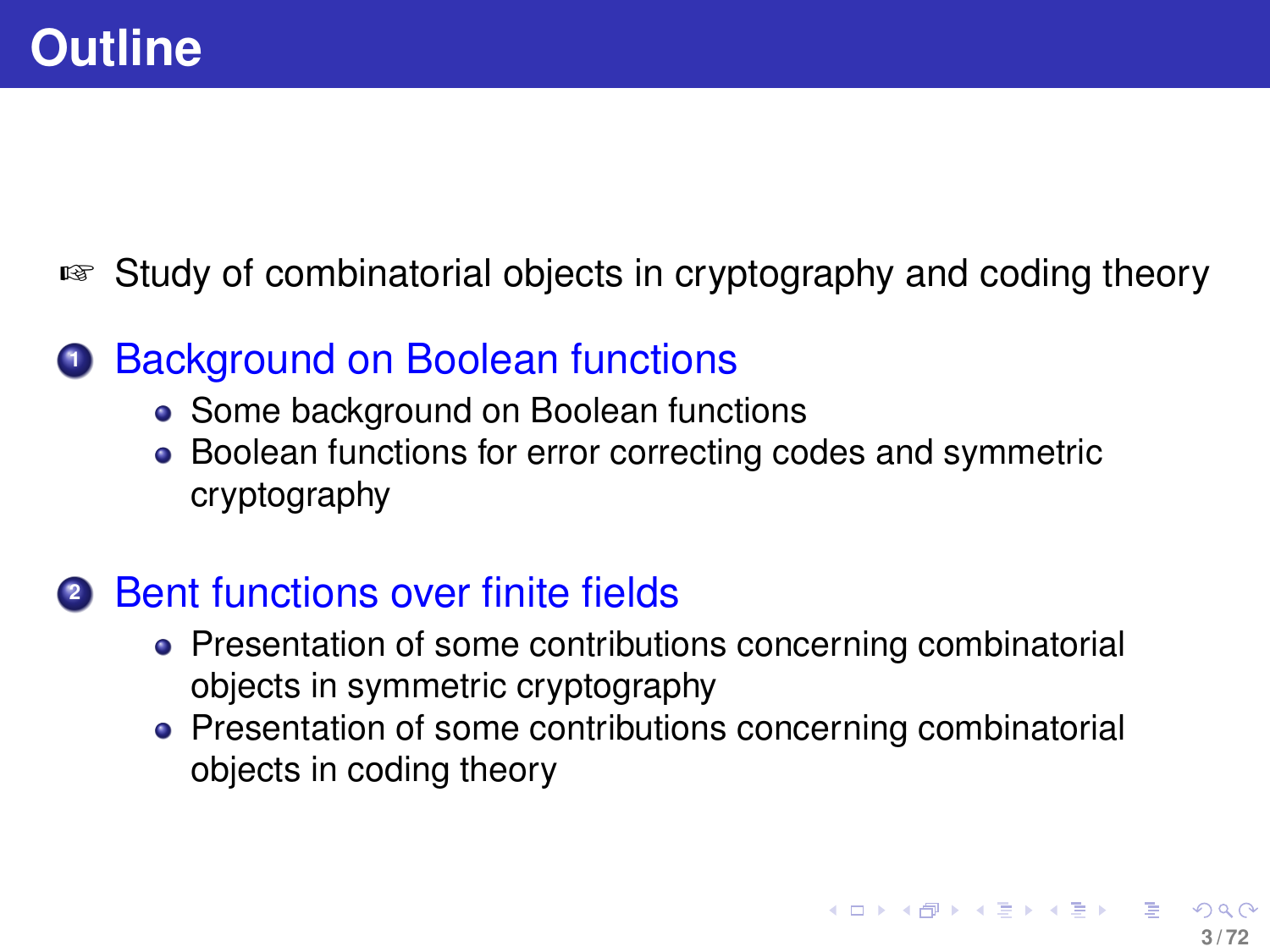# Outline

☞ Study of combinatorial objects in cryptography and coding theory

1. Background on Boolean functions
   - Some background on Boolean functions
   - Boolean functions for error correcting codes and symmetric cryptography
2. Bent functions over finite fields
   - Presentation of some contributions concerning combinatorial objects in symmetric cryptography
   - Presentation of some contributions concerning combinatorial objects in coding theory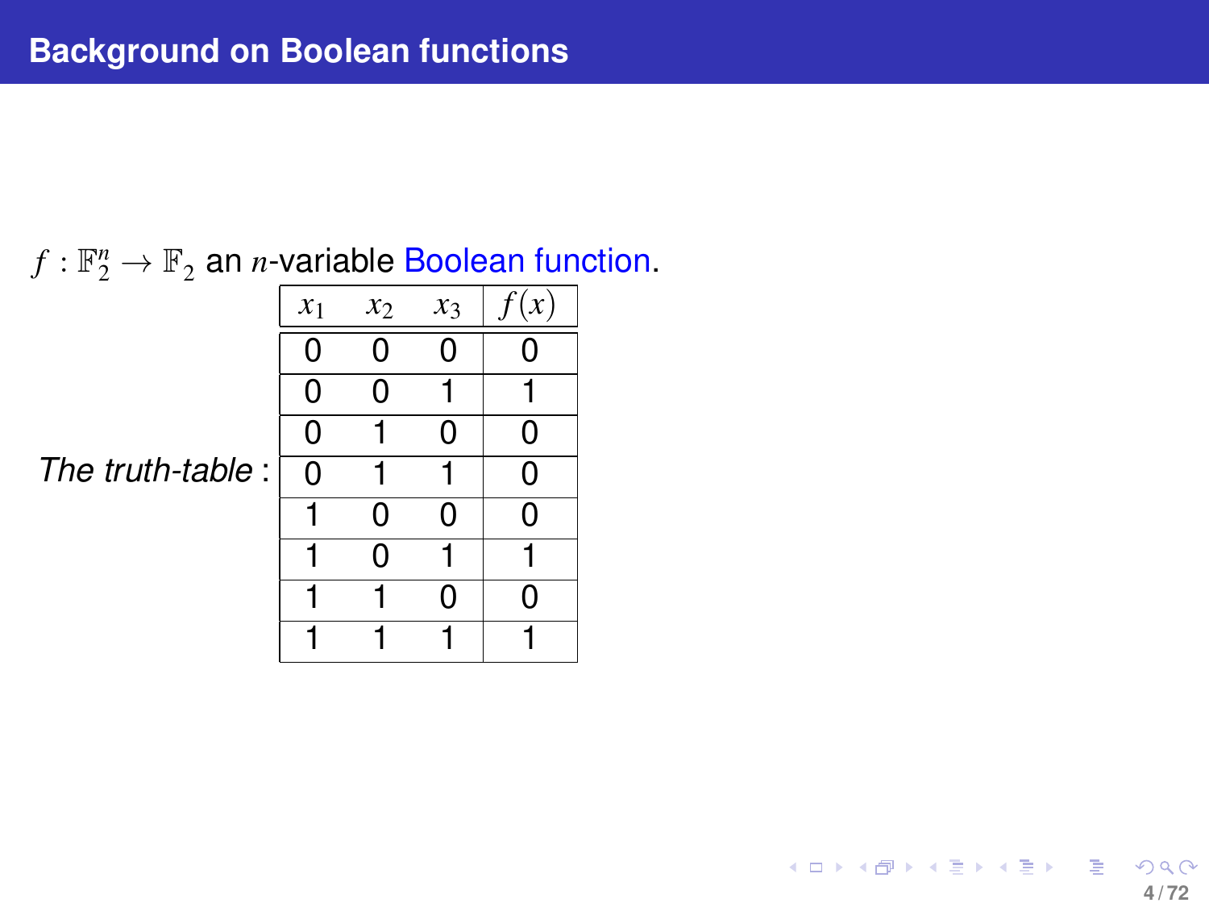# Background on Boolean functions

$f : \mathbb{F}_2^n \to \mathbb{F}_2$ an $n$-variable Boolean function.

*The truth-table* :

| $x_1$ | $x_2$ | $x_3$ | $f(x)$ |
|---|---|---|---|
| 0 | 0 | 0 | 0 |
| 0 | 0 | 1 | 1 |
| 0 | 1 | 0 | 0 |
| 0 | 1 | 1 | 0 |
| 1 | 0 | 0 | 0 |
| 1 | 0 | 1 | 1 |
| 1 | 1 | 0 | 0 |
| 1 | 1 | 1 | 1 |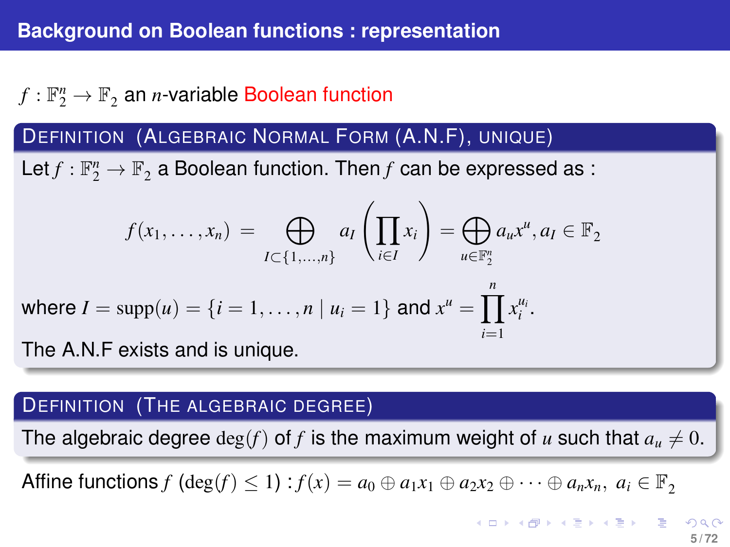## Background on Boolean functions : representation

$f : \mathbb{F}_2^n \to \mathbb{F}_2$ an $n$-variable Boolean function

**Definition (Algebraic Normal Form (A.N.F), unique)**

Let $f : \mathbb{F}_2^n \to \mathbb{F}_2$ a Boolean function. Then $f$ can be expressed as :

$$f(x_1, \ldots, x_n) = \bigoplus_{I \subset \{1,\ldots,n\}} a_I \left( \prod_{i \in I} x_i \right) = \bigoplus_{u \in \mathbb{F}_2^n} a_u x^u, a_I \in \mathbb{F}_2$$

where $I = \mathrm{supp}(u) = \{i = 1, \ldots, n \mid u_i = 1\}$ and $x^u = \prod_{i=1}^{n} x_i^{u_i}$.

The A.N.F exists and is unique.

**Definition (The algebraic degree)**

The algebraic degree $\deg(f)$ of $f$ is the maximum weight of $u$ such that $a_u \neq 0$.

Affine functions $f$ $(\deg(f) \leq 1)$ : $f(x) = a_0 \oplus a_1 x_1 \oplus a_2 x_2 \oplus \cdots \oplus a_n x_n,\ a_i \in \mathbb{F}_2$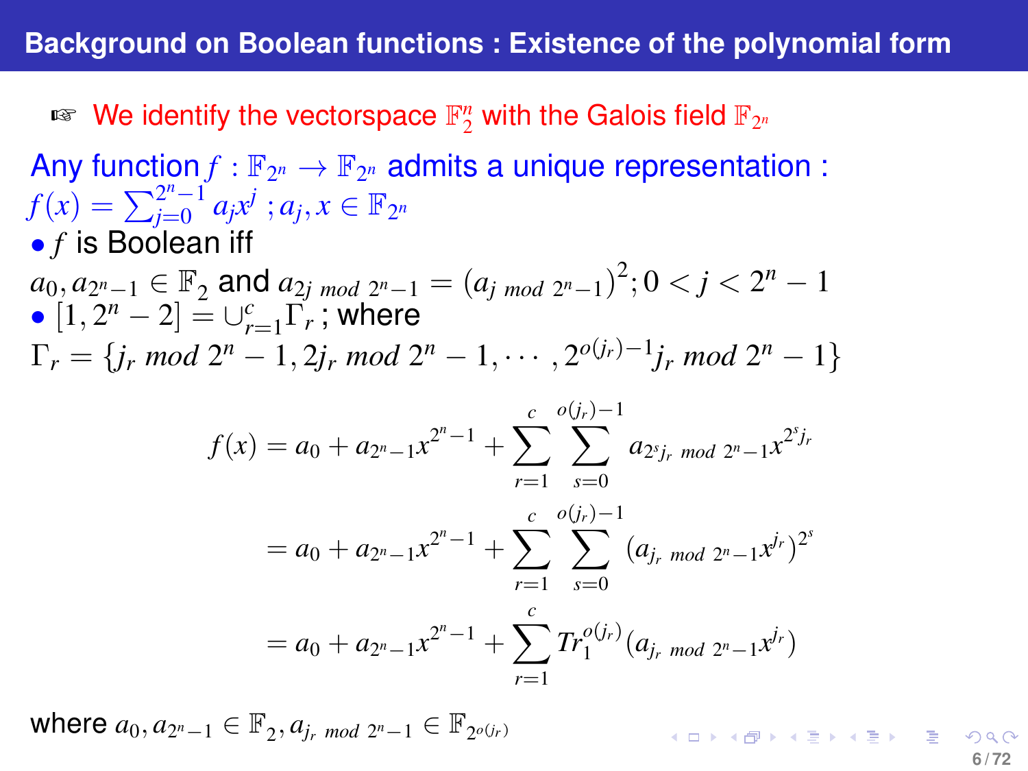# Background on Boolean functions : Existence of the polynomial form

☞ We identify the vectorspace $\mathbb{F}_2^n$ with the Galois field $\mathbb{F}_{2^n}$

Any function $f : \mathbb{F}_{2^n} \to \mathbb{F}_{2^n}$ admits a unique representation : $f(x) = \sum_{j=0}^{2^n-1} a_j x^j$ ; $a_j, x \in \mathbb{F}_{2^n}$

- $f$ is Boolean iff $a_0, a_{2^n-1} \in \mathbb{F}_2$ and $a_{2j \ mod \ 2^n-1} = (a_{j \ mod \ 2^n-1})^2; 0 < j < 2^n - 1$
- $[1, 2^n - 2] = \cup_{r=1}^{c} \Gamma_r$ ; where

$\Gamma_r = \{j_r \ mod \ 2^n - 1, 2j_r \ mod \ 2^n - 1, \cdots, 2^{o(j_r)-1} j_r \ mod \ 2^n - 1\}$

$$
\begin{aligned}
f(x) &= a_0 + a_{2^n-1} x^{2^n-1} + \sum_{r=1}^{c} \sum_{s=0}^{o(j_r)-1} a_{2^s j_r \ mod \ 2^n-1} x^{2^s j_r} \\
&= a_0 + a_{2^n-1} x^{2^n-1} + \sum_{r=1}^{c} \sum_{s=0}^{o(j_r)-1} (a_{j_r \ mod \ 2^n-1} x^{j_r})^{2^s} \\
&= a_0 + a_{2^n-1} x^{2^n-1} + \sum_{r=1}^{c} Tr_1^{o(j_r)} (a_{j_r \ mod \ 2^n-1} x^{j_r})
\end{aligned}
$$

where $a_0, a_{2^n-1} \in \mathbb{F}_2, a_{j_r \ mod \ 2^n-1} \in \mathbb{F}_{2^{o(j_r)}}$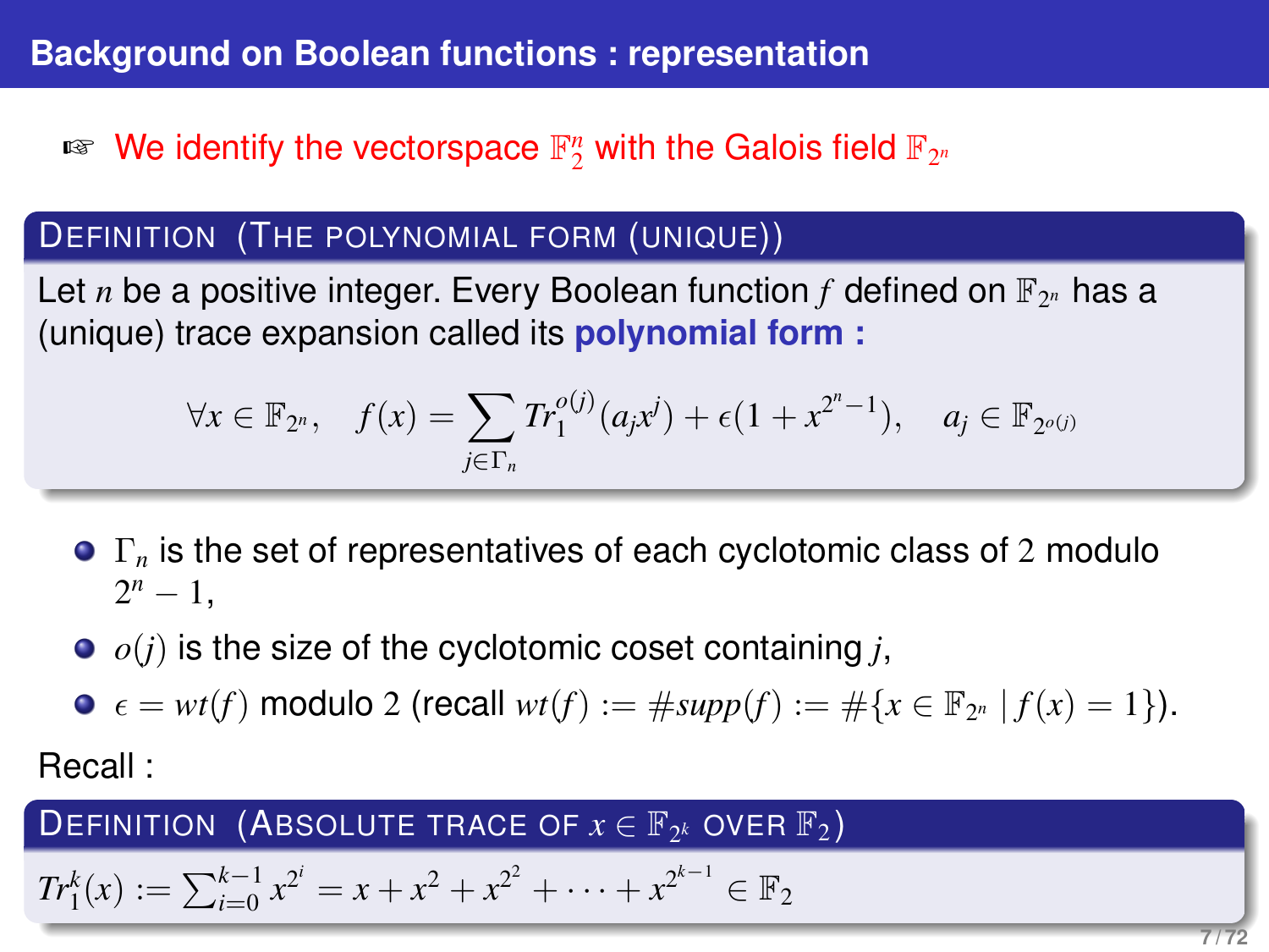## Background on Boolean functions : representation

☞ We identify the vectorspace $\mathbb{F}_2^n$ with the Galois field $\mathbb{F}_{2^n}$

**Definition (The polynomial form (unique))**

Let $n$ be a positive integer. Every Boolean function $f$ defined on $\mathbb{F}_{2^n}$ has a (unique) trace expansion called its **polynomial form :**

$$\forall x \in \mathbb{F}_{2^n}, \quad f(x) = \sum_{j \in \Gamma_n} Tr_1^{o(j)}(a_j x^j) + \epsilon(1 + x^{2^n-1}), \quad a_j \in \mathbb{F}_{2^{o(j)}}$$

- $\Gamma_n$ is the set of representatives of each cyclotomic class of $2$ modulo $2^n - 1$,
- $o(j)$ is the size of the cyclotomic coset containing $j$,
- $\epsilon = wt(f)$ modulo $2$ (recall $wt(f) := \#supp(f) := \#\{x \in \mathbb{F}_{2^n} \mid f(x) = 1\}$).

Recall :

**Definition (Absolute trace of $x \in \mathbb{F}_{2^k}$ over $\mathbb{F}_2$)**

$Tr_1^k(x) := \sum_{i=0}^{k-1} x^{2^i} = x + x^2 + x^{2^2} + \cdots + x^{2^{k-1}} \in \mathbb{F}_2$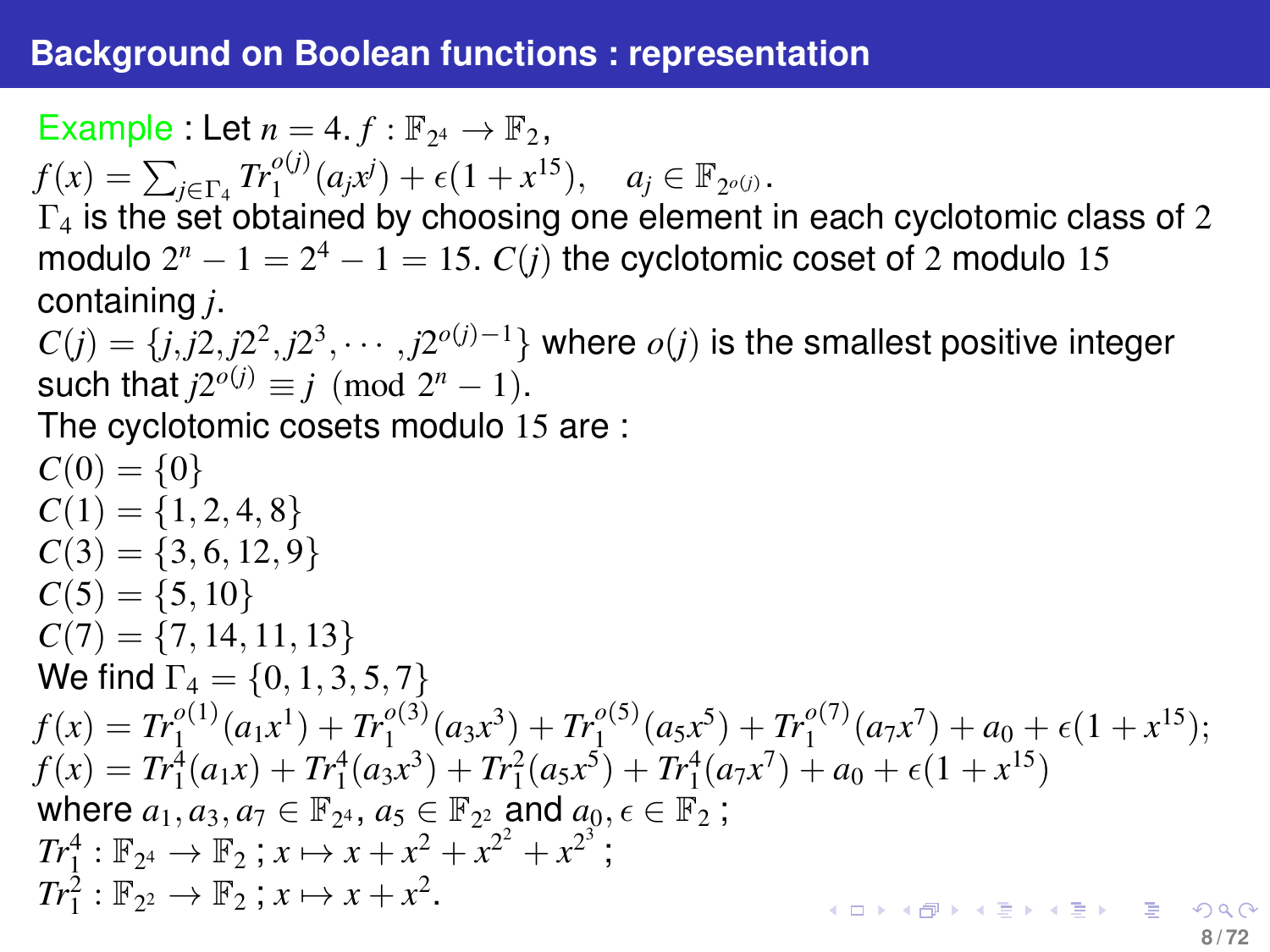## Background on Boolean functions : representation

Example : Let $n = 4$. $f : \mathbb{F}_{2^4} \to \mathbb{F}_2$,
$f(x) = \sum_{j \in \Gamma_4} Tr_1^{o(j)}(a_j x^j) + \epsilon(1 + x^{15}), \quad a_j \in \mathbb{F}_{2^{o(j)}}$.
$\Gamma_4$ is the set obtained by choosing one element in each cyclotomic class of $2$ modulo $2^n - 1 = 2^4 - 1 = 15$. $C(j)$ the cyclotomic coset of $2$ modulo $15$ containing $j$.
$C(j) = \{j, j2, j2^2, j2^3, \cdots, j2^{o(j)-1}\}$ where $o(j)$ is the smallest positive integer such that $j2^{o(j)} \equiv j \pmod{2^n - 1}$.
The cyclotomic cosets modulo $15$ are :
$C(0) = \{0\}$
$C(1) = \{1, 2, 4, 8\}$
$C(3) = \{3, 6, 12, 9\}$
$C(5) = \{5, 10\}$
$C(7) = \{7, 14, 11, 13\}$
We find $\Gamma_4 = \{0, 1, 3, 5, 7\}$
$f(x) = Tr_1^{o(1)}(a_1 x^1) + Tr_1^{o(3)}(a_3 x^3) + Tr_1^{o(5)}(a_5 x^5) + Tr_1^{o(7)}(a_7 x^7) + a_0 + \epsilon(1 + x^{15})$;
$f(x) = Tr_1^4(a_1 x) + Tr_1^4(a_3 x^3) + Tr_1^2(a_5 x^5) + Tr_1^4(a_7 x^7) + a_0 + \epsilon(1 + x^{15})$
where $a_1, a_3, a_7 \in \mathbb{F}_{2^4}$, $a_5 \in \mathbb{F}_{2^2}$ and $a_0, \epsilon \in \mathbb{F}_2$ ;
$Tr_1^4 : \mathbb{F}_{2^4} \to \mathbb{F}_2$ ; $x \mapsto x + x^2 + x^{2^2} + x^{2^3}$ ;
$Tr_1^2 : \mathbb{F}_{2^2} \to \mathbb{F}_2$ ; $x \mapsto x + x^2$.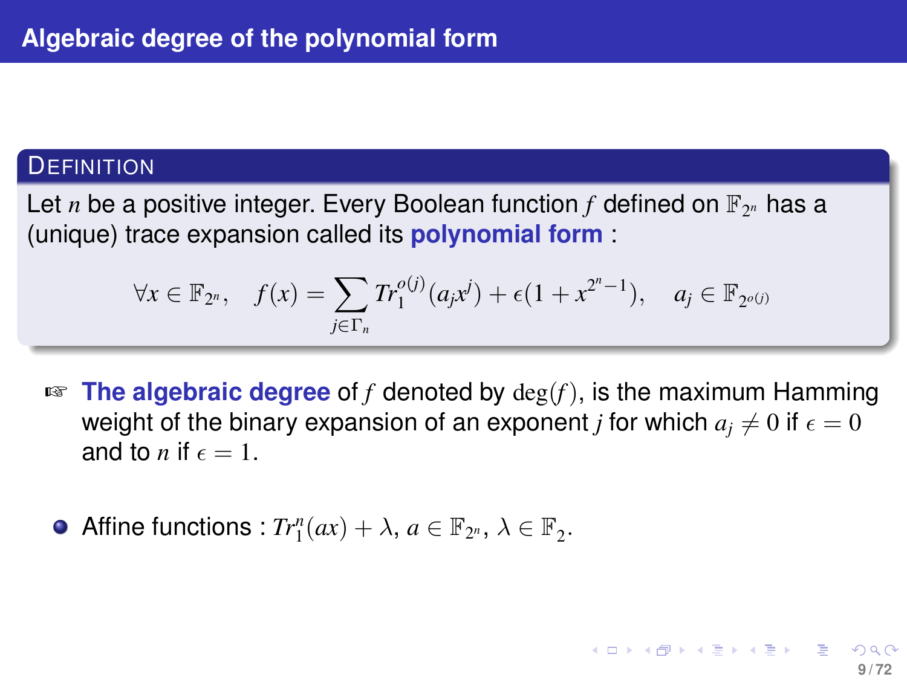# Algebraic degree of the polynomial form

**Definition**

Let $n$ be a positive integer. Every Boolean function $f$ defined on $\mathbb{F}_{2^n}$ has a (unique) trace expansion called its **polynomial form** :

$$\forall x \in \mathbb{F}_{2^n}, \quad f(x) = \sum_{j \in \Gamma_n} Tr_1^{o(j)}(a_j x^j) + \epsilon(1 + x^{2^n - 1}), \quad a_j \in \mathbb{F}_{2^{o(j)}}$$

☞ **The algebraic degree** of $f$ denoted by $\deg(f)$, is the maximum Hamming weight of the binary expansion of an exponent $j$ for which $a_j \neq 0$ if $\epsilon = 0$ and to $n$ if $\epsilon = 1$.

- Affine functions : $Tr_1^n(ax) + \lambda$, $a \in \mathbb{F}_{2^n}$, $\lambda \in \mathbb{F}_2$.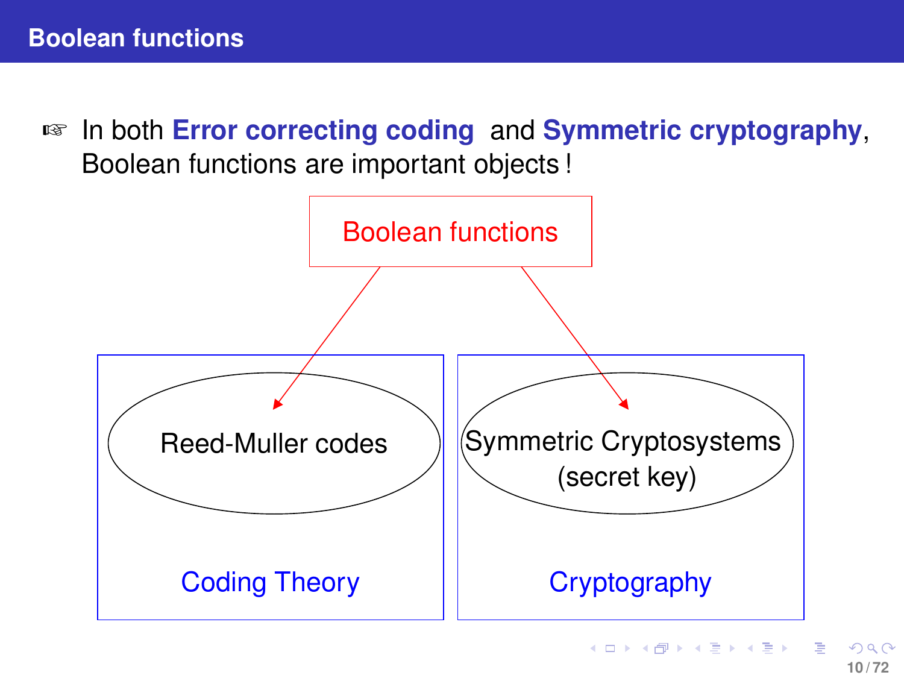## Boolean functions

☞ In both **Error correcting coding** and **Symmetric cryptography**, Boolean functions are important objects !

Boolean functions

Reed-Muller codes

Symmetric Cryptosystems (secret key)

Coding Theory

Cryptography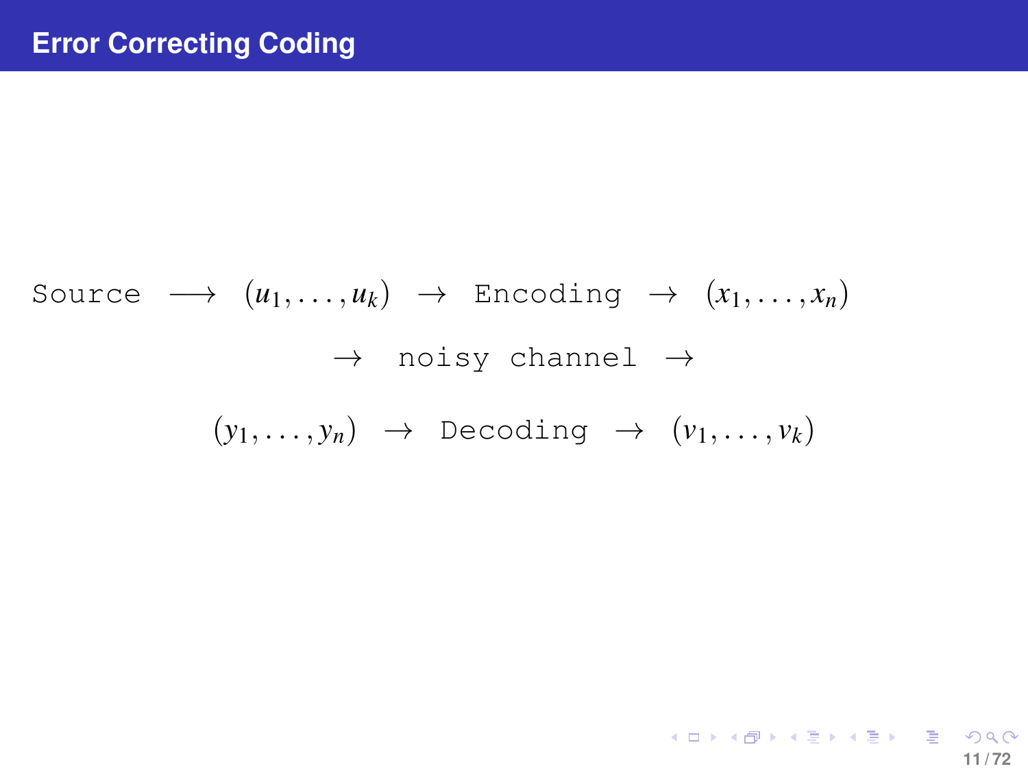# Error Correcting Coding

$$\texttt{Source} \longrightarrow (u_1, \ldots, u_k) \rightarrow \texttt{Encoding} \rightarrow (x_1, \ldots, x_n)$$

$$\rightarrow \texttt{noisy channel} \rightarrow$$

$$(y_1, \ldots, y_n) \rightarrow \texttt{Decoding} \rightarrow (v_1, \ldots, v_k)$$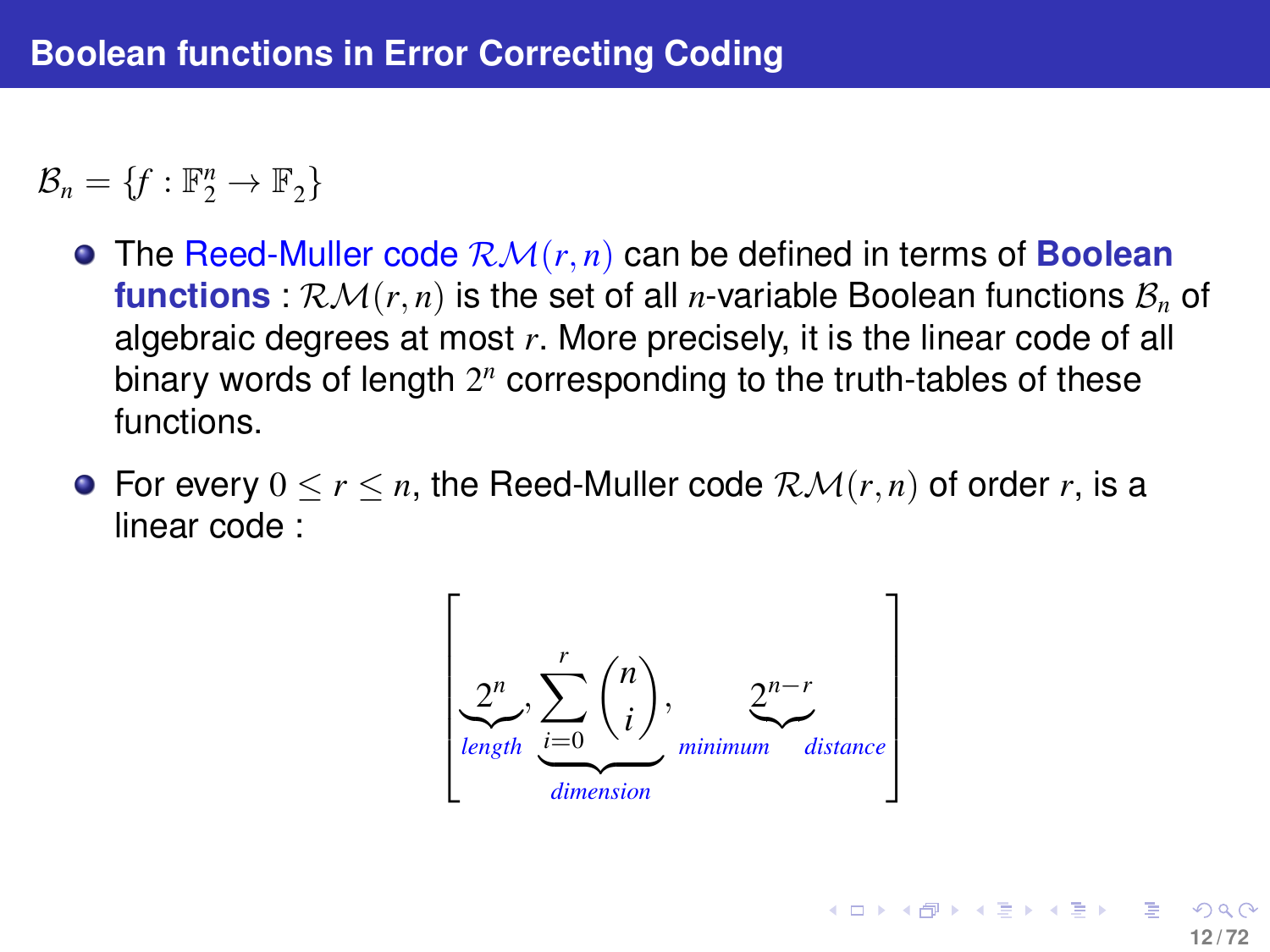## Boolean functions in Error Correcting Coding

$\mathcal{B}_n = \{f : \mathbb{F}_2^n \rightarrow \mathbb{F}_2\}$

- The Reed-Muller code $\mathcal{RM}(r,n)$ can be defined in terms of **Boolean functions** : $\mathcal{RM}(r,n)$ is the set of all $n$-variable Boolean functions $\mathcal{B}_n$ of algebraic degrees at most $r$. More precisely, it is the linear code of all binary words of length $2^n$ corresponding to the truth-tables of these functions.
- For every $0 \leq r \leq n$, the Reed-Muller code $\mathcal{RM}(r,n)$ of order $r$, is a linear code :

$$\left[\underbrace{2^n}_{\textit{length}}, \underbrace{\sum_{i=0}^{r} \binom{n}{i}}_{\textit{dimension}}, \textit{minimum} \underbrace{2^{n-r}}_{} \textit{distance}\right]$$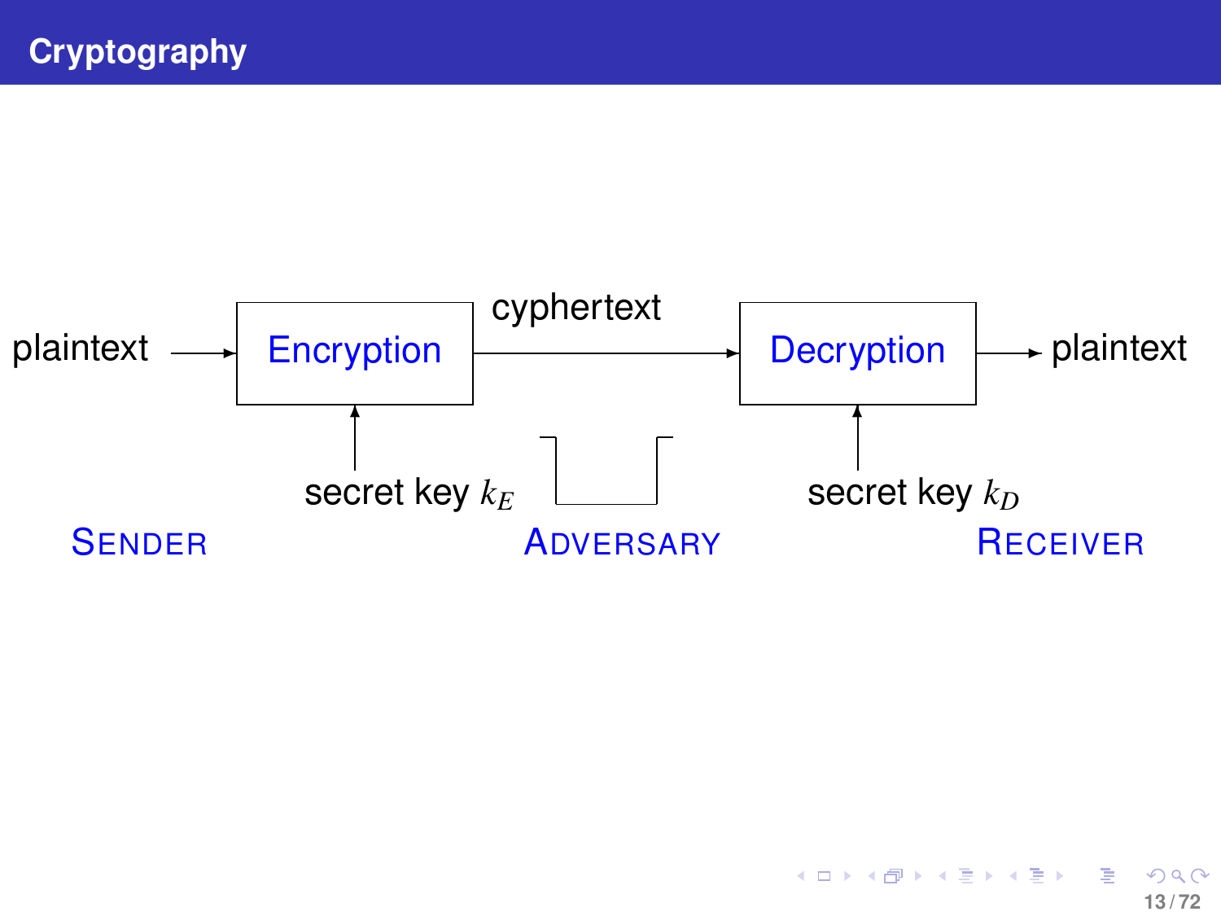# Cryptography

plaintext → **Encryption** → cyphertext → **Decryption** → plaintext

secret key $k_E$ (to Encryption)

secret key $k_D$ (to Decryption)

SENDER　　　ADVERSARY　　　RECEIVER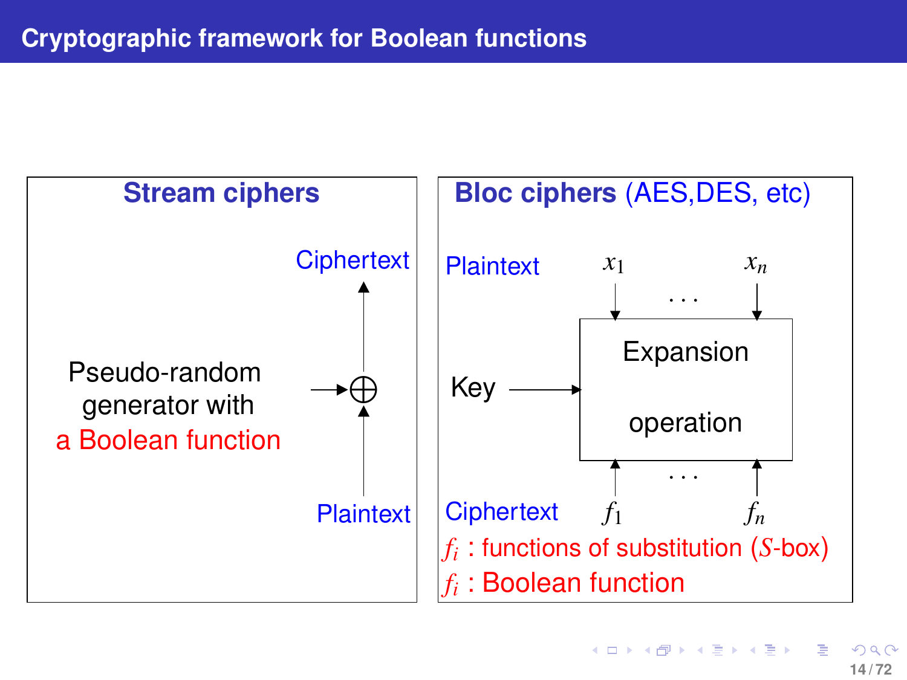# Cryptographic framework for Boolean functions

**Stream ciphers**

Ciphertext

Pseudo-random generator with a Boolean function → $\oplus$

Plaintext

**Bloc ciphers** (AES,DES, etc)

Plaintext $x_1$ ... $x_n$

Key → Expansion operation

Ciphertext $f_1$ ... $f_n$

$f_i$ : functions of substitution ($S$-box)

$f_i$ : Boolean function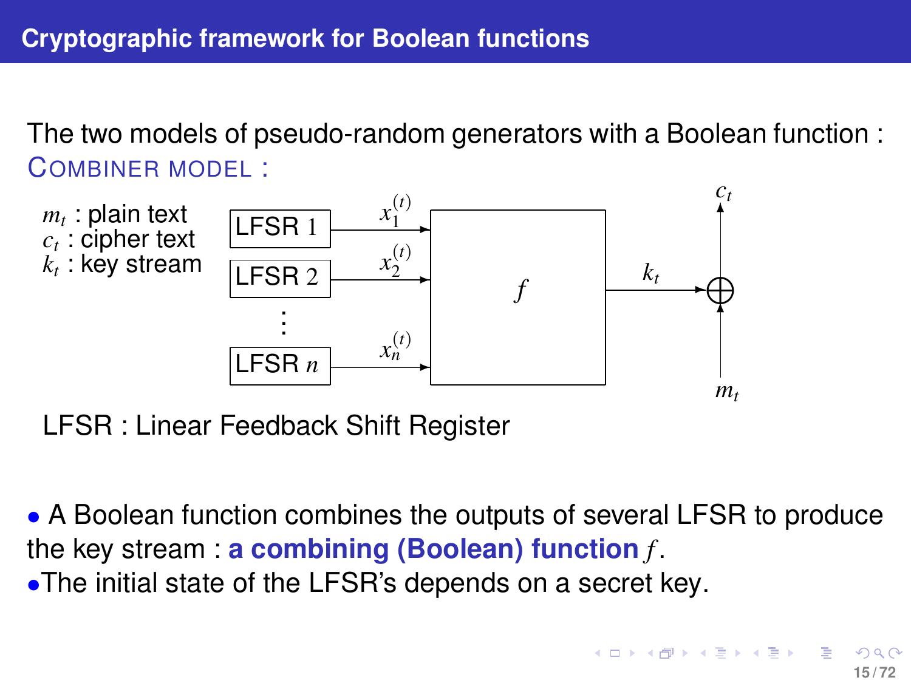## Cryptographic framework for Boolean functions

The two models of pseudo-random generators with a Boolean function :
COMBINER MODEL :

$m_t$ : plain text
$c_t$ : cipher text
$k_t$ : key stream

LFSR 1 → $x_1^{(t)}$
LFSR 2 → $x_2^{(t)}$
⋮
LFSR $n$ → $x_n^{(t)}$

$f$ → $k_t$ ⊕ $m_t$ → $c_t$

LFSR : Linear Feedback Shift Register

- A Boolean function combines the outputs of several LFSR to produce the key stream : **a combining (Boolean) function** $f$.
- The initial state of the LFSR's depends on a secret key.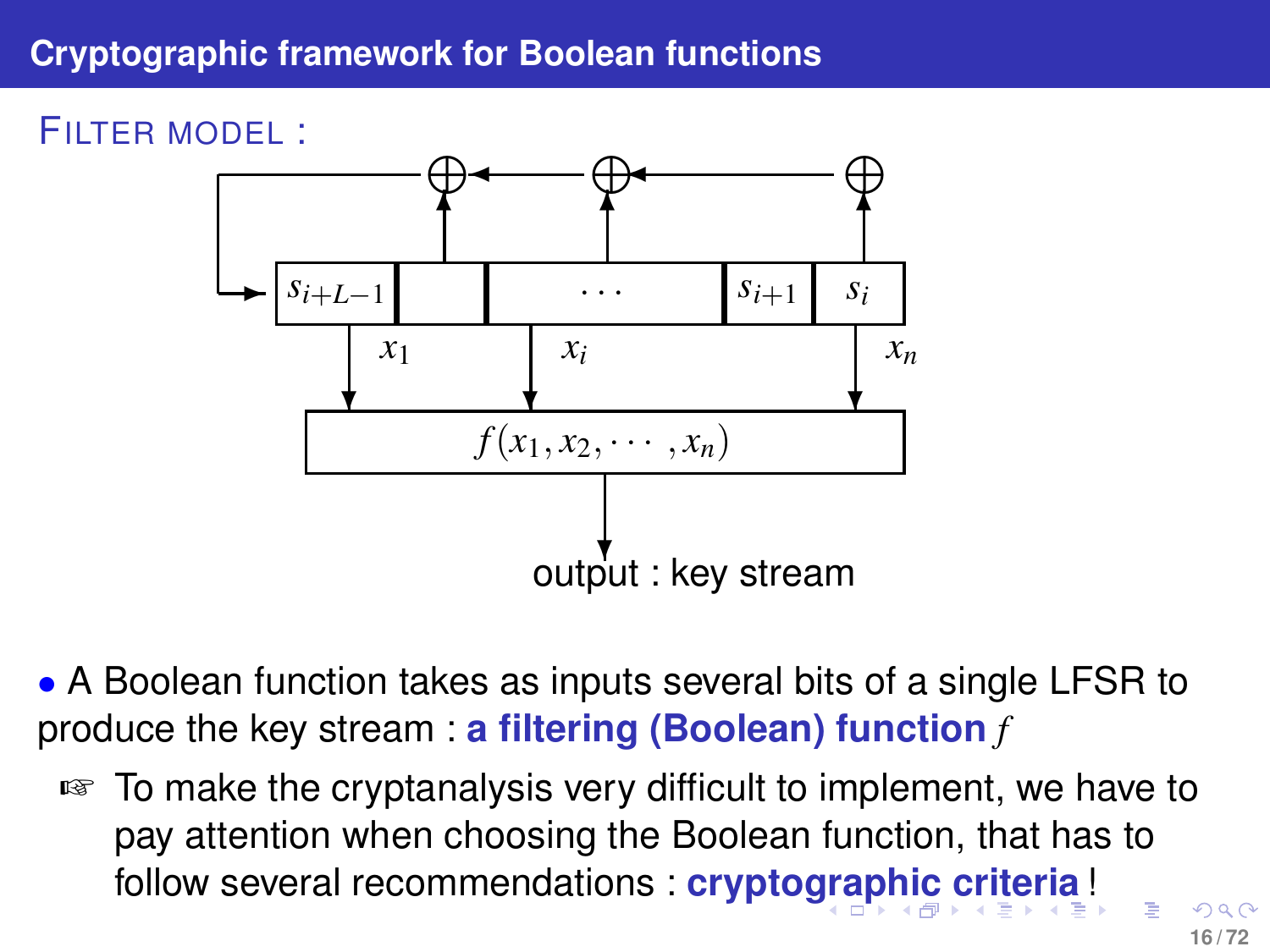## Cryptographic framework for Boolean functions

FILTER MODEL :

$s_{i+L-1}$ | | $\cdots$ | $s_{i+1}$ | $s_i$

$x_1$ $x_i$ $x_n$

$f(x_1, x_2, \cdots, x_n)$

output : key stream

- A Boolean function takes as inputs several bits of a single LFSR to produce the key stream : **a filtering (Boolean) function** $f$

  ☞ To make the cryptanalysis very difficult to implement, we have to pay attention when choosing the Boolean function, that has to follow several recommendations : **cryptographic criteria** !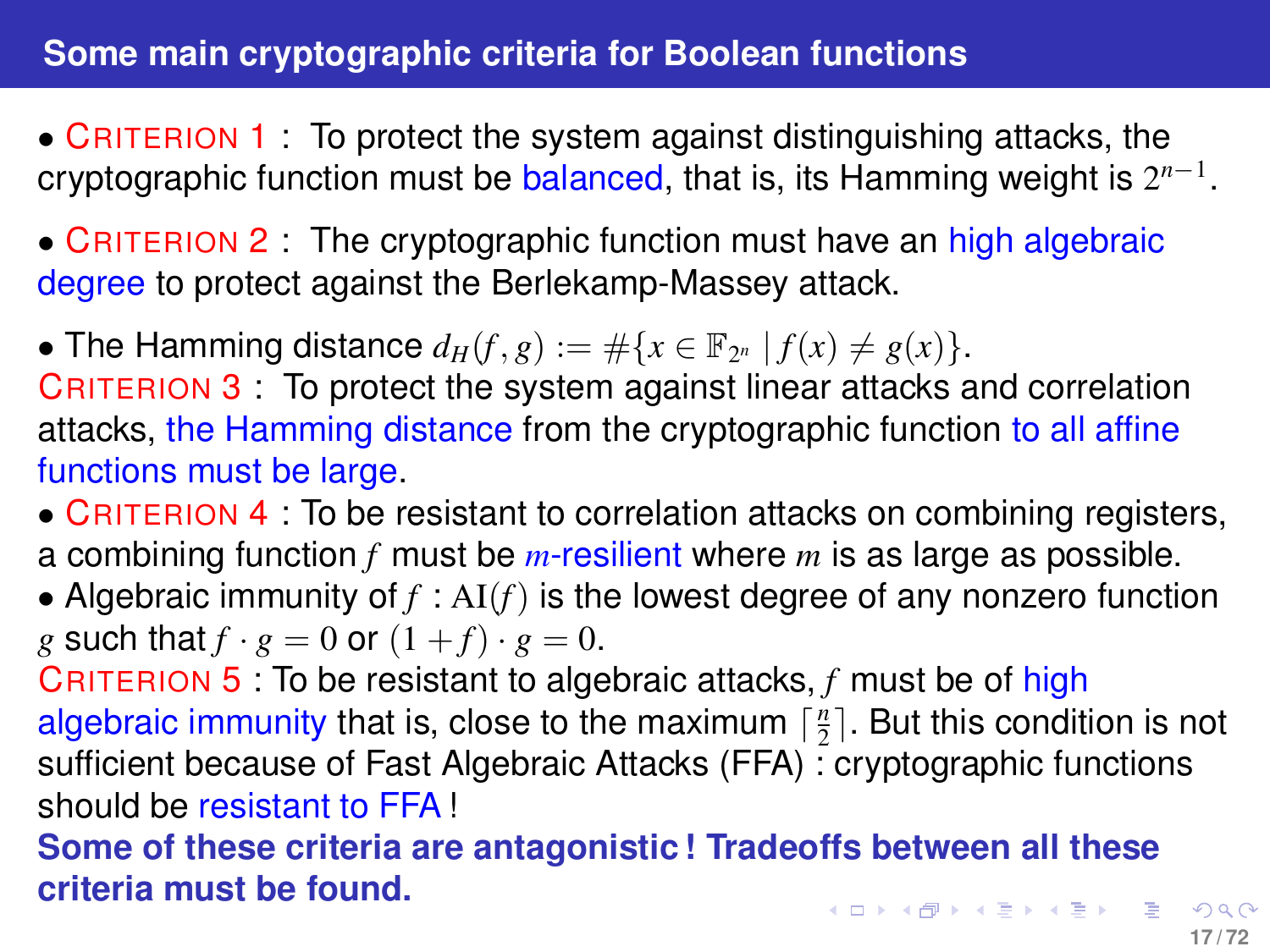## Some main cryptographic criteria for Boolean functions

- CRITERION 1 : To protect the system against distinguishing attacks, the cryptographic function must be balanced, that is, its Hamming weight is $2^{n-1}$.
- CRITERION 2 : The cryptographic function must have an high algebraic degree to protect against the Berlekamp-Massey attack.
- The Hamming distance $d_H(f,g) := \#\{x \in \mathbb{F}_{2^n} \mid f(x) \neq g(x)\}$.

CRITERION 3 : To protect the system against linear attacks and correlation attacks, the Hamming distance from the cryptographic function to all affine functions must be large.

- CRITERION 4 : To be resistant to correlation attacks on combining registers, a combining function $f$ must be $m$-resilient where $m$ is as large as possible.
- Algebraic immunity of $f$ : $\mathrm{AI}(f)$ is the lowest degree of any nonzero function $g$ such that $f \cdot g = 0$ or $(1+f) \cdot g = 0$.

CRITERION 5 : To be resistant to algebraic attacks, $f$ must be of high algebraic immunity that is, close to the maximum $\lceil \frac{n}{2} \rceil$. But this condition is not sufficient because of Fast Algebraic Attacks (FFA) : cryptographic functions should be resistant to FFA !

**Some of these criteria are antagonistic ! Tradeoffs between all these criteria must be found.**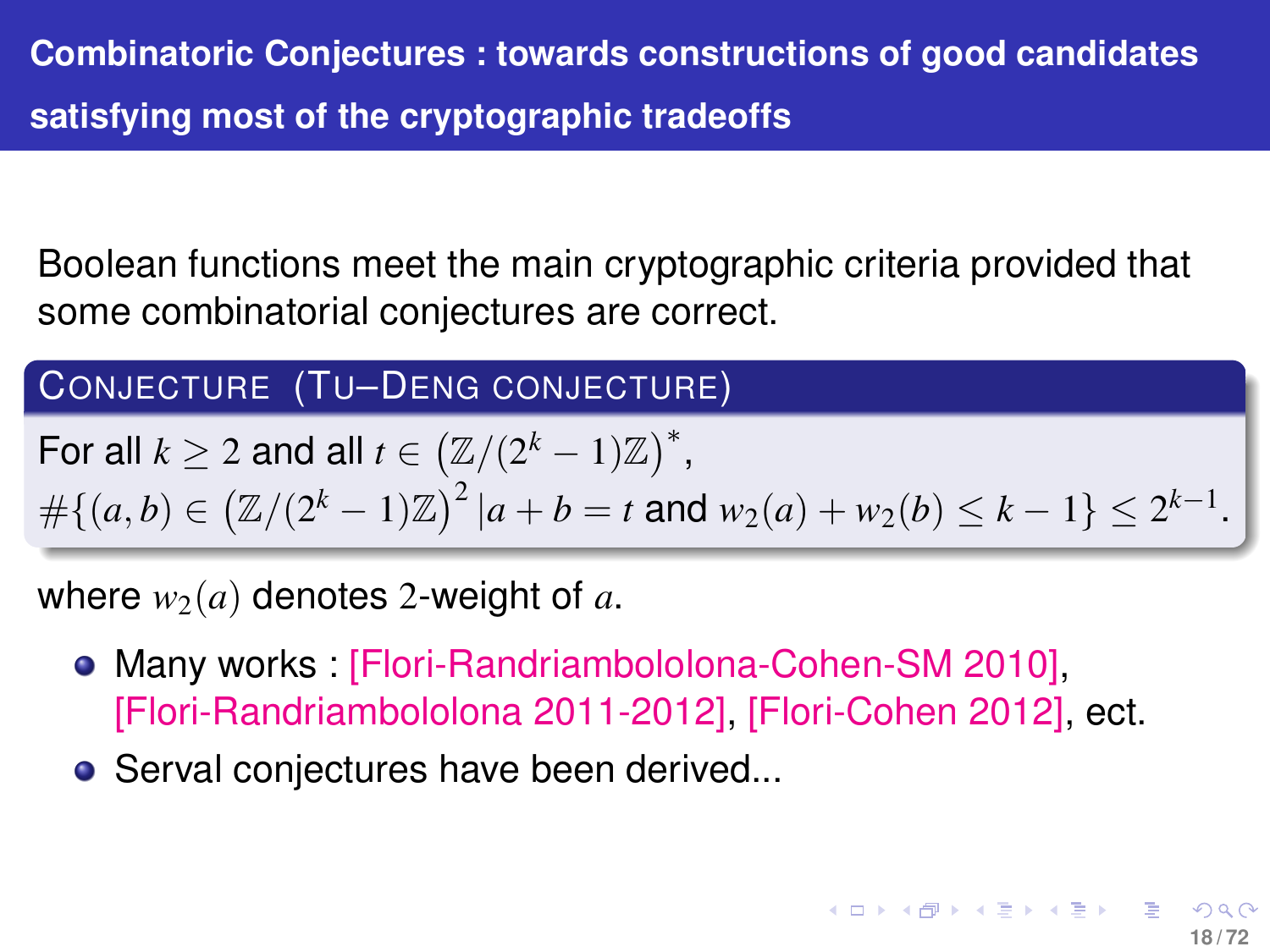## Combinatoric Conjectures : towards constructions of good candidates satisfying most of the cryptographic tradeoffs

Boolean functions meet the main cryptographic criteria provided that some combinatorial conjectures are correct.

**Conjecture (Tu–Deng conjecture)**

For all $k \geq 2$ and all $t \in \left(\mathbb{Z}/(2^k-1)\mathbb{Z}\right)^*$,
$\#\{(a,b) \in \left(\mathbb{Z}/(2^k-1)\mathbb{Z}\right)^2 \,|\, a+b=t \text{ and } w_2(a)+w_2(b) \leq k-1\} \leq 2^{k-1}$.

where $w_2(a)$ denotes 2-weight of $a$.

- Many works : [Flori-Randriambololona-Cohen-SM 2010], [Flori-Randriambololona 2011-2012], [Flori-Cohen 2012], ect.
- Serval conjectures have been derived...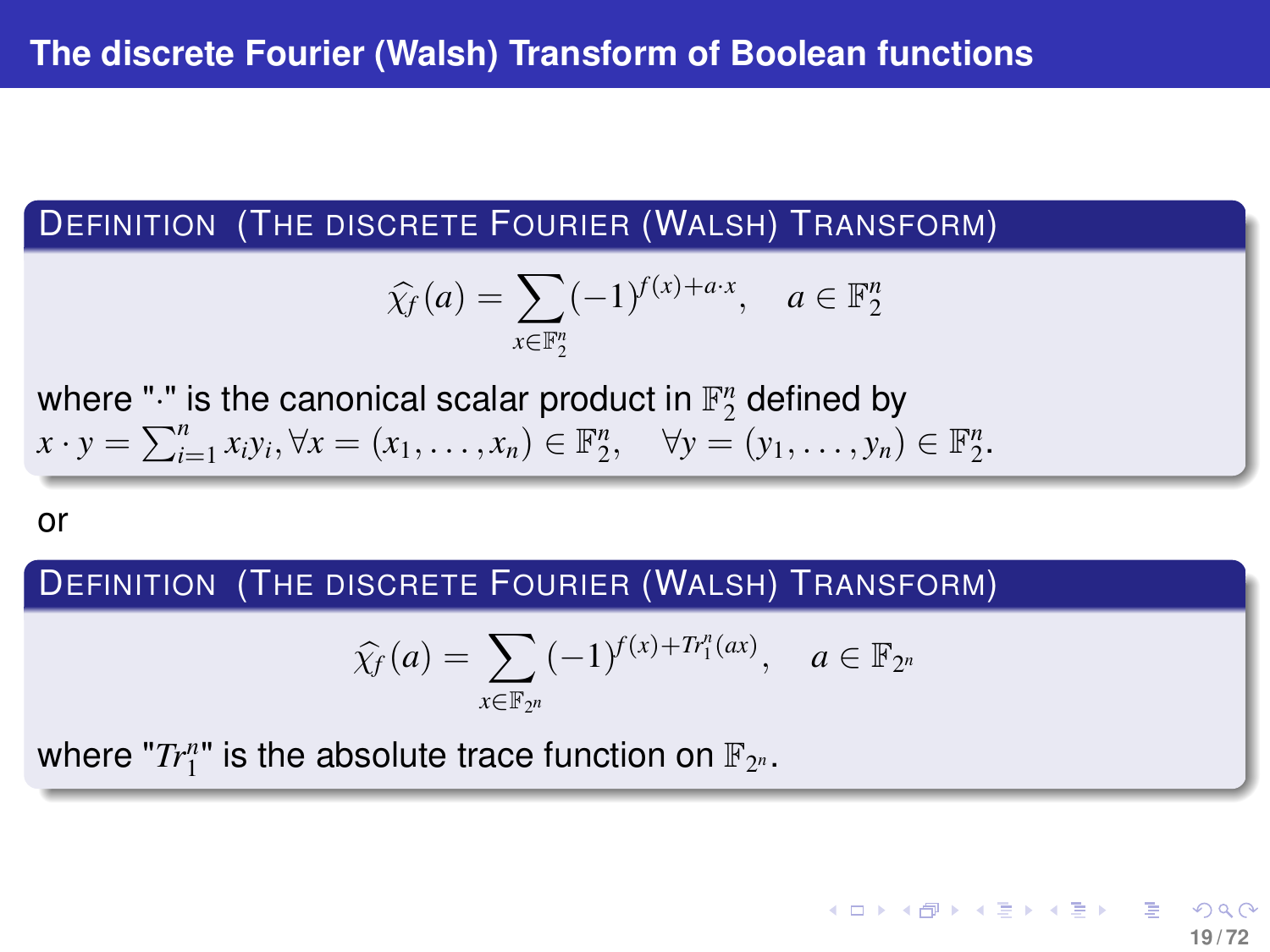# The discrete Fourier (Walsh) Transform of Boolean functions

**Definition (The discrete Fourier (Walsh) Transform)**

$$\widehat{\chi_f}(a) = \sum_{x \in \mathbb{F}_2^n} (-1)^{f(x) + a \cdot x}, \quad a \in \mathbb{F}_2^n$$

where "$\cdot$" is the canonical scalar product in $\mathbb{F}_2^n$ defined by $x \cdot y = \sum_{i=1}^n x_i y_i, \forall x = (x_1, \ldots, x_n) \in \mathbb{F}_2^n, \quad \forall y = (y_1, \ldots, y_n) \in \mathbb{F}_2^n$.

or

**Definition (The discrete Fourier (Walsh) Transform)**

$$\widehat{\chi_f}(a) = \sum_{x \in \mathbb{F}_{2^n}} (-1)^{f(x) + Tr_1^n(ax)}, \quad a \in \mathbb{F}_{2^n}$$

where "$Tr_1^n$" is the absolute trace function on $\mathbb{F}_{2^n}$.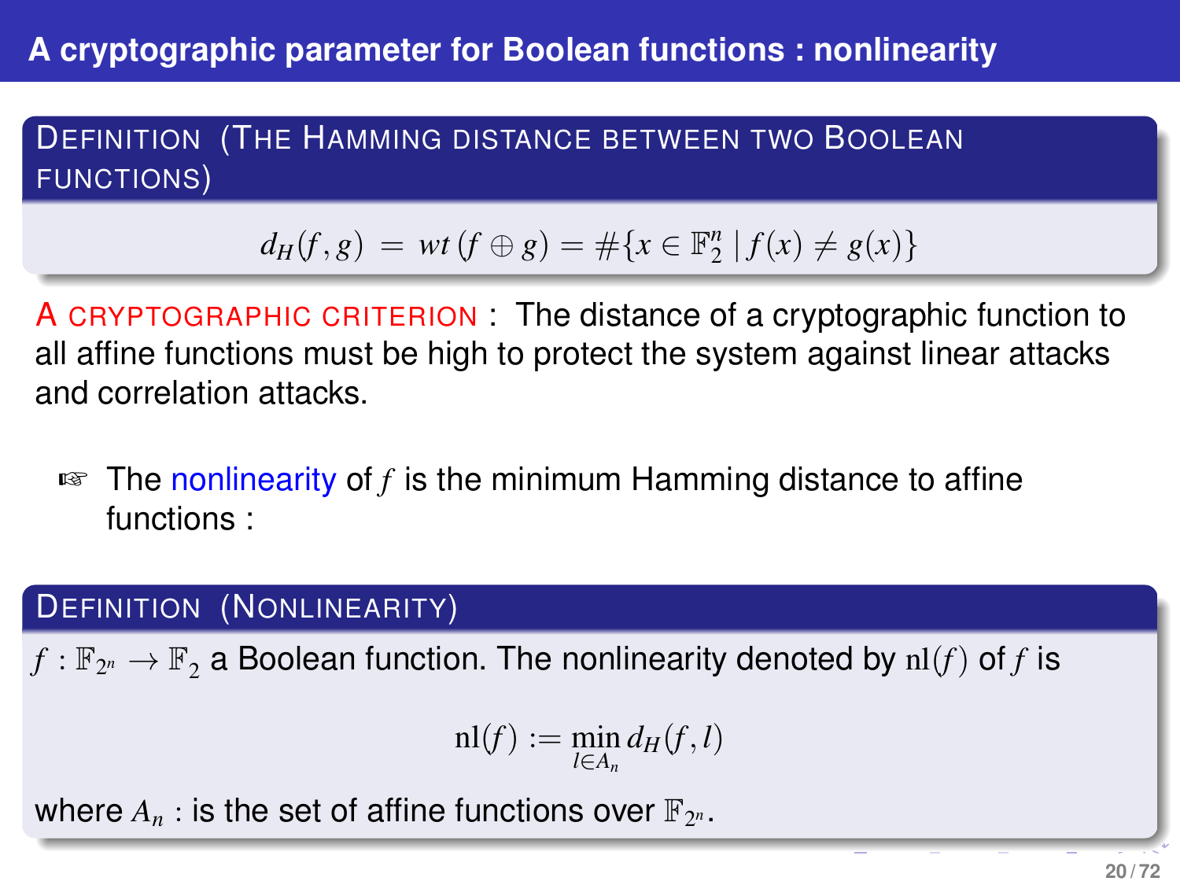## A cryptographic parameter for Boolean functions : nonlinearity

**Definition (The Hamming distance between two Boolean functions)**

$$d_H(f,g) \;=\; wt\,(f \oplus g) = \#\{x \in \mathbb{F}_2^n \mid f(x) \neq g(x)\}$$

A CRYPTOGRAPHIC CRITERION : The distance of a cryptographic function to all affine functions must be high to protect the system against linear attacks and correlation attacks.

☞ The nonlinearity of $f$ is the minimum Hamming distance to affine functions :

**Definition (Nonlinearity)**

$f : \mathbb{F}_{2^n} \to \mathbb{F}_2$ a Boolean function. The nonlinearity denoted by $\mathrm{nl}(f)$ of $f$ is

$$\mathrm{nl}(f) := \min_{l \in A_n} d_H(f, l)$$

where $A_n$ : is the set of affine functions over $\mathbb{F}_{2^n}$.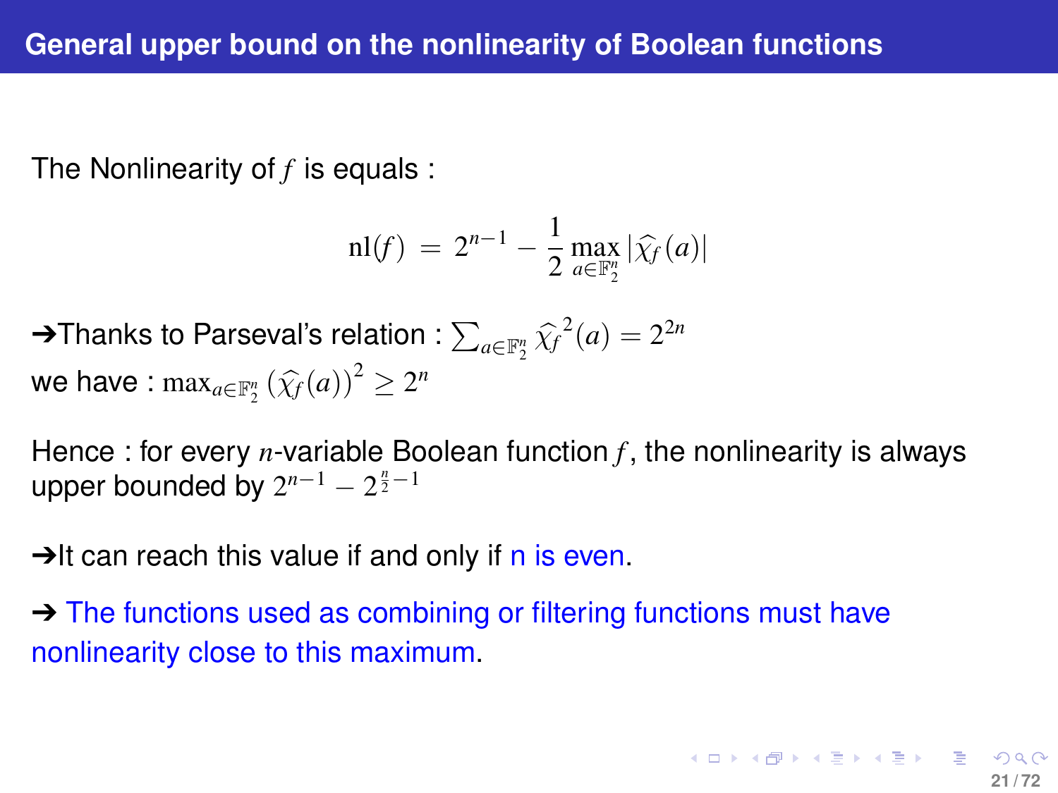## General upper bound on the nonlinearity of Boolean functions

The Nonlinearity of $f$ is equals :

$$\mathrm{nl}(f) = 2^{n-1} - \frac{1}{2} \max_{a \in \mathbb{F}_2^n} |\widehat{\chi_f}(a)|$$

➔Thanks to Parseval's relation : $\sum_{a \in \mathbb{F}_2^n} \widehat{\chi_f}^2(a) = 2^{2n}$
we have : $\max_{a \in \mathbb{F}_2^n} (\widehat{\chi_f}(a))^2 \geq 2^n$

Hence : for every $n$-variable Boolean function $f$, the nonlinearity is always upper bounded by $2^{n-1} - 2^{\frac{n}{2}-1}$

➔It can reach this value if and only if n is even.

➔ The functions used as combining or filtering functions must have nonlinearity close to this maximum.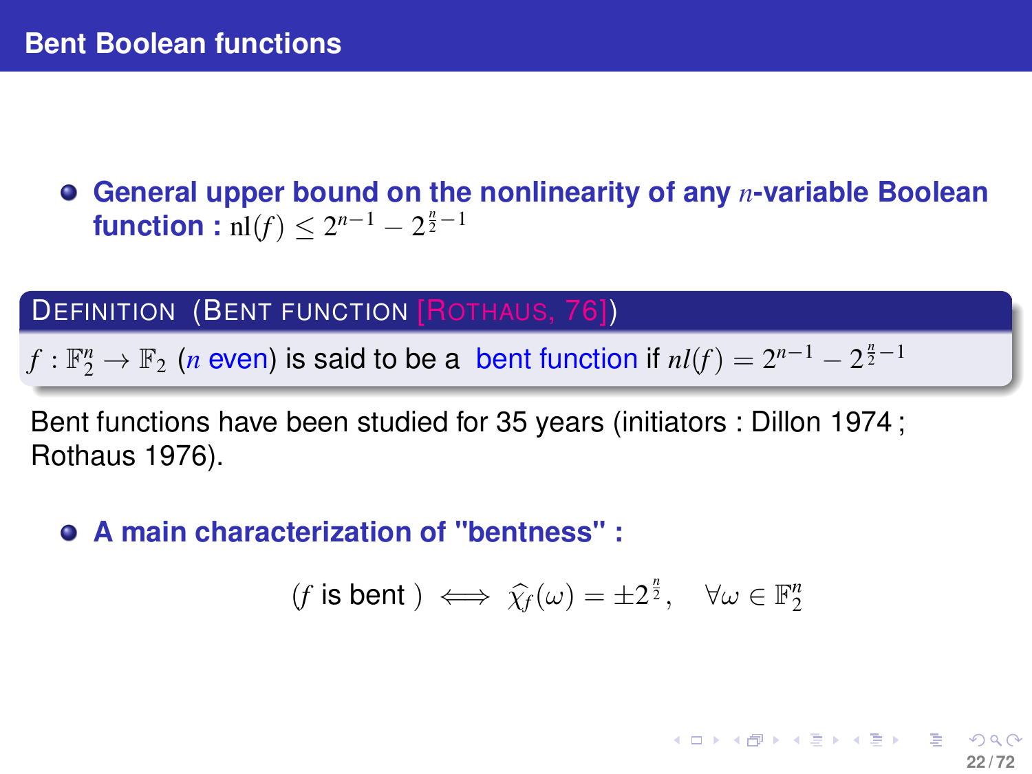## Bent Boolean functions

- **General upper bound on the nonlinearity of any $n$-variable Boolean function :** $\mathrm{nl}(f) \leq 2^{n-1} - 2^{\frac{n}{2}-1}$

**Definition (Bent function [Rothaus, 76])**

$f : \mathbb{F}_2^n \to \mathbb{F}_2$ ($n$ even) is said to be a bent function if $nl(f) = 2^{n-1} - 2^{\frac{n}{2}-1}$

Bent functions have been studied for 35 years (initiators : Dillon 1974 ; Rothaus 1976).

- **A main characterization of "bentness" :**

$$(f \text{ is bent }) \iff \widehat{\chi_f}(\omega) = \pm 2^{\frac{n}{2}}, \quad \forall \omega \in \mathbb{F}_2^n$$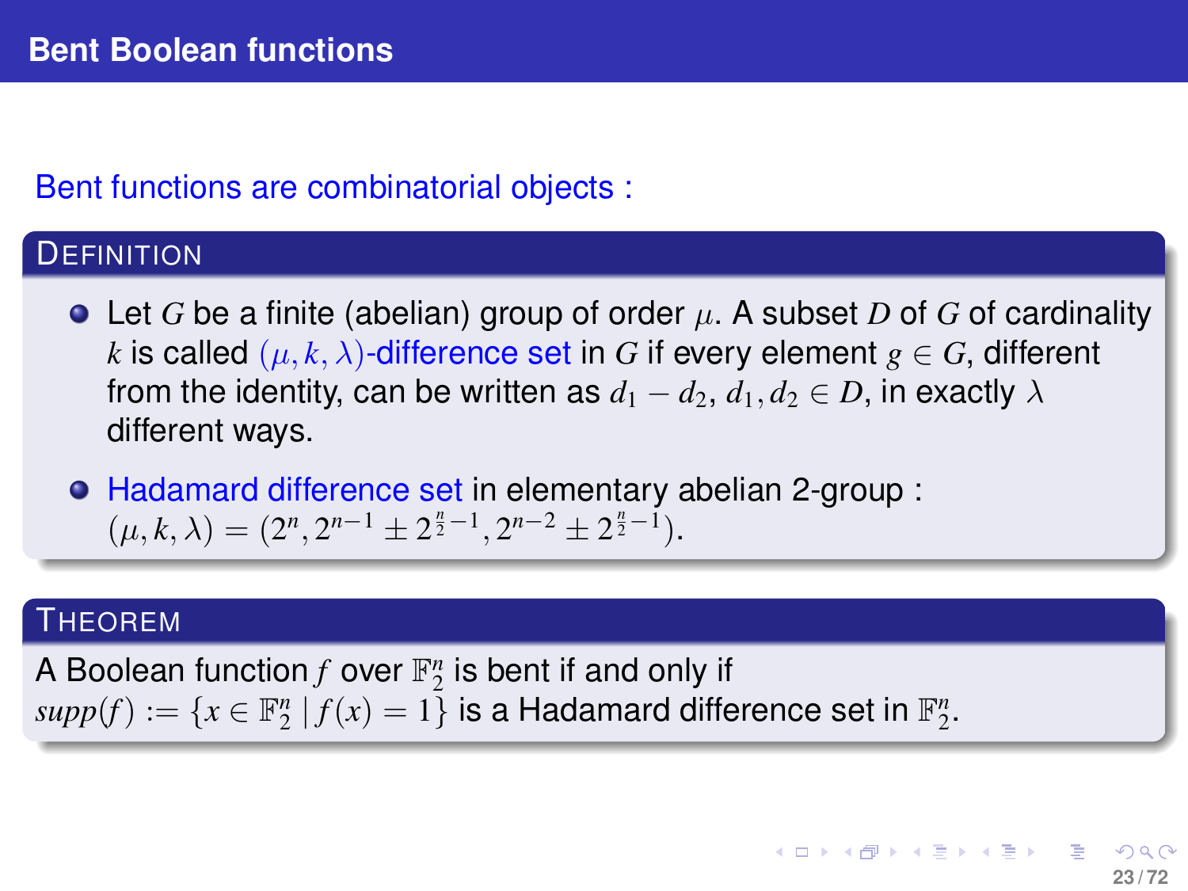## Bent Boolean functions

Bent functions are combinatorial objects :

**DEFINITION**

- Let $G$ be a finite (abelian) group of order $\mu$. A subset $D$ of $G$ of cardinality $k$ is called $(\mu, k, \lambda)$-difference set in $G$ if every element $g \in G$, different from the identity, can be written as $d_1 - d_2$, $d_1, d_2 \in D$, in exactly $\lambda$ different ways.
- Hadamard difference set in elementary abelian 2-group : $(\mu, k, \lambda) = (2^n, 2^{n-1} \pm 2^{\frac{n}{2}-1}, 2^{n-2} \pm 2^{\frac{n}{2}-1})$.

**THEOREM**

A Boolean function $f$ over $\mathbb{F}_2^n$ is bent if and only if $supp(f) := \{x \in \mathbb{F}_2^n \mid f(x) = 1\}$ is a Hadamard difference set in $\mathbb{F}_2^n$.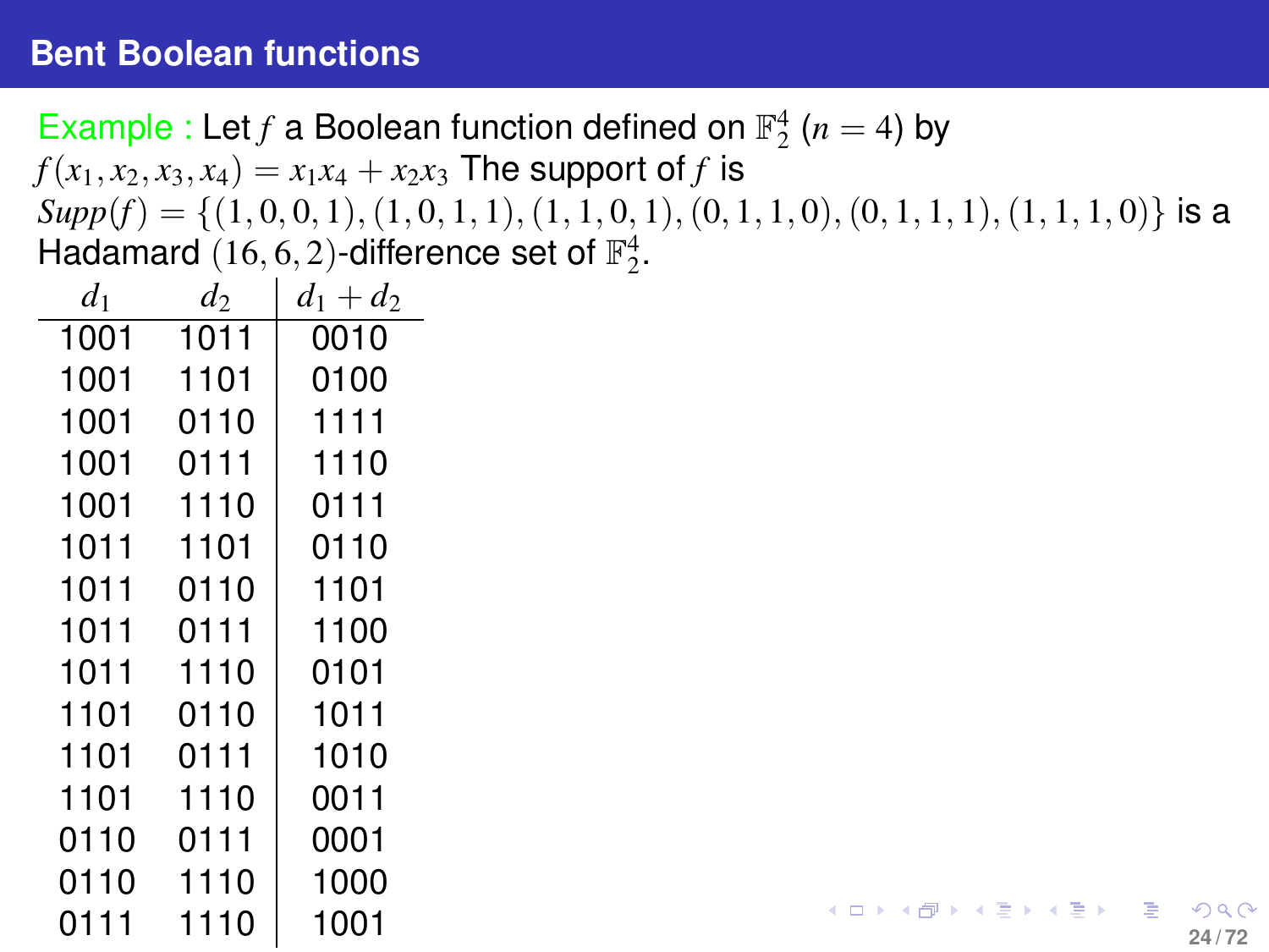## Bent Boolean functions

Example : Let $f$ a Boolean function defined on $\mathbb{F}_2^4$ ($n = 4$) by $f(x_1, x_2, x_3, x_4) = x_1x_4 + x_2x_3$ The support of $f$ is $Supp(f) = \{(1,0,0,1),(1,0,1,1),(1,1,0,1),(0,1,1,0),(0,1,1,1),(1,1,1,0)\}$ is a Hadamard $(16, 6, 2)$-difference set of $\mathbb{F}_2^4$.

| $d_1$ | $d_2$ | $d_1 + d_2$ |
|---|---|---|
| 1001 | 1011 | 0010 |
| 1001 | 1101 | 0100 |
| 1001 | 0110 | 1111 |
| 1001 | 0111 | 1110 |
| 1001 | 1110 | 0111 |
| 1011 | 1101 | 0110 |
| 1011 | 0110 | 1101 |
| 1011 | 0111 | 1100 |
| 1011 | 1110 | 0101 |
| 1101 | 0110 | 1011 |
| 1101 | 0111 | 1010 |
| 1101 | 1110 | 0011 |
| 0110 | 0111 | 0001 |
| 0110 | 1110 | 1000 |
| 0111 | 1110 | 1001 |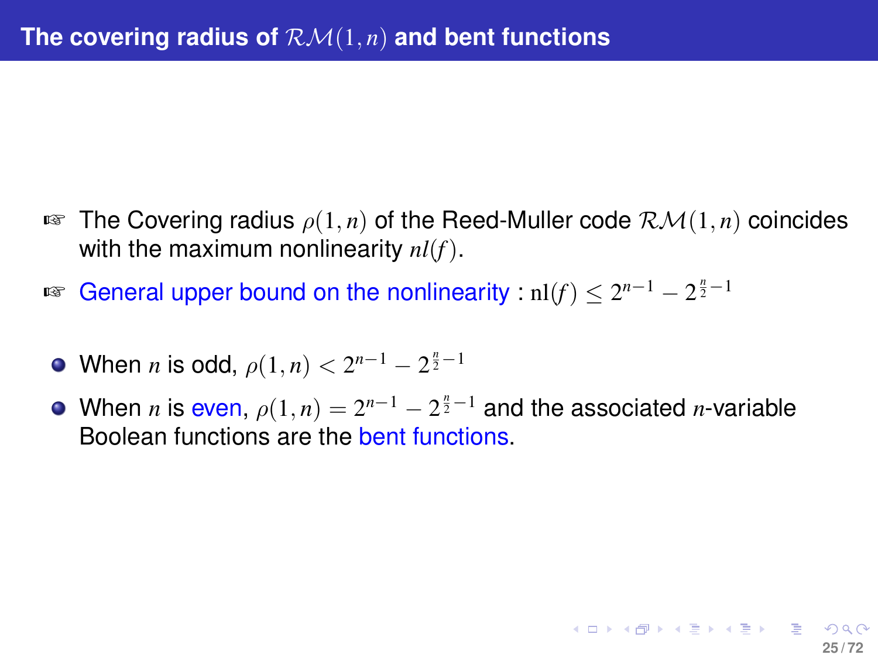## The covering radius of $\mathcal{RM}(1,n)$ and bent functions

- The Covering radius $\rho(1,n)$ of the Reed-Muller code $\mathcal{RM}(1,n)$ coincides with the maximum nonlinearity $nl(f)$.
- General upper bound on the nonlinearity : $\mathrm{nl}(f) \leq 2^{n-1} - 2^{\frac{n}{2}-1}$

- When $n$ is odd, $\rho(1,n) < 2^{n-1} - 2^{\frac{n}{2}-1}$
- When $n$ is even, $\rho(1,n) = 2^{n-1} - 2^{\frac{n}{2}-1}$ and the associated $n$-variable Boolean functions are the bent functions.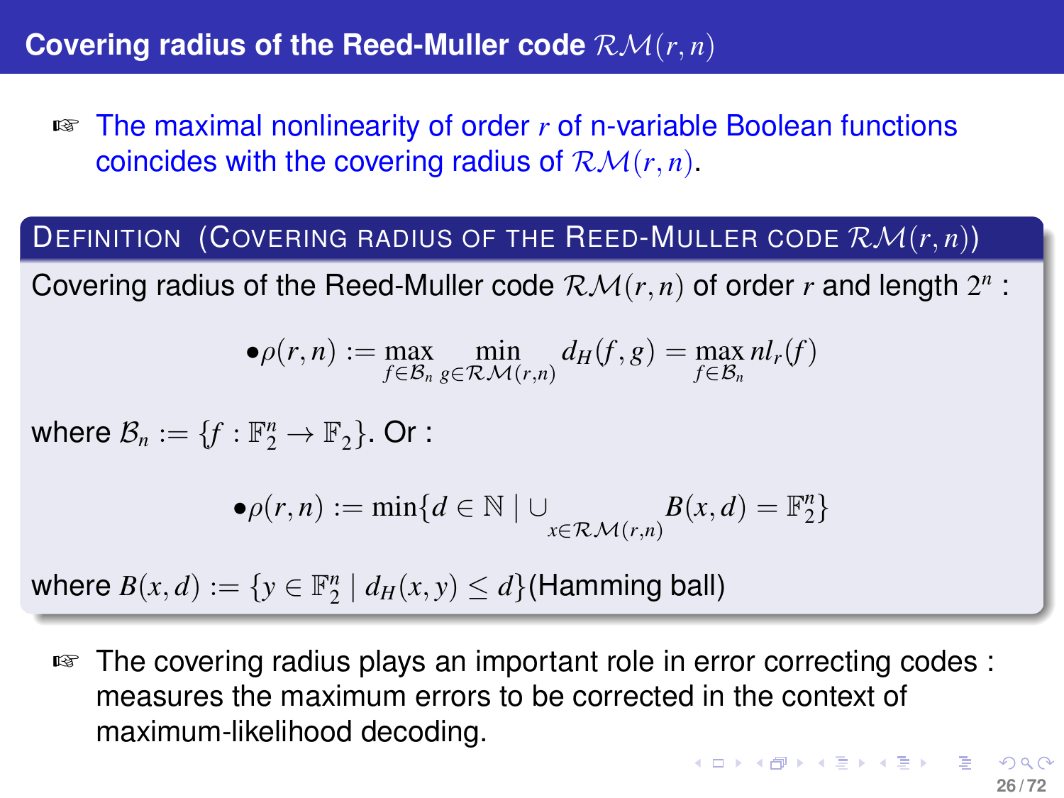## Covering radius of the Reed-Muller code $\mathcal{RM}(r,n)$

- The maximal nonlinearity of order $r$ of n-variable Boolean functions coincides with the covering radius of $\mathcal{RM}(r,n)$.

**Definition (Covering radius of the Reed-Muller code $\mathcal{RM}(r,n)$)**

Covering radius of the Reed-Muller code $\mathcal{RM}(r,n)$ of order $r$ and length $2^n$ :

$$\bullet \rho(r,n) := \max_{f \in \mathcal{B}_n} \min_{g \in \mathcal{RM}(r,n)} d_H(f,g) = \max_{f \in \mathcal{B}_n} nl_r(f)$$

where $\mathcal{B}_n := \{f : \mathbb{F}_2^n \to \mathbb{F}_2\}$. Or :

$$\bullet \rho(r,n) := \min\{d \in \mathbb{N} \mid \cup_{x \in \mathcal{RM}(r,n)} B(x,d) = \mathbb{F}_2^n\}$$

where $B(x,d) := \{y \in \mathbb{F}_2^n \mid d_H(x,y) \leq d\}$(Hamming ball)

- The covering radius plays an important role in error correcting codes : measures the maximum errors to be corrected in the context of maximum-likelihood decoding.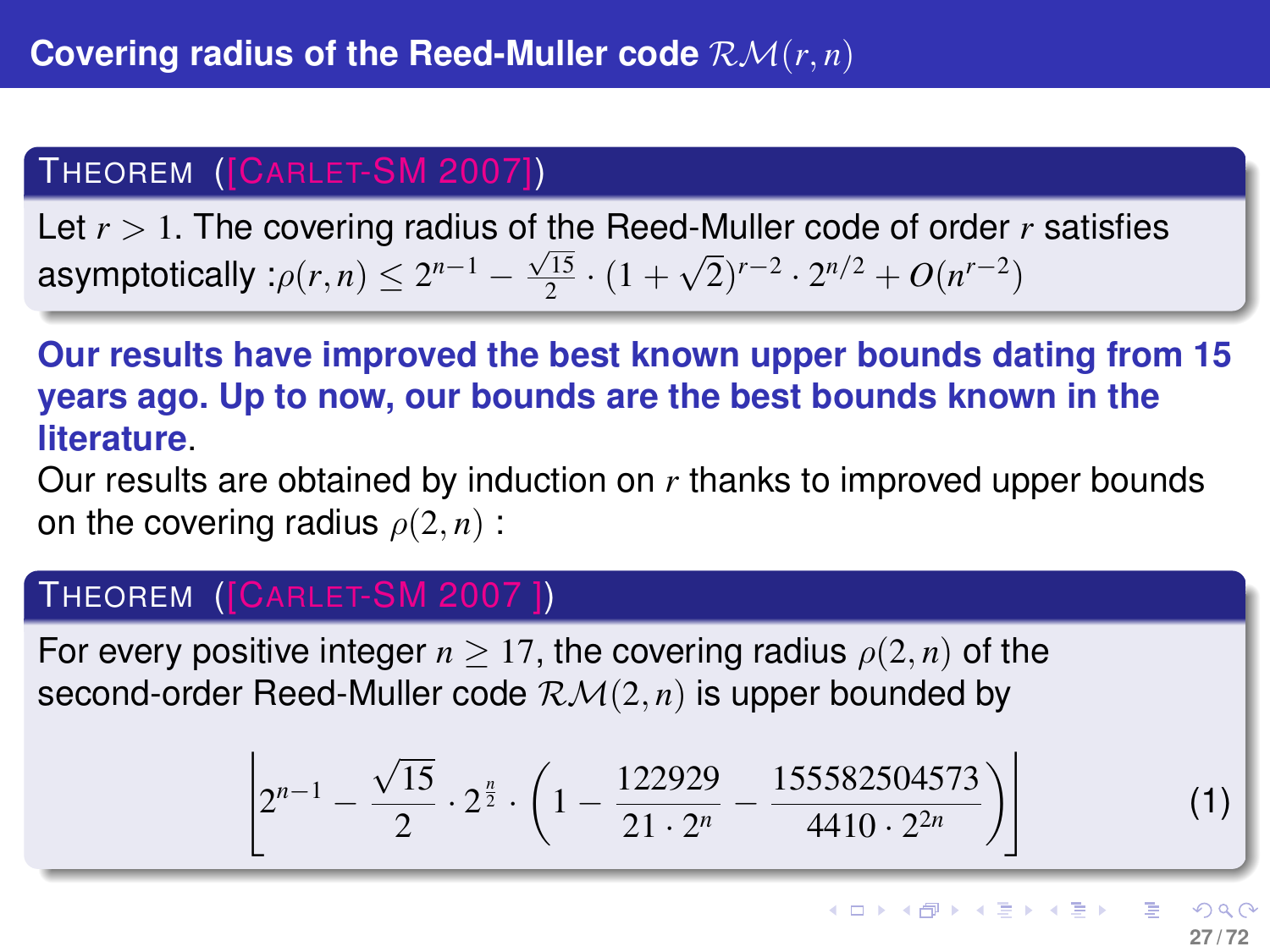# Covering radius of the Reed-Muller code $\mathcal{RM}(r,n)$

**Theorem ([Carlet-SM 2007])**

Let $r > 1$. The covering radius of the Reed-Muller code of order $r$ satisfies asymptotically :$\rho(r,n) \leq 2^{n-1} - \frac{\sqrt{15}}{2} \cdot (1+\sqrt{2})^{r-2} \cdot 2^{n/2} + O(n^{r-2})$

**Our results have improved the best known upper bounds dating from 15 years ago. Up to now, our bounds are the best bounds known in the literature.**

Our results are obtained by induction on $r$ thanks to improved upper bounds on the covering radius $\rho(2,n)$ :

**Theorem ([Carlet-SM 2007 ])**

For every positive integer $n \geq 17$, the covering radius $\rho(2,n)$ of the second-order Reed-Muller code $\mathcal{RM}(2,n)$ is upper bounded by

$$\left\lfloor 2^{n-1} - \frac{\sqrt{15}}{2} \cdot 2^{\frac{n}{2}} \cdot \left(1 - \frac{122929}{21 \cdot 2^n} - \frac{155582504573}{4410 \cdot 2^{2n}}\right)\right\rfloor \tag{1}$$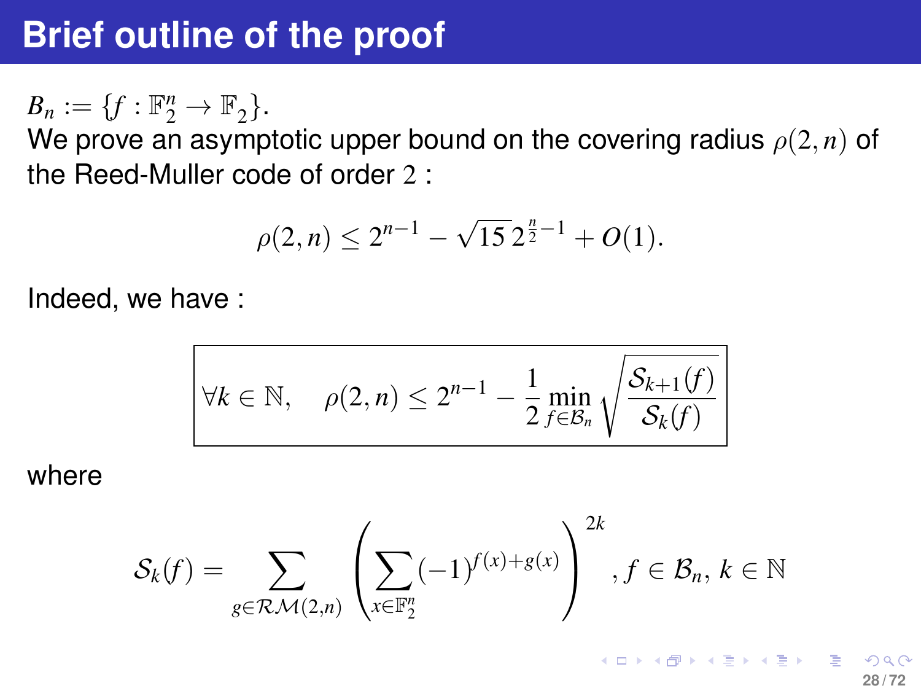# Brief outline of the proof

$B_n := \{f : \mathbb{F}_2^n \to \mathbb{F}_2\}$.
We prove an asymptotic upper bound on the covering radius $\rho(2,n)$ of the Reed-Muller code of order 2 :

$$\rho(2,n) \leq 2^{n-1} - \sqrt{15}\, 2^{\frac{n}{2}-1} + O(1).$$

Indeed, we have :

$$\boxed{\forall k \in \mathbb{N}, \quad \rho(2,n) \leq 2^{n-1} - \frac{1}{2} \min_{f \in \mathcal{B}_n} \sqrt{\frac{\mathcal{S}_{k+1}(f)}{\mathcal{S}_k(f)}}}$$

where

$$\mathcal{S}_k(f) = \sum_{g \in \mathcal{RM}(2,n)} \left( \sum_{x \in \mathbb{F}_2^n} (-1)^{f(x)+g(x)} \right)^{2k}, f \in \mathcal{B}_n,\ k \in \mathbb{N}$$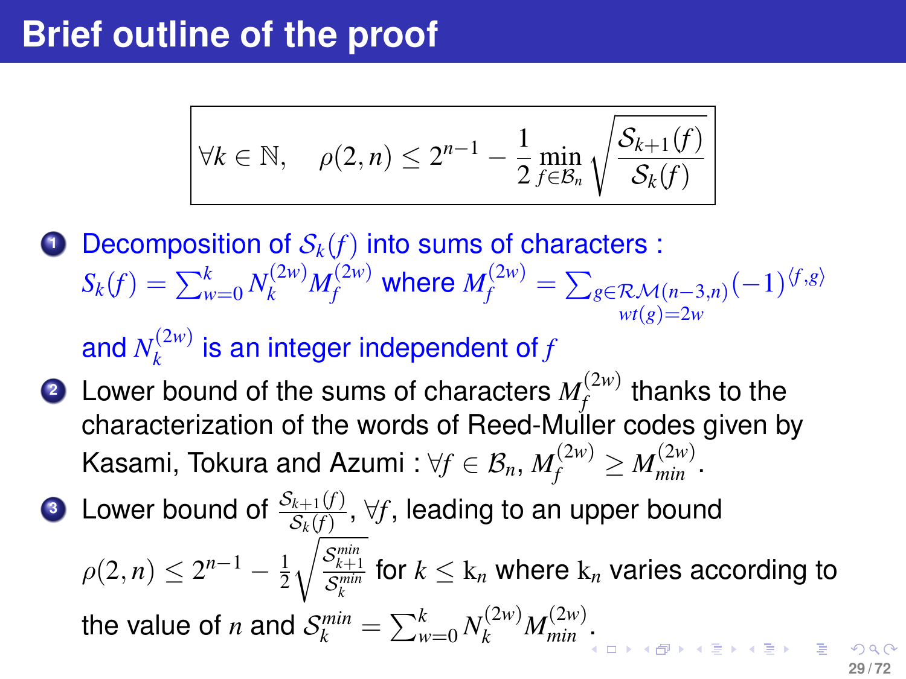# Brief outline of the proof

$$\forall k \in \mathbb{N}, \quad \rho(2,n) \leq 2^{n-1} - \frac{1}{2} \min_{f \in \mathcal{B}_n} \sqrt{\frac{\mathcal{S}_{k+1}(f)}{\mathcal{S}_k(f)}}$$

1. Decomposition of $\mathcal{S}_k(f)$ into sums of characters : $S_k(f) = \sum_{w=0}^{k} N_k^{(2w)} M_f^{(2w)}$ where $M_f^{(2w)} = \sum_{\substack{g \in \mathcal{RM}(n-3,n) \\ wt(g)=2w}} (-1)^{\langle f,g \rangle}$ and $N_k^{(2w)}$ is an integer independent of $f$
2. Lower bound of the sums of characters $M_f^{(2w)}$ thanks to the characterization of the words of Reed-Muller codes given by Kasami, Tokura and Azumi : $\forall f \in \mathcal{B}_n$, $M_f^{(2w)} \geq M_{min}^{(2w)}$.
3. Lower bound of $\frac{\mathcal{S}_{k+1}(f)}{\mathcal{S}_k(f)}$, $\forall f$, leading to an upper bound $\rho(2,n) \leq 2^{n-1} - \frac{1}{2}\sqrt{\frac{\mathcal{S}_{k+1}^{min}}{\mathcal{S}_k^{min}}}$ for $k \leq \mathrm{k}_n$ where $\mathrm{k}_n$ varies according to the value of $n$ and $\mathcal{S}_k^{min} = \sum_{w=0}^{k} N_k^{(2w)} M_{min}^{(2w)}$.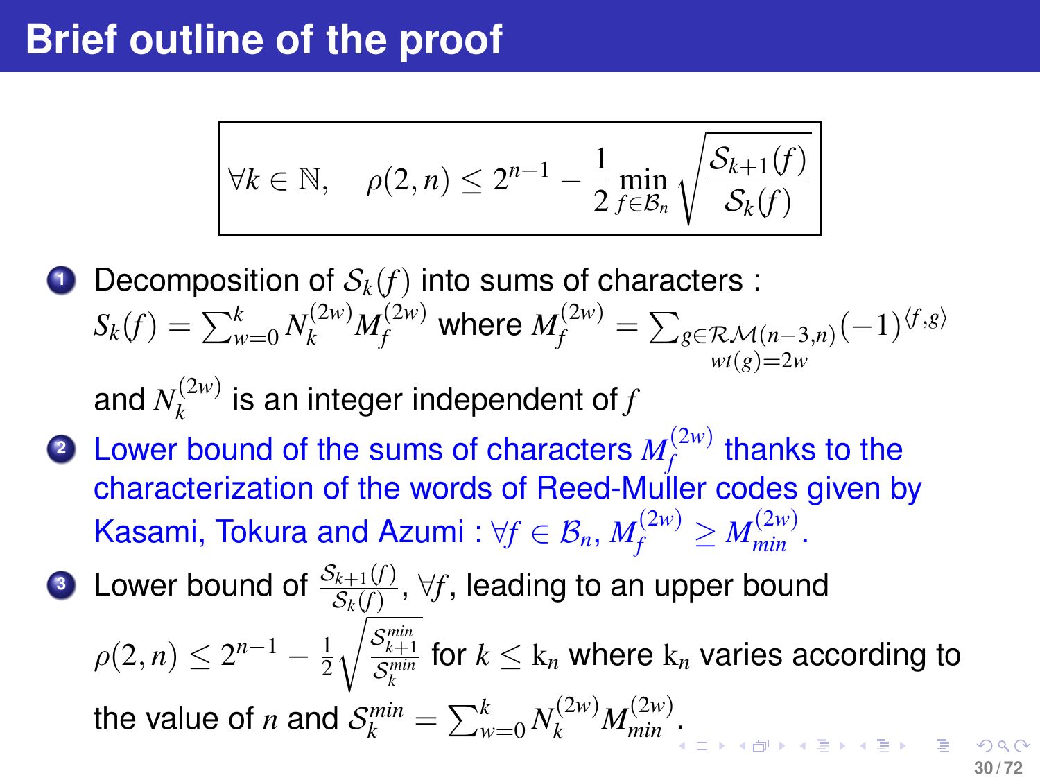# Brief outline of the proof

$$\forall k \in \mathbb{N}, \quad \rho(2,n) \leq 2^{n-1} - \frac{1}{2} \min_{f \in \mathcal{B}_n} \sqrt{\frac{\mathcal{S}_{k+1}(f)}{\mathcal{S}_k(f)}}$$

1. Decomposition of $\mathcal{S}_k(f)$ into sums of characters : $S_k(f) = \sum_{w=0}^{k} N_k^{(2w)} M_f^{(2w)}$ where $M_f^{(2w)} = \sum_{\substack{g \in \mathcal{RM}(n-3,n) \\ wt(g)=2w}} (-1)^{\langle f,g \rangle}$ and $N_k^{(2w)}$ is an integer independent of $f$
2. Lower bound of the sums of characters $M_f^{(2w)}$ thanks to the characterization of the words of Reed-Muller codes given by Kasami, Tokura and Azumi : $\forall f \in \mathcal{B}_n$, $M_f^{(2w)} \geq M_{min}^{(2w)}$.
3. Lower bound of $\frac{\mathcal{S}_{k+1}(f)}{\mathcal{S}_k(f)}$, $\forall f$, leading to an upper bound $\rho(2,n) \leq 2^{n-1} - \frac{1}{2}\sqrt{\frac{\mathcal{S}_{k+1}^{min}}{\mathcal{S}_k^{min}}}$ for $k \leq \mathrm{k}_n$ where $\mathrm{k}_n$ varies according to the value of $n$ and $\mathcal{S}_k^{min} = \sum_{w=0}^{k} N_k^{(2w)} M_{min}^{(2w)}$.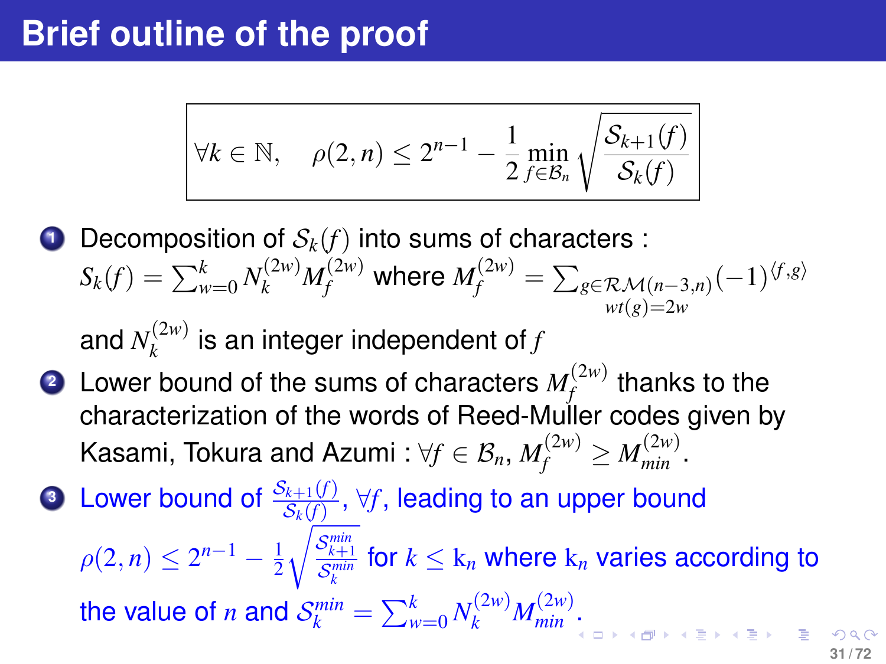# Brief outline of the proof

$$\forall k \in \mathbb{N}, \quad \rho(2,n) \leq 2^{n-1} - \frac{1}{2} \min_{f \in \mathcal{B}_n} \sqrt{\frac{\mathcal{S}_{k+1}(f)}{\mathcal{S}_k(f)}}$$

1. Decomposition of $\mathcal{S}_k(f)$ into sums of characters : $S_k(f) = \sum_{w=0}^{k} N_k^{(2w)} M_f^{(2w)}$ where $M_f^{(2w)} = \sum_{\substack{g \in \mathcal{RM}(n-3,n) \\ wt(g)=2w}} (-1)^{\langle f,g \rangle}$ and $N_k^{(2w)}$ is an integer independent of $f$
2. Lower bound of the sums of characters $M_f^{(2w)}$ thanks to the characterization of the words of Reed-Muller codes given by Kasami, Tokura and Azumi : $\forall f \in \mathcal{B}_n$, $M_f^{(2w)} \geq M_{min}^{(2w)}$.
3. Lower bound of $\frac{\mathcal{S}_{k+1}(f)}{\mathcal{S}_k(f)}$, $\forall f$, leading to an upper bound $\rho(2,n) \leq 2^{n-1} - \frac{1}{2}\sqrt{\frac{\mathcal{S}_{k+1}^{min}}{\mathcal{S}_k^{min}}}$ for $k \leq \mathrm{k}_n$ where $\mathrm{k}_n$ varies according to the value of $n$ and $\mathcal{S}_k^{min} = \sum_{w=0}^{k} N_k^{(2w)} M_{min}^{(2w)}$.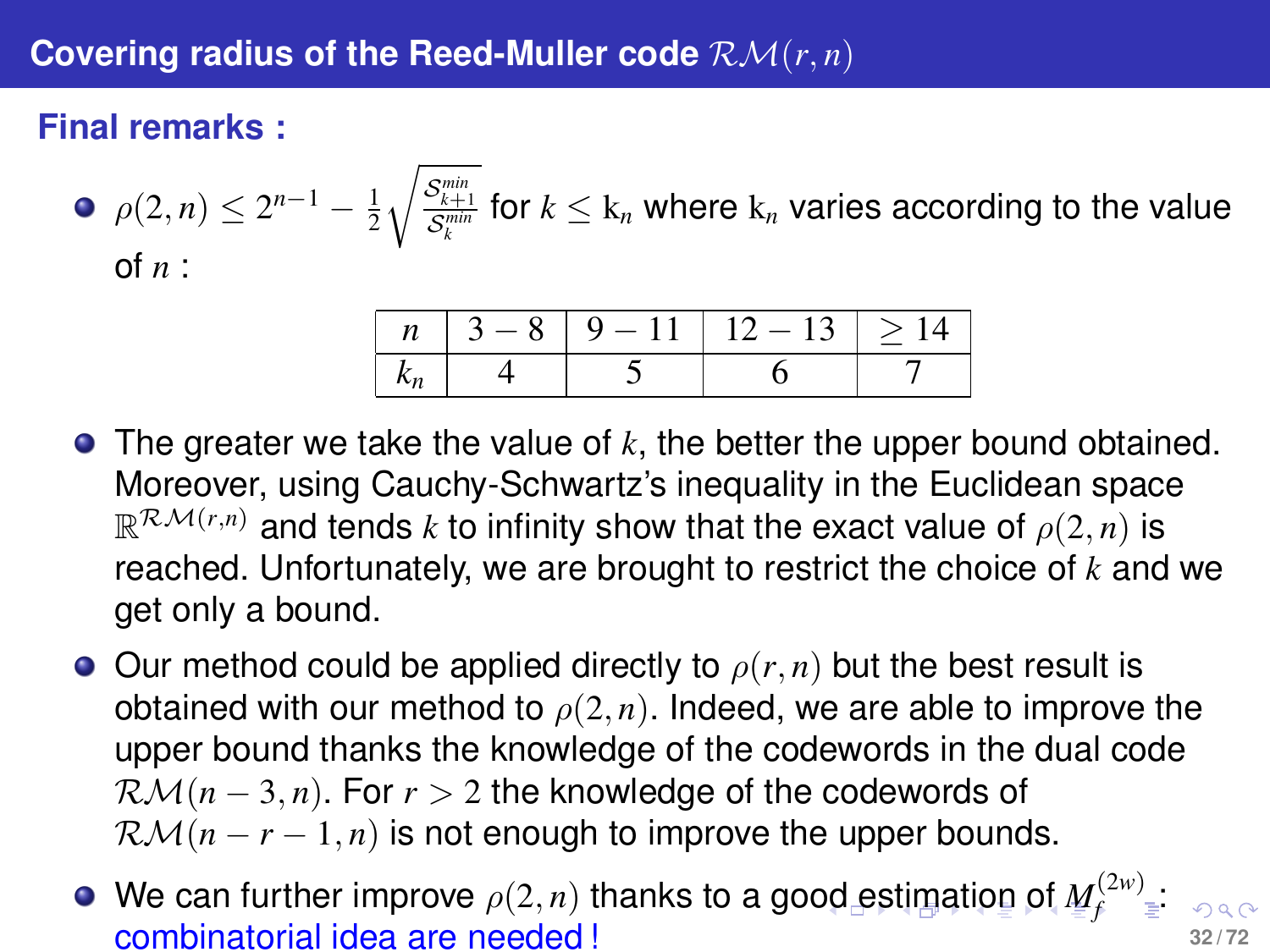## Covering radius of the Reed-Muller code $\mathcal{RM}(r,n)$

### Final remarks :

- $\rho(2,n) \leq 2^{n-1} - \frac{1}{2}\sqrt{\frac{\mathcal{S}_{k+1}^{min}}{\mathcal{S}_k^{min}}}$ for $k \leq \mathrm{k}_n$ where $\mathrm{k}_n$ varies according to the value of $n$ :

| $n$ | $3-8$ | $9-11$ | $12-13$ | $\geq 14$ |
|---|---|---|---|---|
| $k_n$ | 4 | 5 | 6 | 7 |

- The greater we take the value of $k$, the better the upper bound obtained. Moreover, using Cauchy-Schwartz's inequality in the Euclidean space $\mathbb{R}^{\mathcal{RM}(r,n)}$ and tends $k$ to infinity show that the exact value of $\rho(2,n)$ is reached. Unfortunately, we are brought to restrict the choice of $k$ and we get only a bound.
- Our method could be applied directly to $\rho(r,n)$ but the best result is obtained with our method to $\rho(2,n)$. Indeed, we are able to improve the upper bound thanks the knowledge of the codewords in the dual code $\mathcal{RM}(n-3,n)$. For $r > 2$ the knowledge of the codewords of $\mathcal{RM}(n-r-1,n)$ is not enough to improve the upper bounds.
- We can further improve $\rho(2,n)$ thanks to a good estimation of $M_f^{(2w)}$: combinatorial idea are needed !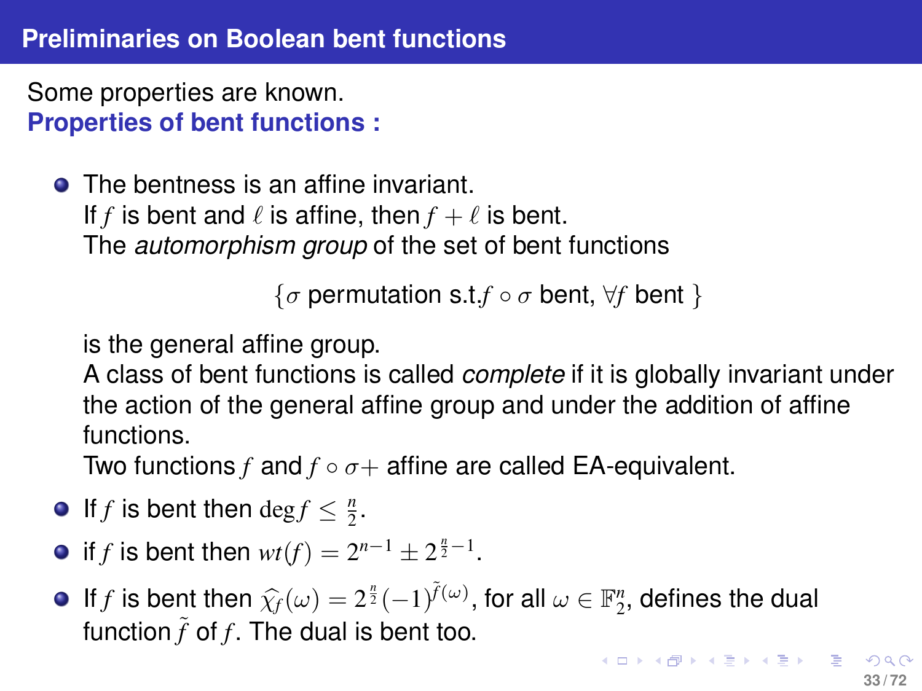## Preliminaries on Boolean bent functions

Some properties are known.

**Properties of bent functions :**

- The bentness is an affine invariant.
  If $f$ is bent and $\ell$ is affine, then $f + \ell$ is bent.
  The *automorphism group* of the set of bent functions

  $$\{\sigma \text{ permutation s.t.} f \circ \sigma \text{ bent, } \forall f \text{ bent } \}$$

  is the general affine group.
  A class of bent functions is called *complete* if it is globally invariant under the action of the general affine group and under the addition of affine functions.
  Two functions $f$ and $f \circ \sigma +$ affine are called EA-equivalent.
- If $f$ is bent then $\deg f \leq \frac{n}{2}$.
- if $f$ is bent then $wt(f) = 2^{n-1} \pm 2^{\frac{n}{2}-1}$.
- If $f$ is bent then $\widehat{\chi_f}(\omega) = 2^{\frac{n}{2}}(-1)^{\tilde{f}(\omega)}$, for all $\omega \in \mathbb{F}_2^n$, defines the dual function $\tilde{f}$ of $f$. The dual is bent too.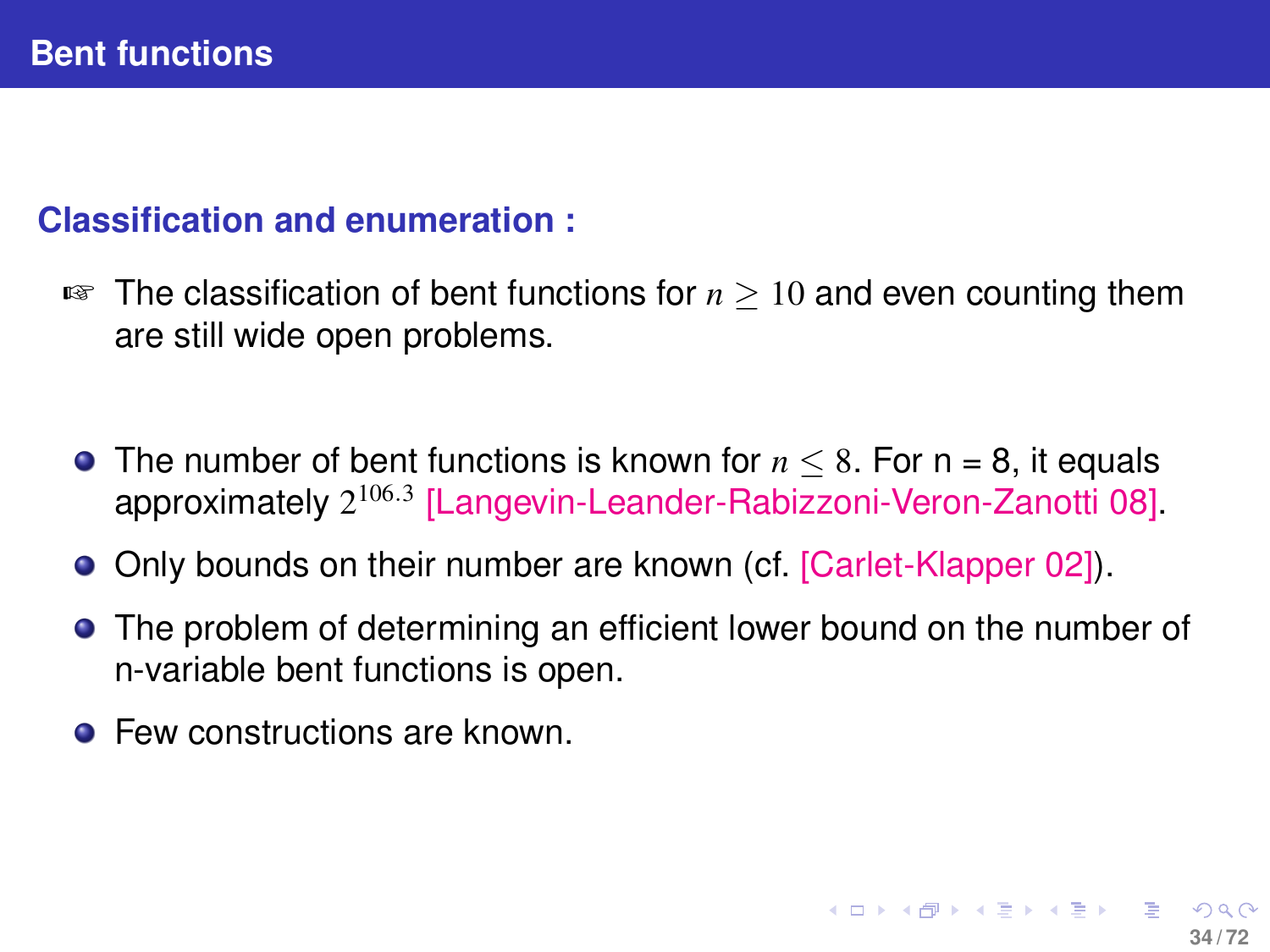## Bent functions

### Classification and enumeration :

☞ The classification of bent functions for $n \geq 10$ and even counting them are still wide open problems.

- The number of bent functions is known for $n \leq 8$. For n = 8, it equals approximately $2^{106.3}$ [Langevin-Leander-Rabizzoni-Veron-Zanotti 08].
- Only bounds on their number are known (cf. [Carlet-Klapper 02]).
- The problem of determining an efficient lower bound on the number of n-variable bent functions is open.
- Few constructions are known.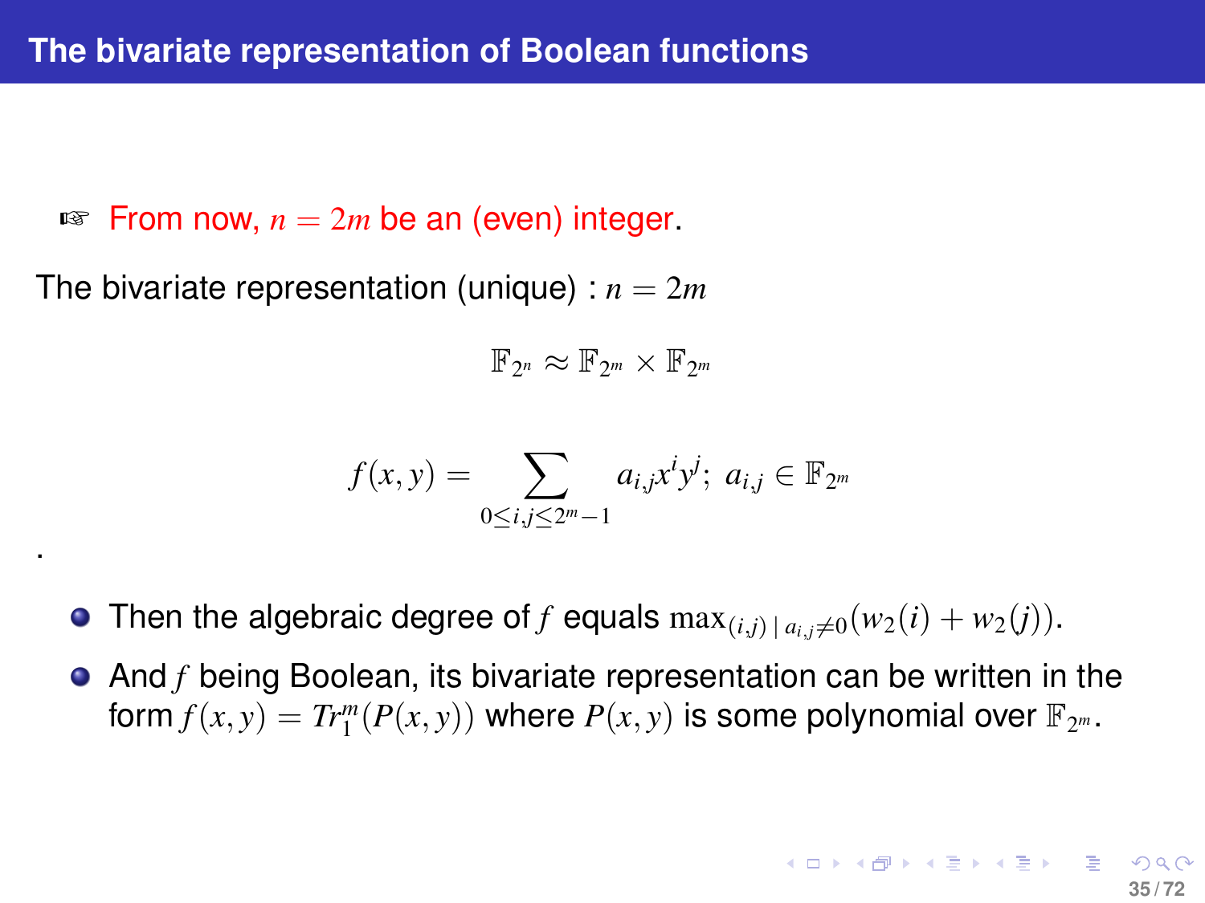## The bivariate representation of Boolean functions

☞ From now, $n = 2m$ be an (even) integer.

The bivariate representation (unique) : $n = 2m$

$$\mathbb{F}_{2^n} \approx \mathbb{F}_{2^m} \times \mathbb{F}_{2^m}$$

$$f(x,y) = \sum_{0 \le i,j \le 2^m - 1} a_{i,j} x^i y^j; \; a_{i,j} \in \mathbb{F}_{2^m}$$

.

- Then the algebraic degree of $f$ equals $\max_{(i,j) \,|\, a_{i,j} \neq 0} (w_2(i) + w_2(j))$.
- And $f$ being Boolean, its bivariate representation can be written in the form $f(x,y) = Tr_1^m(P(x,y))$ where $P(x,y)$ is some polynomial over $\mathbb{F}_{2^m}$.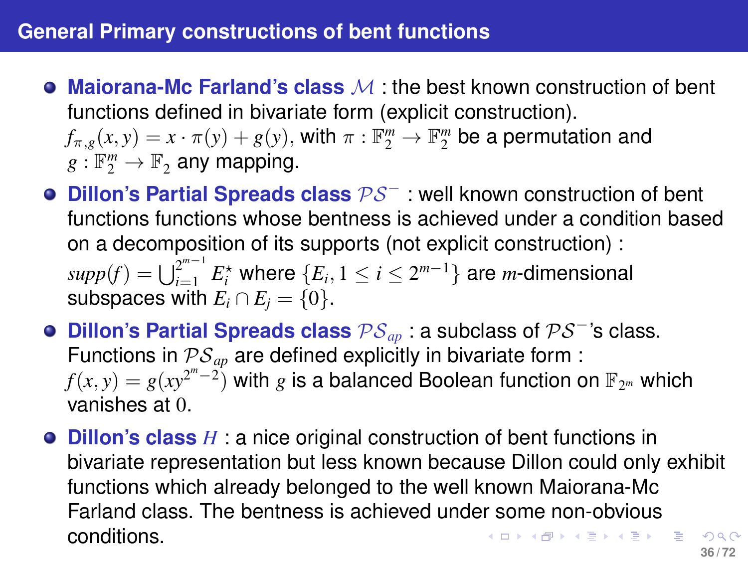## General Primary constructions of bent functions

- **Maiorana-Mc Farland's class $\mathcal{M}$** : the best known construction of bent functions defined in bivariate form (explicit construction). $f_{\pi,g}(x,y) = x \cdot \pi(y) + g(y)$, with $\pi : \mathbb{F}_2^m \to \mathbb{F}_2^m$ be a permutation and $g : \mathbb{F}_2^m \to \mathbb{F}_2$ any mapping.
- **Dillon's Partial Spreads class $\mathcal{PS}^-$** : well known construction of bent functions functions whose bentness is achieved under a condition based on a decomposition of its supports (not explicit construction) : $supp(f) = \bigcup_{i=1}^{2^{m-1}} E_i^\star$ where $\{E_i, 1 \leq i \leq 2^{m-1}\}$ are $m$-dimensional subspaces with $E_i \cap E_j = \{0\}$.
- **Dillon's Partial Spreads class $\mathcal{PS}_{ap}$** : a subclass of $\mathcal{PS}^-$'s class. Functions in $\mathcal{PS}_{ap}$ are defined explicitly in bivariate form : $f(x,y) = g(xy^{2^m-2})$ with $g$ is a balanced Boolean function on $\mathbb{F}_{2^m}$ which vanishes at $0$.
- **Dillon's class $H$** : a nice original construction of bent functions in bivariate representation but less known because Dillon could only exhibit functions which already belonged to the well known Maiorana-Mc Farland class. The bentness is achieved under some non-obvious conditions.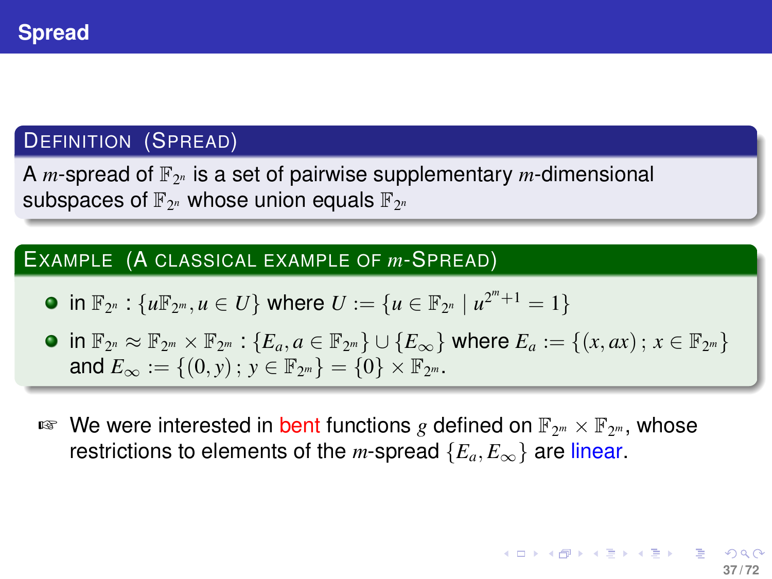## Spread

**Definition (Spread)**

A $m$-spread of $\mathbb{F}_{2^n}$ is a set of pairwise supplementary $m$-dimensional subspaces of $\mathbb{F}_{2^n}$ whose union equals $\mathbb{F}_{2^n}$

**Example (A classical example of $m$-Spread)**

- in $\mathbb{F}_{2^n}$ : $\{u\mathbb{F}_{2^m}, u \in U\}$ where $U := \{u \in \mathbb{F}_{2^n} \mid u^{2^m+1} = 1\}$
- in $\mathbb{F}_{2^n} \approx \mathbb{F}_{2^m} \times \mathbb{F}_{2^m}$ : $\{E_a, a \in \mathbb{F}_{2^m}\} \cup \{E_\infty\}$ where $E_a := \{(x, ax) \, ; \, x \in \mathbb{F}_{2^m}\}$ and $E_\infty := \{(0, y) \, ; \, y \in \mathbb{F}_{2^m}\} = \{0\} \times \mathbb{F}_{2^m}$.

☞ We were interested in bent functions $g$ defined on $\mathbb{F}_{2^m} \times \mathbb{F}_{2^m}$, whose restrictions to elements of the $m$-spread $\{E_a, E_\infty\}$ are linear.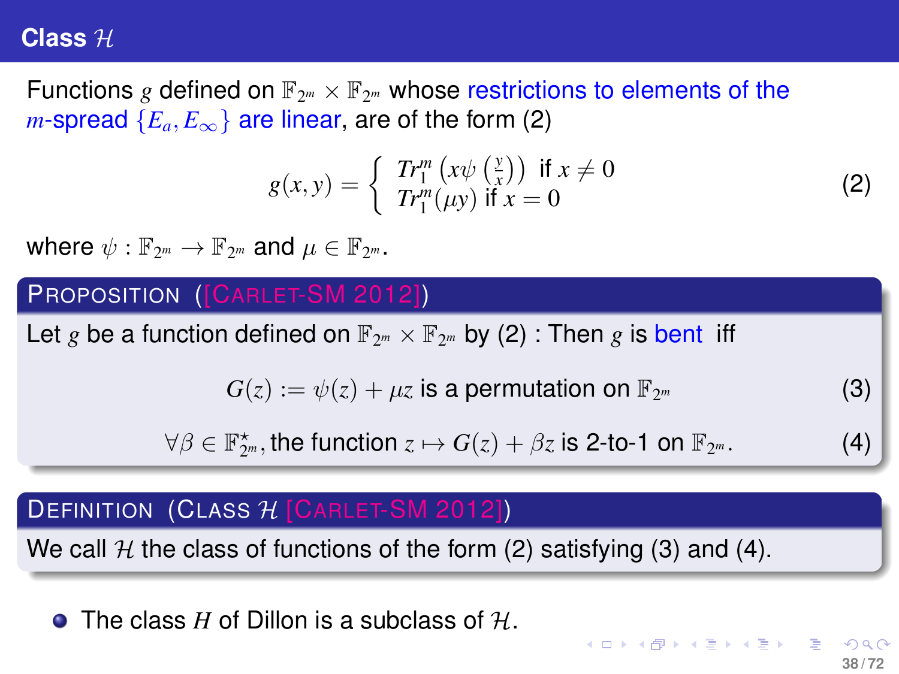# Class $\mathcal{H}$

Functions $g$ defined on $\mathbb{F}_{2^m} \times \mathbb{F}_{2^m}$ whose restrictions to elements of the $m$-spread $\{E_a, E_\infty\}$ are linear, are of the form (2)

$$g(x,y) = \begin{cases} Tr_1^m \left( x\psi\left(\frac{y}{x}\right)\right) & \text{if } x \neq 0 \\ Tr_1^m(\mu y) & \text{if } x = 0 \end{cases} \tag{2}$$

where $\psi : \mathbb{F}_{2^m} \to \mathbb{F}_{2^m}$ and $\mu \in \mathbb{F}_{2^m}$.

**PROPOSITION ([CARLET-SM 2012])**

Let $g$ be a function defined on $\mathbb{F}_{2^m} \times \mathbb{F}_{2^m}$ by (2) : Then $g$ is bent iff

$$G(z) := \psi(z) + \mu z \text{ is a permutation on } \mathbb{F}_{2^m} \tag{3}$$

$$\forall \beta \in \mathbb{F}_{2^m}^\star, \text{the function } z \mapsto G(z) + \beta z \text{ is 2-to-1 on } \mathbb{F}_{2^m}. \tag{4}$$

**DEFINITION (CLASS $\mathcal{H}$ [CARLET-SM 2012])**

We call $\mathcal{H}$ the class of functions of the form (2) satisfying (3) and (4).

- The class $H$ of Dillon is a subclass of $\mathcal{H}$.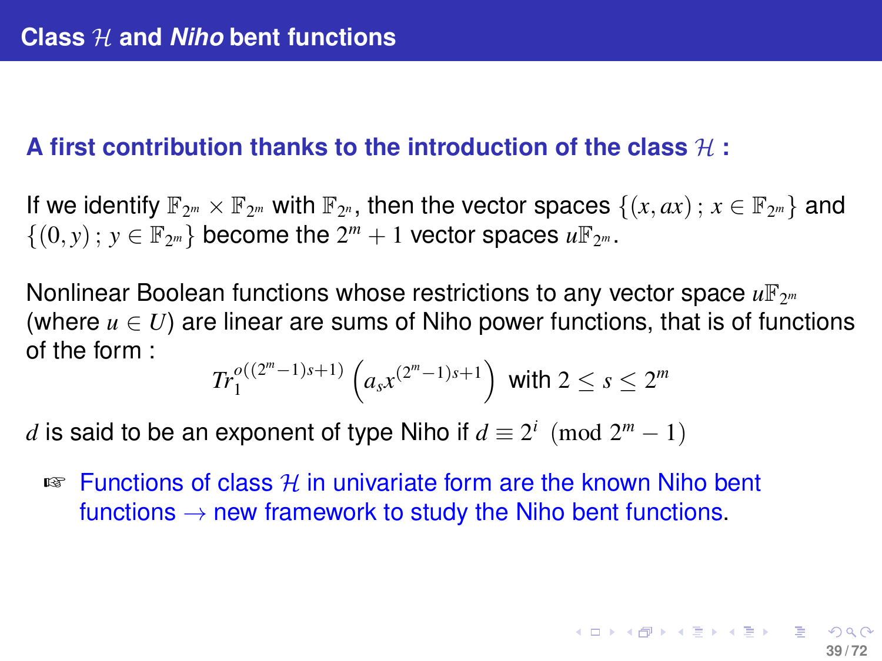## Class $\mathcal{H}$ and *Niho* bent functions

**A first contribution thanks to the introduction of the class $\mathcal{H}$ :**

If we identify $\mathbb{F}_{2^m} \times \mathbb{F}_{2^m}$ with $\mathbb{F}_{2^n}$, then the vector spaces $\{(x, ax)\,;\, x \in \mathbb{F}_{2^m}\}$ and $\{(0, y)\,;\, y \in \mathbb{F}_{2^m}\}$ become the $2^m + 1$ vector spaces $u\mathbb{F}_{2^m}$.

Nonlinear Boolean functions whose restrictions to any vector space $u\mathbb{F}_{2^m}$ (where $u \in U$) are linear are sums of Niho power functions, that is of functions of the form :

$$Tr_1^{o((2^m-1)s+1)}\left(a_s x^{(2^m-1)s+1}\right) \text{ with } 2 \leq s \leq 2^m$$

$d$ is said to be an exponent of type Niho if $d \equiv 2^i \pmod{2^m - 1}$

☞ Functions of class $\mathcal{H}$ in univariate form are the known Niho bent functions $\rightarrow$ new framework to study the Niho bent functions.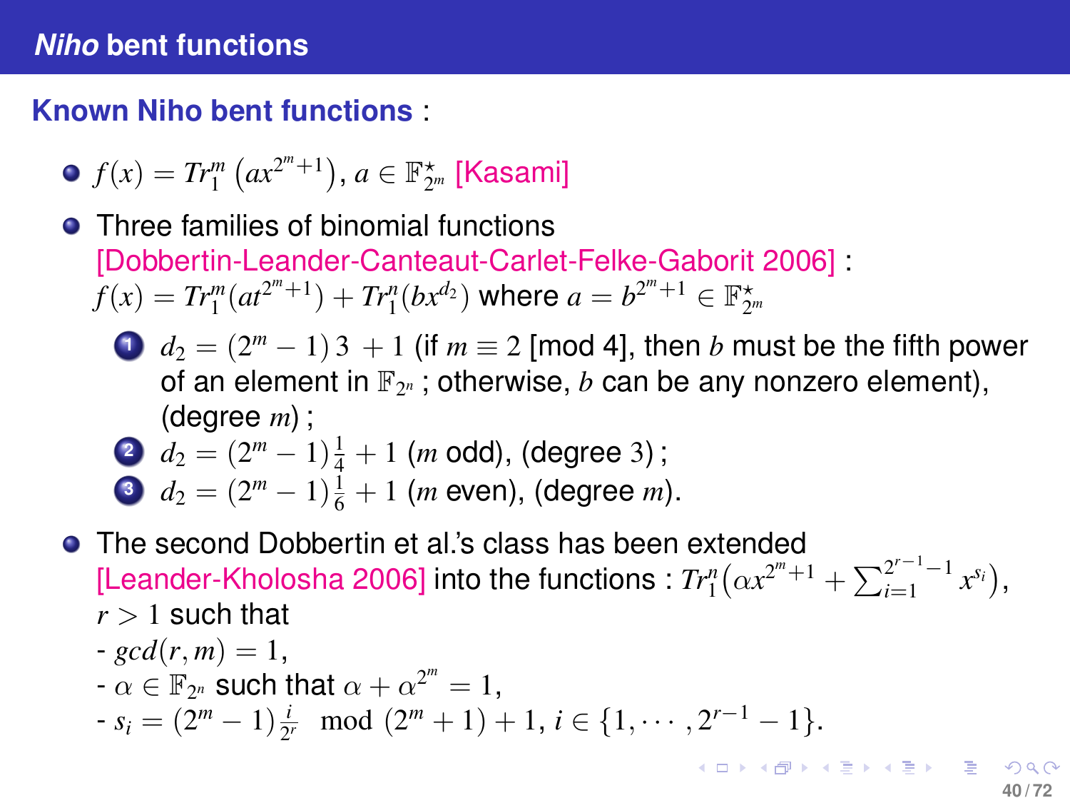## *Niho* bent functions

**Known Niho bent functions** :

- $f(x) = Tr_1^m\left(ax^{2^m+1}\right)$, $a \in \mathbb{F}_{2^m}^{\star}$ [Kasami]
- Three families of binomial functions [Dobbertin-Leander-Canteaut-Carlet-Felke-Gaborit 2006] : $f(x) = Tr_1^m(at^{2^m+1}) + Tr_1^n(bx^{d_2})$ where $a = b^{2^m+1} \in \mathbb{F}_{2^m}^{\star}$
  1. $d_2 = (2^m - 1)\,3\ + 1$ (if $m \equiv 2$ [mod 4], then $b$ must be the fifth power of an element in $\mathbb{F}_{2^n}$ ; otherwise, $b$ can be any nonzero element), (degree $m$) ;
  2. $d_2 = (2^m - 1)\frac{1}{4} + 1$ ($m$ odd), (degree $3$) ;
  3. $d_2 = (2^m - 1)\frac{1}{6} + 1$ ($m$ even), (degree $m$).
- The second Dobbertin et al.'s class has been extended [Leander-Kholosha 2006] into the functions : $Tr_1^n\left(\alpha x^{2^m+1} + \sum_{i=1}^{2^{r-1}-1} x^{s_i}\right)$, $r > 1$ such that
  - $gcd(r, m) = 1$,
  - $\alpha \in \mathbb{F}_{2^n}$ such that $\alpha + \alpha^{2^m} = 1$,
  - $s_i = (2^m - 1)\frac{i}{2^r} \mod (2^m + 1) + 1$, $i \in \{1, \cdots, 2^{r-1} - 1\}$.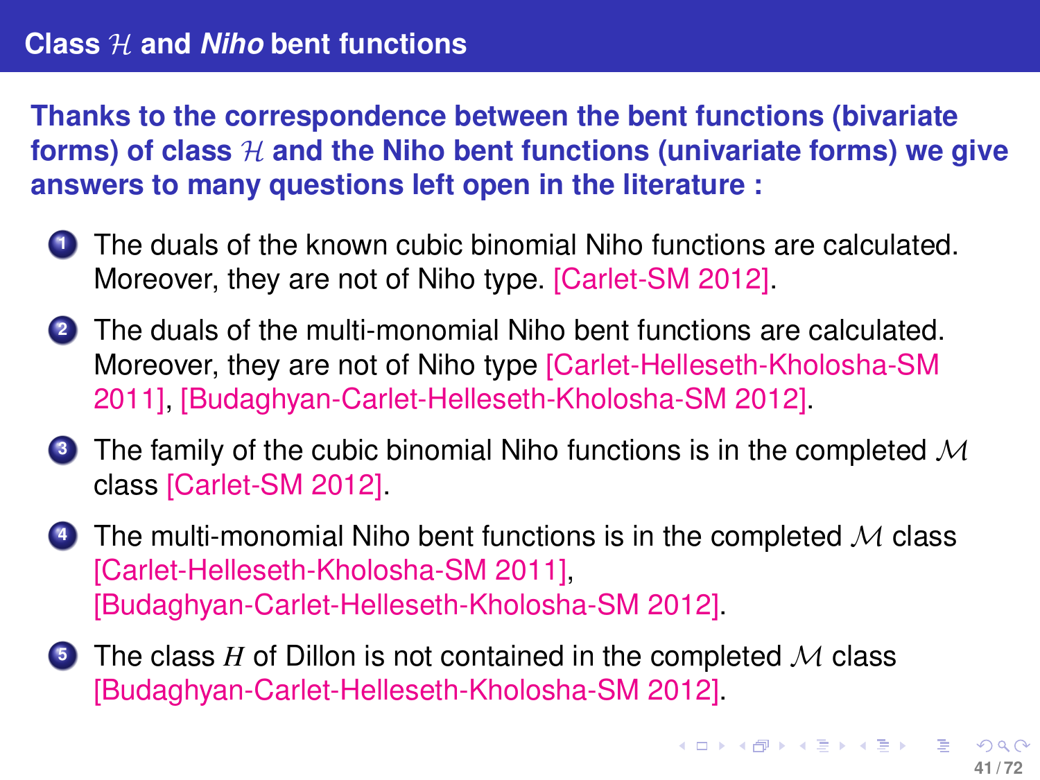# Class $\mathcal{H}$ and *Niho* bent functions

**Thanks to the correspondence between the bent functions (bivariate forms) of class $\mathcal{H}$ and the Niho bent functions (univariate forms) we give answers to many questions left open in the literature :**

1. The duals of the known cubic binomial Niho functions are calculated. Moreover, they are not of Niho type. [Carlet-SM 2012].
2. The duals of the multi-monomial Niho bent functions are calculated. Moreover, they are not of Niho type [Carlet-Helleseth-Kholosha-SM 2011], [Budaghyan-Carlet-Helleseth-Kholosha-SM 2012].
3. The family of the cubic binomial Niho functions is in the completed $\mathcal{M}$ class [Carlet-SM 2012].
4. The multi-monomial Niho bent functions is in the completed $\mathcal{M}$ class [Carlet-Helleseth-Kholosha-SM 2011], [Budaghyan-Carlet-Helleseth-Kholosha-SM 2012].
5. The class $H$ of Dillon is not contained in the completed $\mathcal{M}$ class [Budaghyan-Carlet-Helleseth-Kholosha-SM 2012].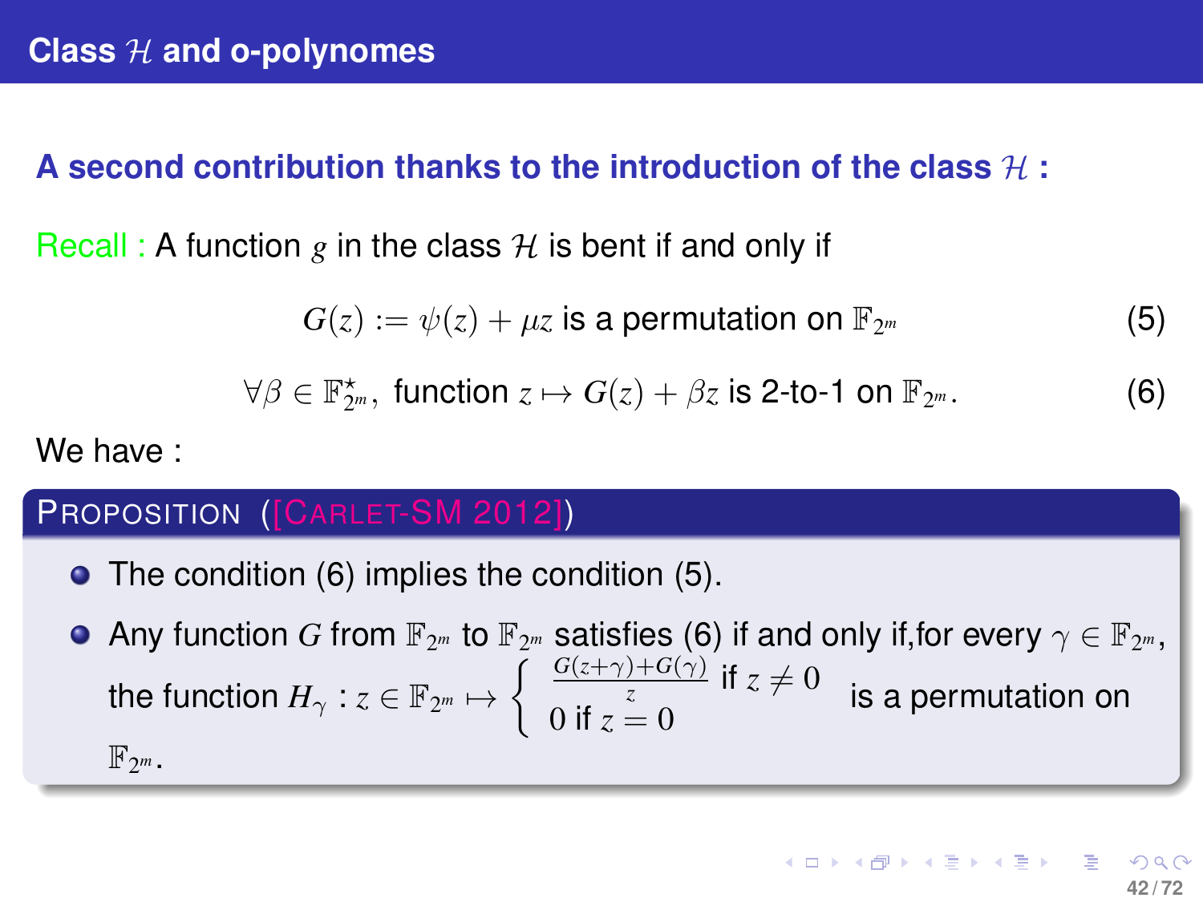## Class $\mathcal{H}$ and o-polynomes

**A second contribution thanks to the introduction of the class $\mathcal{H}$ :**

Recall : A function $g$ in the class $\mathcal{H}$ is bent if and only if

$$G(z) := \psi(z) + \mu z \text{ is a permutation on } \mathbb{F}_{2^m} \tag{5}$$

$$\forall \beta \in \mathbb{F}_{2^m}^{\star}, \text{ function } z \mapsto G(z) + \beta z \text{ is 2-to-1 on } \mathbb{F}_{2^m}. \tag{6}$$

We have :

**Proposition ([Carlet-SM 2012])**

- The condition (6) implies the condition (5).
- Any function $G$ from $\mathbb{F}_{2^m}$ to $\mathbb{F}_{2^m}$ satisfies (6) if and only if,for every $\gamma \in \mathbb{F}_{2^m}$, the function $H_\gamma : z \in \mathbb{F}_{2^m} \mapsto \begin{cases} \frac{G(z+\gamma)+G(\gamma)}{z} \text{ if } z \neq 0 \\ 0 \text{ if } z = 0 \end{cases}$ is a permutation on $\mathbb{F}_{2^m}$.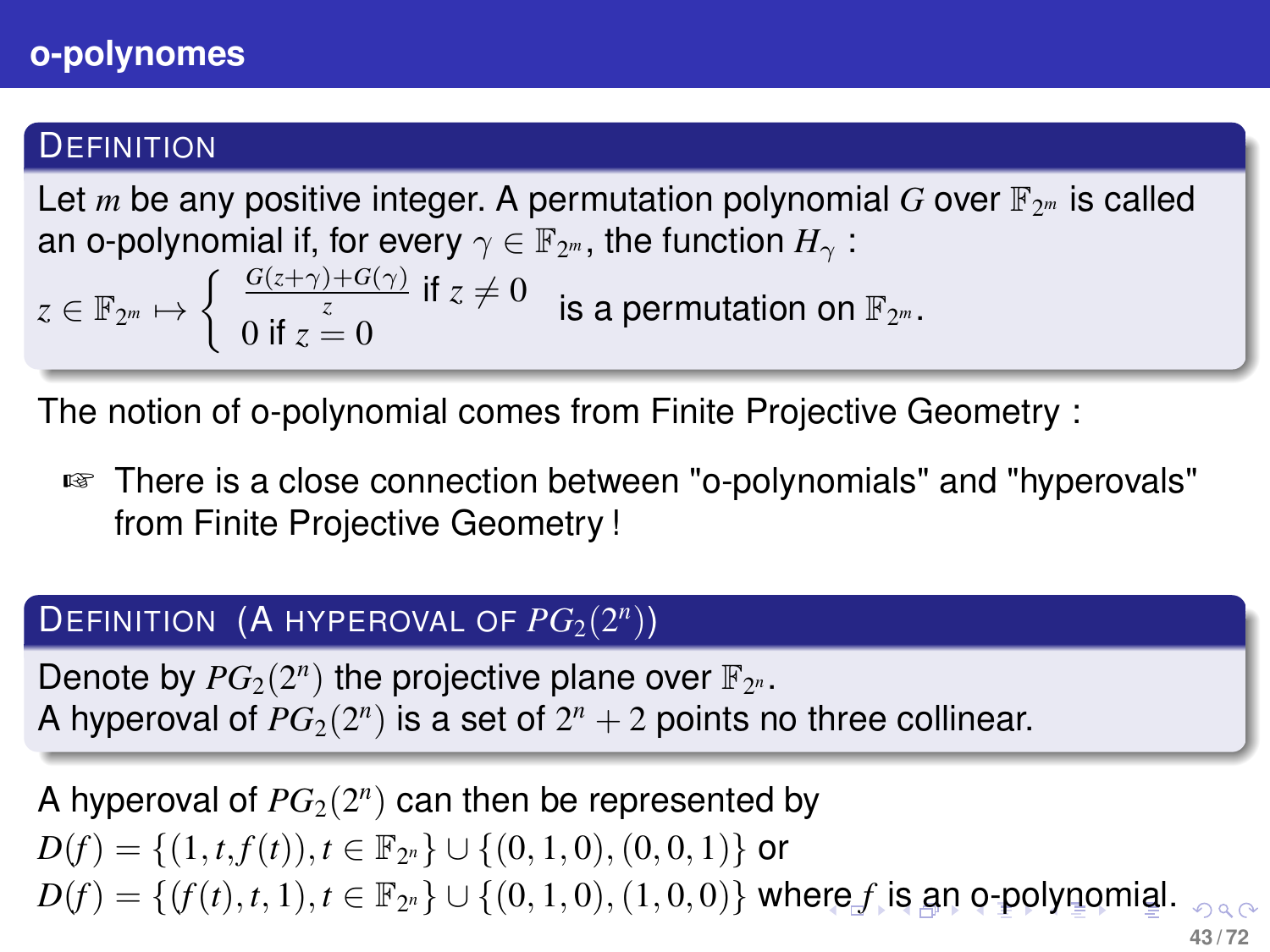## o-polynomes

**DEFINITION**

Let $m$ be any positive integer. A permutation polynomial $G$ over $\mathbb{F}_{2^m}$ is called an o-polynomial if, for every $\gamma \in \mathbb{F}_{2^m}$, the function $H_\gamma$ :

$$z \in \mathbb{F}_{2^m} \mapsto \begin{cases} \frac{G(z+\gamma)+G(\gamma)}{z} & \text{if } z \neq 0 \\ 0 & \text{if } z = 0 \end{cases}$$

is a permutation on $\mathbb{F}_{2^m}$.

The notion of o-polynomial comes from Finite Projective Geometry :

- ☞ There is a close connection between "o-polynomials" and "hyperovals" from Finite Projective Geometry !

**DEFINITION (A HYPEROVAL OF $PG_2(2^n)$)**

Denote by $PG_2(2^n)$ the projective plane over $\mathbb{F}_{2^n}$.
A hyperoval of $PG_2(2^n)$ is a set of $2^n + 2$ points no three collinear.

A hyperoval of $PG_2(2^n)$ can then be represented by
$D(f) = \{(1, t, f(t)), t \in \mathbb{F}_{2^n}\} \cup \{(0, 1, 0), (0, 0, 1)\}$ or
$D(f) = \{(f(t), t, 1), t \in \mathbb{F}_{2^n}\} \cup \{(0, 1, 0), (1, 0, 0)\}$ where $f$ is an o-polynomial.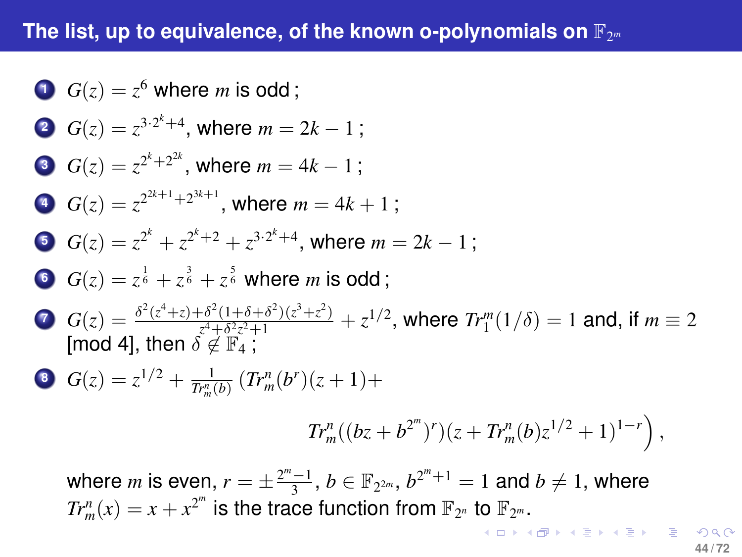## The list, up to equivalence, of the known o-polynomials on $\mathbb{F}_{2^m}$

1. $G(z) = z^6$ where $m$ is odd ;
2. $G(z) = z^{3\cdot 2^k+4}$, where $m = 2k-1$ ;
3. $G(z) = z^{2^k+2^{2k}}$, where $m = 4k-1$ ;
4. $G(z) = z^{2^{2k+1}+2^{3k+1}}$, where $m = 4k+1$ ;
5. $G(z) = z^{2^k} + z^{2^k+2} + z^{3\cdot 2^k+4}$, where $m = 2k-1$ ;
6. $G(z) = z^{\frac{1}{6}} + z^{\frac{3}{6}} + z^{\frac{5}{6}}$ where $m$ is odd ;
7. $G(z) = \frac{\delta^2(z^4+z)+\delta^2(1+\delta+\delta^2)(z^3+z^2)}{z^4+\delta^2 z^2+1} + z^{1/2}$, where $Tr_1^m(1/\delta) = 1$ and, if $m \equiv 2$ [mod 4], then $\delta \notin \mathbb{F}_4$ ;
8. $$G(z) = z^{1/2} + \frac{1}{Tr_m^n(b)}\Big(Tr_m^n(b^r)(z+1) + Tr_m^n((bz+b^{2^m})^r)(z+Tr_m^n(b)z^{1/2}+1)^{1-r}\Big),$$

   where $m$ is even, $r = \pm\frac{2^m-1}{3}$, $b \in \mathbb{F}_{2^{2m}}$, $b^{2^m+1} = 1$ and $b \neq 1$, where $Tr_m^n(x) = x + x^{2^m}$ is the trace function from $\mathbb{F}_{2^n}$ to $\mathbb{F}_{2^m}$.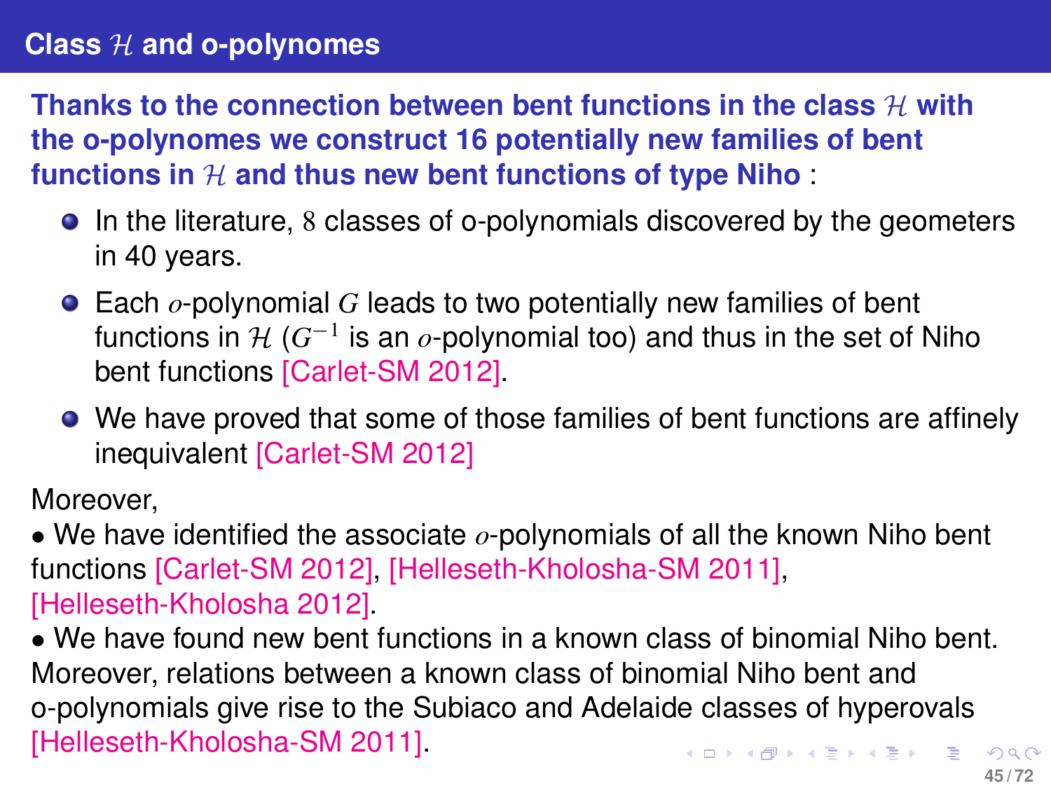# Class $\mathcal{H}$ and o-polynomes

**Thanks to the connection between bent functions in the class $\mathcal{H}$ with the o-polynomes we construct 16 potentially new families of bent functions in $\mathcal{H}$ and thus new bent functions of type Niho** :

- In the literature, $8$ classes of o-polynomials discovered by the geometers in 40 years.
- Each $o$-polynomial $G$ leads to two potentially new families of bent functions in $\mathcal{H}$ ($G^{-1}$ is an $o$-polynomial too) and thus in the set of Niho bent functions [Carlet-SM 2012].
- We have proved that some of those families of bent functions are affinely inequivalent [Carlet-SM 2012]

Moreover,

• We have identified the associate $o$-polynomials of all the known Niho bent functions [Carlet-SM 2012], [Helleseth-Kholosha-SM 2011], [Helleseth-Kholosha 2012].

• We have found new bent functions in a known class of binomial Niho bent. Moreover, relations between a known class of binomial Niho bent and o-polynomials give rise to the Subiaco and Adelaide classes of hyperovals [Helleseth-Kholosha-SM 2011].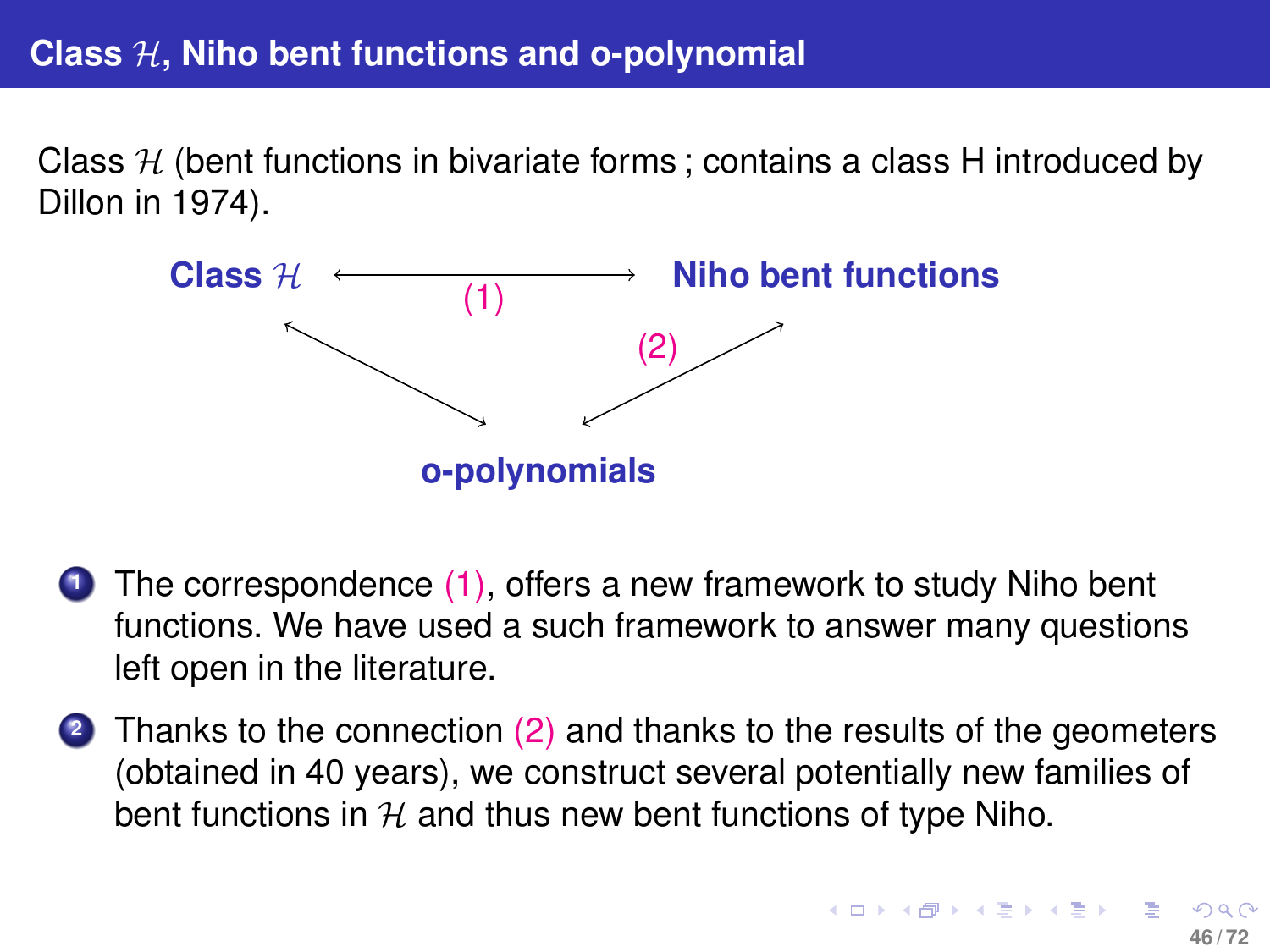## Class $\mathcal{H}$, Niho bent functions and o-polynomial

Class $\mathcal{H}$ (bent functions in bivariate forms ; contains a class H introduced by Dillon in 1974).

**Class $\mathcal{H}$** ⟷ (1) ⟷ **Niho bent functions**

**Class $\mathcal{H}$** ⟷ **o-polynomials** ⟷ (2) ⟷ **Niho bent functions**

1. The correspondence (1), offers a new framework to study Niho bent functions. We have used a such framework to answer many questions left open in the literature.
2. Thanks to the connection (2) and thanks to the results of the geometers (obtained in 40 years), we construct several potentially new families of bent functions in $\mathcal{H}$ and thus new bent functions of type Niho.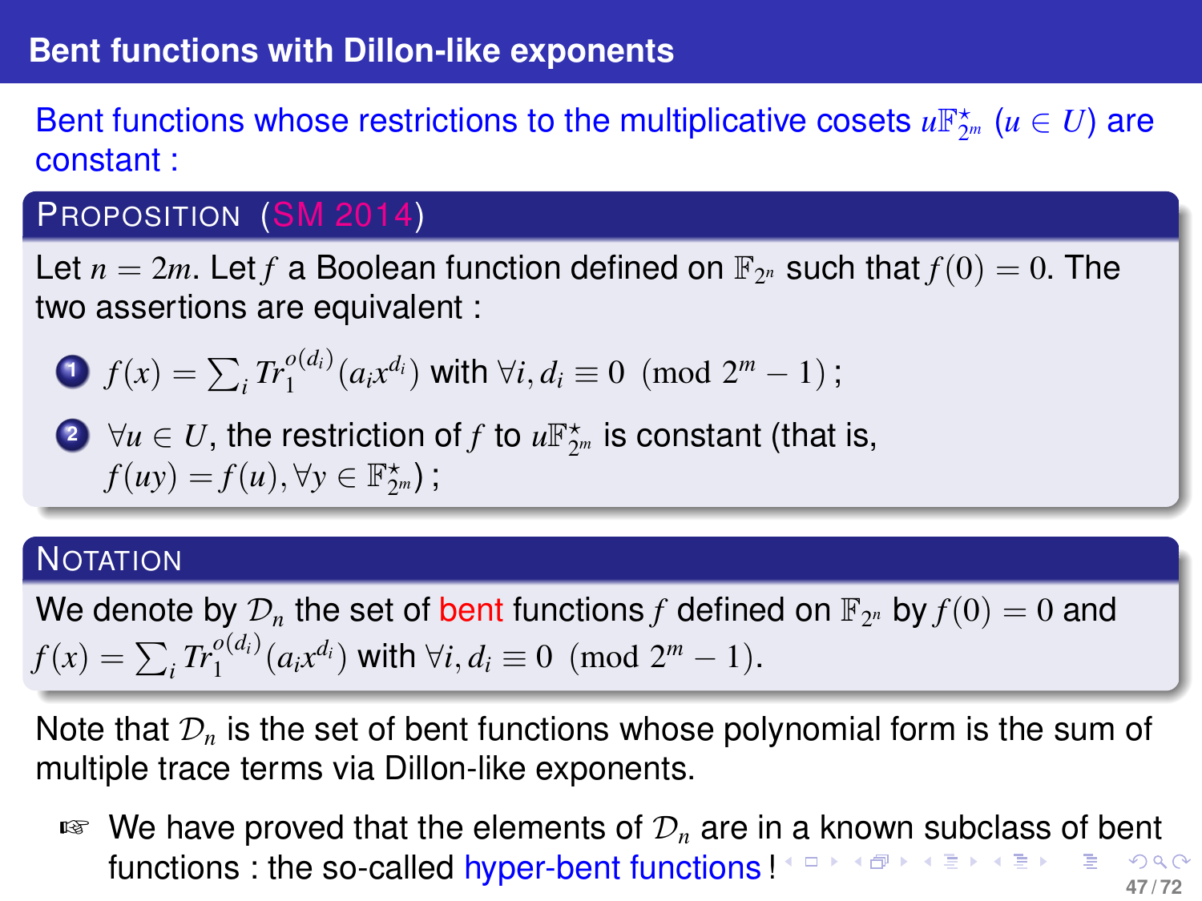# Bent functions with Dillon-like exponents

Bent functions whose restrictions to the multiplicative cosets $u\mathbb{F}^{\star}_{2^m}$ ($u \in U$) are constant :

**PROPOSITION (SM 2014)**

Let $n = 2m$. Let $f$ a Boolean function defined on $\mathbb{F}_{2^n}$ such that $f(0) = 0$. The two assertions are equivalent :

1. $f(x) = \sum_i Tr_1^{o(d_i)}(a_i x^{d_i})$ with $\forall i, d_i \equiv 0 \pmod{2^m - 1}$ ;
2. $\forall u \in U$, the restriction of $f$ to $u\mathbb{F}^{\star}_{2^m}$ is constant (that is, $f(uy) = f(u), \forall y \in \mathbb{F}^{\star}_{2^m}$) ;

**NOTATION**

We denote by $\mathcal{D}_n$ the set of bent functions $f$ defined on $\mathbb{F}_{2^n}$ by $f(0) = 0$ and $f(x) = \sum_i Tr_1^{o(d_i)}(a_i x^{d_i})$ with $\forall i, d_i \equiv 0 \pmod{2^m - 1}$.

Note that $\mathcal{D}_n$ is the set of bent functions whose polynomial form is the sum of multiple trace terms via Dillon-like exponents.

☞ We have proved that the elements of $\mathcal{D}_n$ are in a known subclass of bent functions : the so-called hyper-bent functions !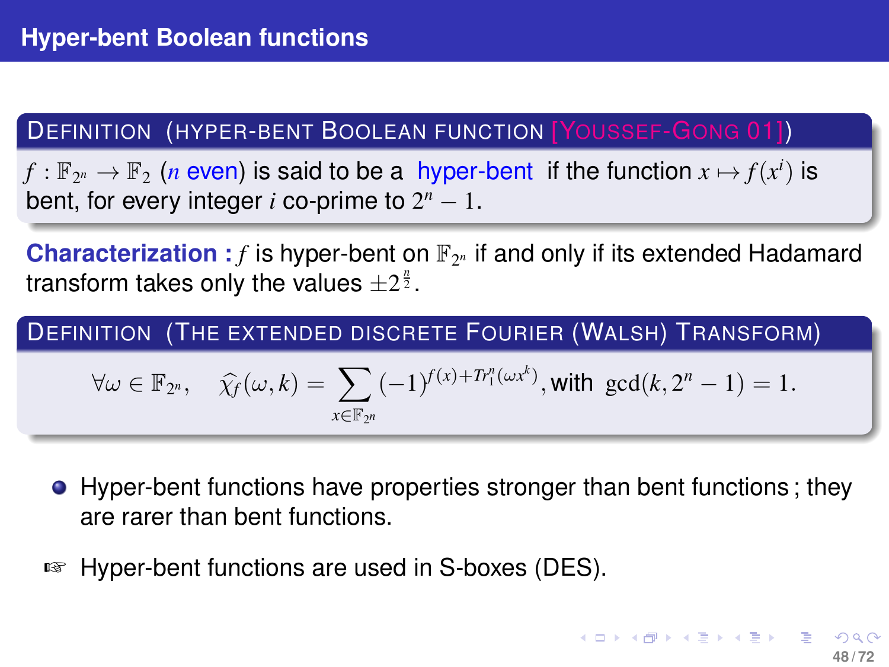## Hyper-bent Boolean functions

**Definition (Hyper-bent Boolean function [Youssef-Gong 01])**

$f : \mathbb{F}_{2^n} \to \mathbb{F}_2$ ($n$ even) is said to be a hyper-bent if the function $x \mapsto f(x^i)$ is bent, for every integer $i$ co-prime to $2^n - 1$.

**Characterization :** $f$ is hyper-bent on $\mathbb{F}_{2^n}$ if and only if its extended Hadamard transform takes only the values $\pm 2^{\frac{n}{2}}$.

**Definition (The extended discrete Fourier (Walsh) Transform)**

$$\forall \omega \in \mathbb{F}_{2^n}, \quad \widehat{\chi_f}(\omega, k) = \sum_{x \in \mathbb{F}_{2^n}} (-1)^{f(x) + Tr_1^n(\omega x^k)}, \text{with } \gcd(k, 2^n - 1) = 1.$$

- Hyper-bent functions have properties stronger than bent functions ; they are rarer than bent functions.

☞ Hyper-bent functions are used in S-boxes (DES).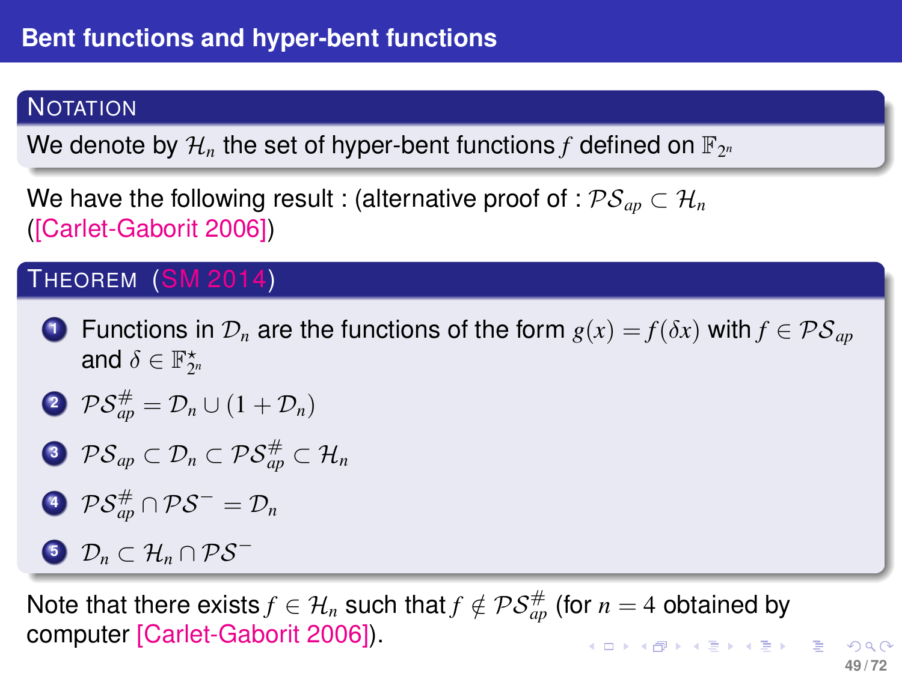## Bent functions and hyper-bent functions

**NOTATION**

We denote by $\mathcal{H}_n$ the set of hyper-bent functions $f$ defined on $\mathbb{F}_{2^n}$

We have the following result : (alternative proof of : $\mathcal{PS}_{ap} \subset \mathcal{H}_n$ ([Carlet-Gaborit 2006])

**THEOREM (SM 2014)**

1. Functions in $\mathcal{D}_n$ are the functions of the form $g(x) = f(\delta x)$ with $f \in \mathcal{PS}_{ap}$ and $\delta \in \mathbb{F}_{2^n}^{\star}$
2. $\mathcal{PS}_{ap}^{\#} = \mathcal{D}_n \cup (1 + \mathcal{D}_n)$
3. $\mathcal{PS}_{ap} \subset \mathcal{D}_n \subset \mathcal{PS}_{ap}^{\#} \subset \mathcal{H}_n$
4. $\mathcal{PS}_{ap}^{\#} \cap \mathcal{PS}^{-} = \mathcal{D}_n$
5. $\mathcal{D}_n \subset \mathcal{H}_n \cap \mathcal{PS}^{-}$

Note that there exists $f \in \mathcal{H}_n$ such that $f \notin \mathcal{PS}_{ap}^{\#}$ (for $n = 4$ obtained by computer [Carlet-Gaborit 2006]).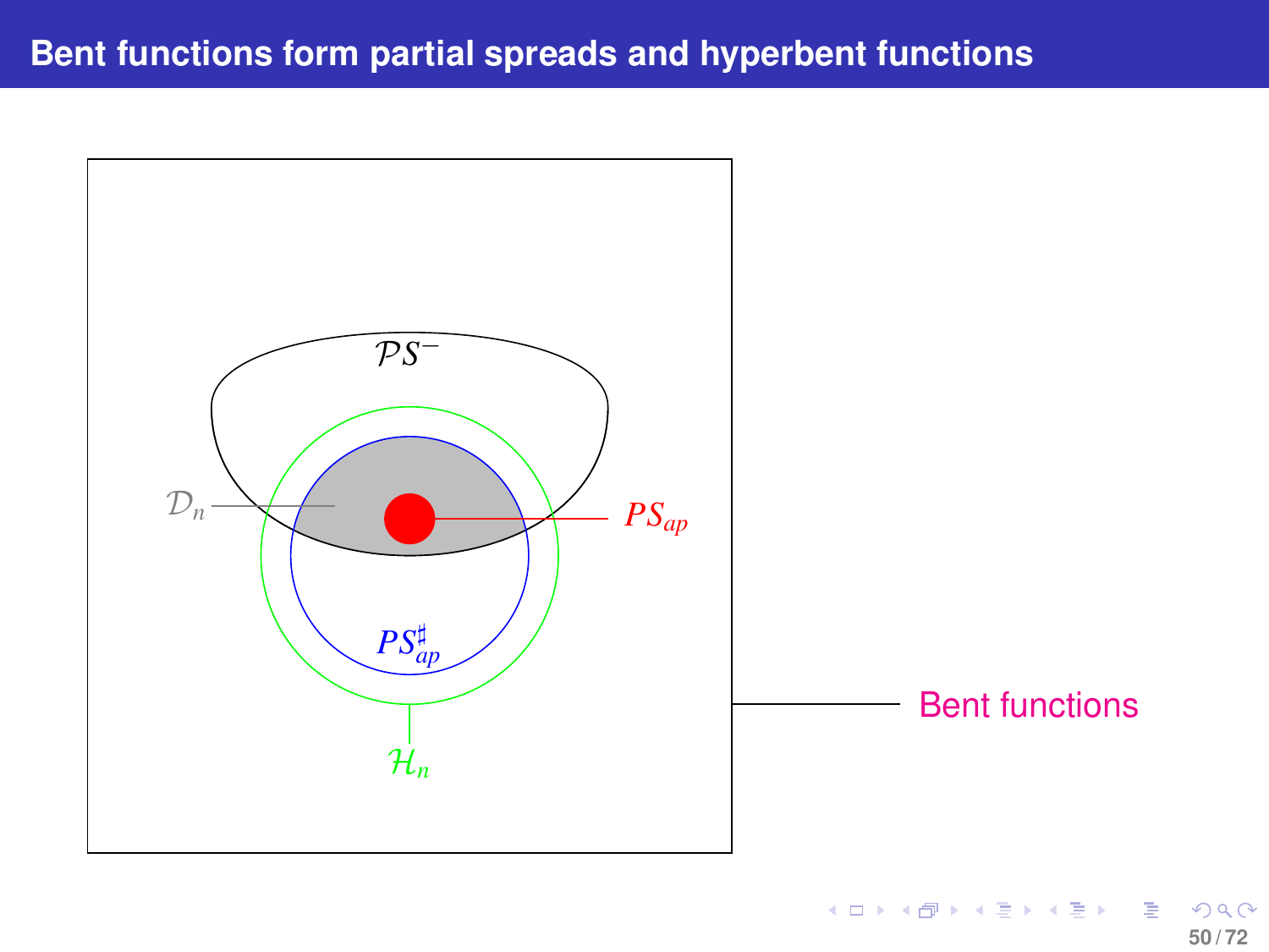# Bent functions form partial spreads and hyperbent functions

$\mathcal{PS}^-$

$\mathcal{D}_n$

$PS_{ap}$

$PS_{ap}^\sharp$

$\mathcal{H}_n$

Bent functions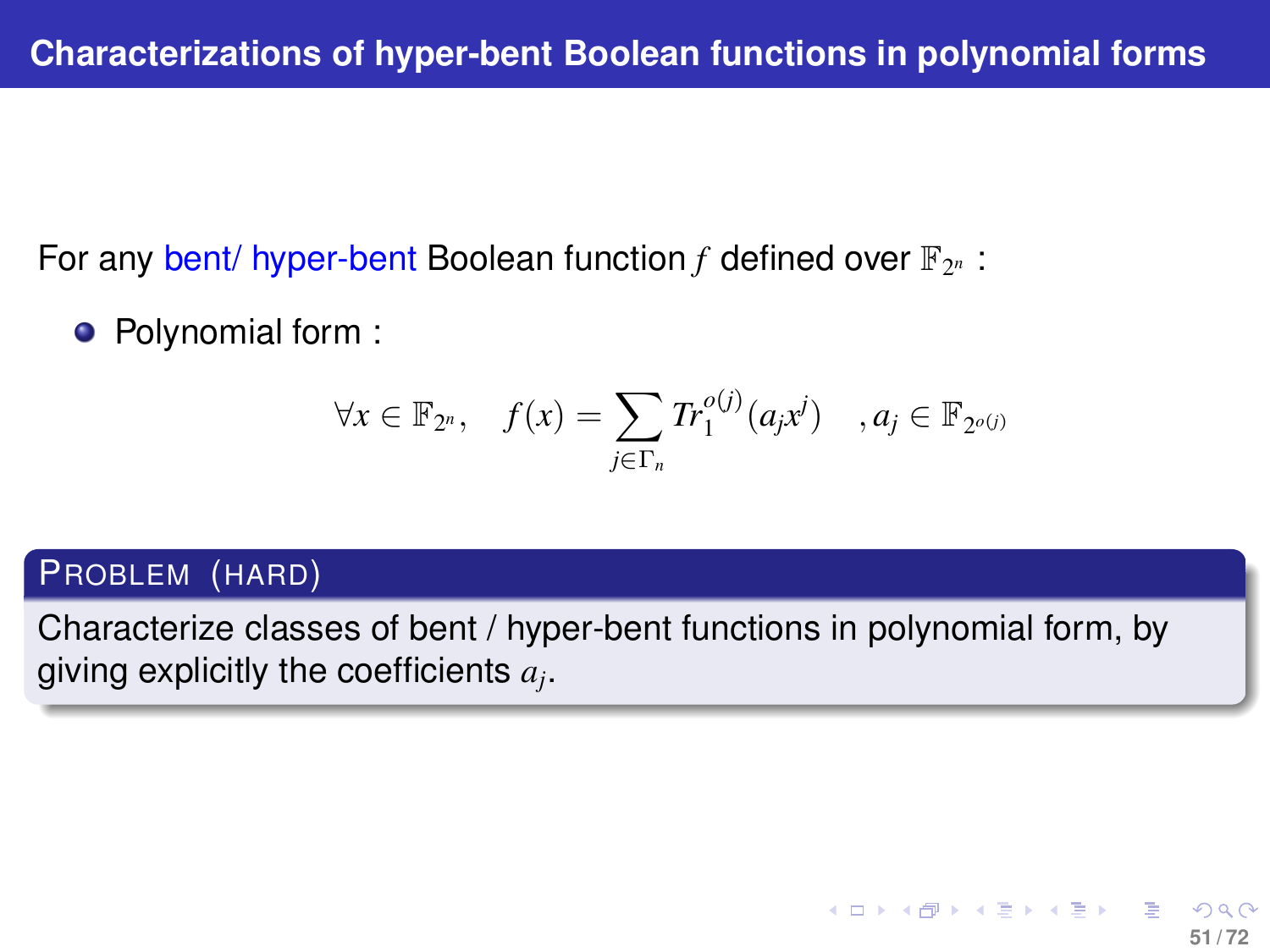## Characterizations of hyper-bent Boolean functions in polynomial forms

For any bent/ hyper-bent Boolean function $f$ defined over $\mathbb{F}_{2^n}$ :

- Polynomial form :

$$\forall x \in \mathbb{F}_{2^n}, \quad f(x) = \sum_{j \in \Gamma_n} Tr_1^{o(j)}(a_j x^j) \quad , a_j \in \mathbb{F}_{2^{o(j)}}$$

**PROBLEM (HARD)**

Characterize classes of bent / hyper-bent functions in polynomial form, by giving explicitly the coefficients $a_j$.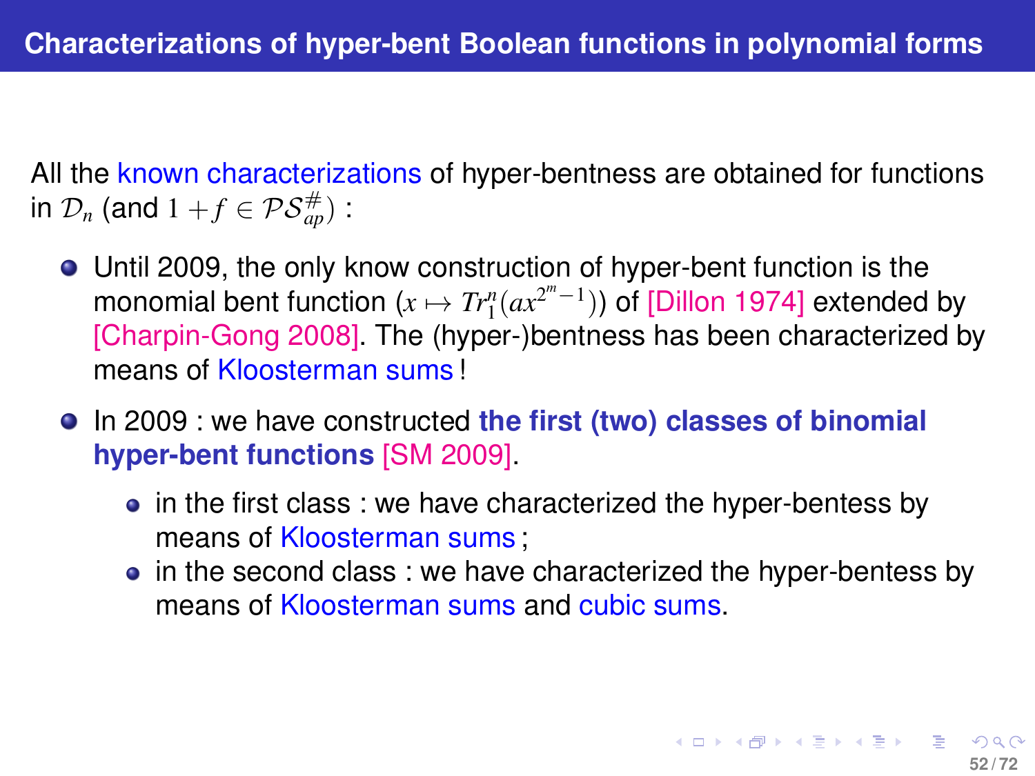# Characterizations of hyper-bent Boolean functions in polynomial forms

All the known characterizations of hyper-bentness are obtained for functions in $\mathcal{D}_n$ (and $1+f \in \mathcal{PS}_{ap}^{\#}$) :

- Until 2009, the only know construction of hyper-bent function is the monomial bent function ($x \mapsto Tr_1^n(ax^{2^m-1})$) of [Dillon 1974] extended by [Charpin-Gong 2008]. The (hyper-)bentness has been characterized by means of Kloosterman sums !
- In 2009 : we have constructed **the first (two) classes of binomial hyper-bent functions** [SM 2009].
  - in the first class : we have characterized the hyper-bentess by means of Kloosterman sums ;
  - in the second class : we have characterized the hyper-bentess by means of Kloosterman sums and cubic sums.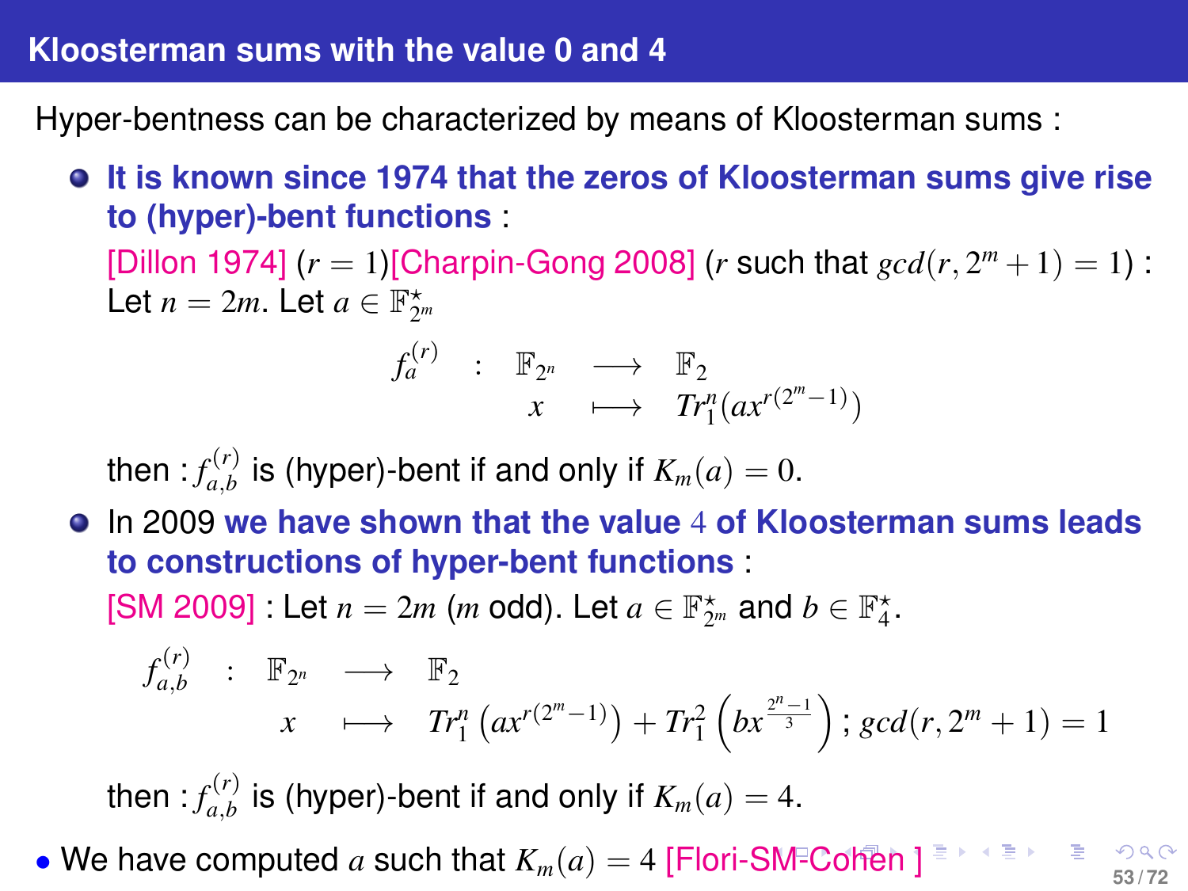## Kloosterman sums with the value 0 and 4

Hyper-bentness can be characterized by means of Kloosterman sums :

- **It is known since 1974 that the zeros of Kloosterman sums give rise to (hyper)-bent functions** :

  [Dillon 1974] ($r = 1$)[Charpin-Gong 2008] ($r$ such that $gcd(r, 2^m + 1) = 1$) : Let $n = 2m$. Let $a \in \mathbb{F}^\star_{2^m}$

  $$\begin{array}{rcccl} f_a^{(r)} & : & \mathbb{F}_{2^n} & \longrightarrow & \mathbb{F}_2 \\ & & x & \longmapsto & Tr_1^n(ax^{r(2^m-1)}) \end{array}$$

  then : $f_{a,b}^{(r)}$ is (hyper)-bent if and only if $K_m(a) = 0$.

- In 2009 **we have shown that the value $4$ of Kloosterman sums leads to constructions of hyper-bent functions** :

  [SM 2009] : Let $n = 2m$ ($m$ odd). Let $a \in \mathbb{F}^\star_{2^m}$ and $b \in \mathbb{F}^\star_4$.

  $$\begin{array}{rcccl} f_{a,b}^{(r)} & : & \mathbb{F}_{2^n} & \longrightarrow & \mathbb{F}_2 \\ & & x & \longmapsto & Tr_1^n\left(ax^{r(2^m-1)}\right) + Tr_1^2\left(bx^{\frac{2^n-1}{3}}\right) ; gcd(r, 2^m + 1) = 1 \end{array}$$

  then : $f_{a,b}^{(r)}$ is (hyper)-bent if and only if $K_m(a) = 4$.

- We have computed $a$ such that $K_m(a) = 4$ [Flori-SM-Cohen ]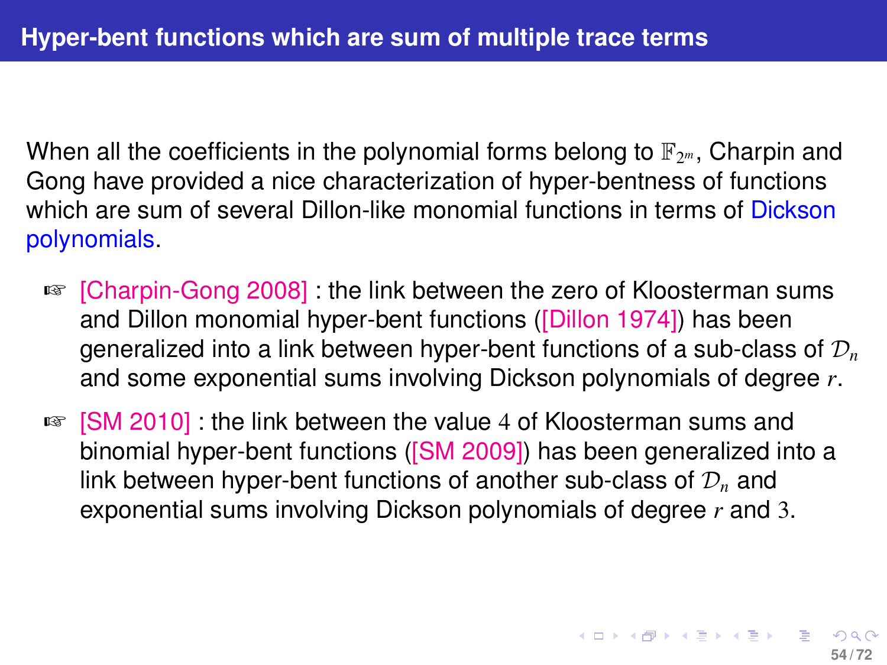## Hyper-bent functions which are sum of multiple trace terms

When all the coefficients in the polynomial forms belong to $\mathbb{F}_{2^m}$, Charpin and Gong have provided a nice characterization of hyper-bentness of functions which are sum of several Dillon-like monomial functions in terms of Dickson polynomials.

- [Charpin-Gong 2008] : the link between the zero of Kloosterman sums and Dillon monomial hyper-bent functions ([Dillon 1974]) has been generalized into a link between hyper-bent functions of a sub-class of $\mathcal{D}_n$ and some exponential sums involving Dickson polynomials of degree $r$.
- [SM 2010] : the link between the value $4$ of Kloosterman sums and binomial hyper-bent functions ([SM 2009]) has been generalized into a link between hyper-bent functions of another sub-class of $\mathcal{D}_n$ and exponential sums involving Dickson polynomials of degree $r$ and $3$.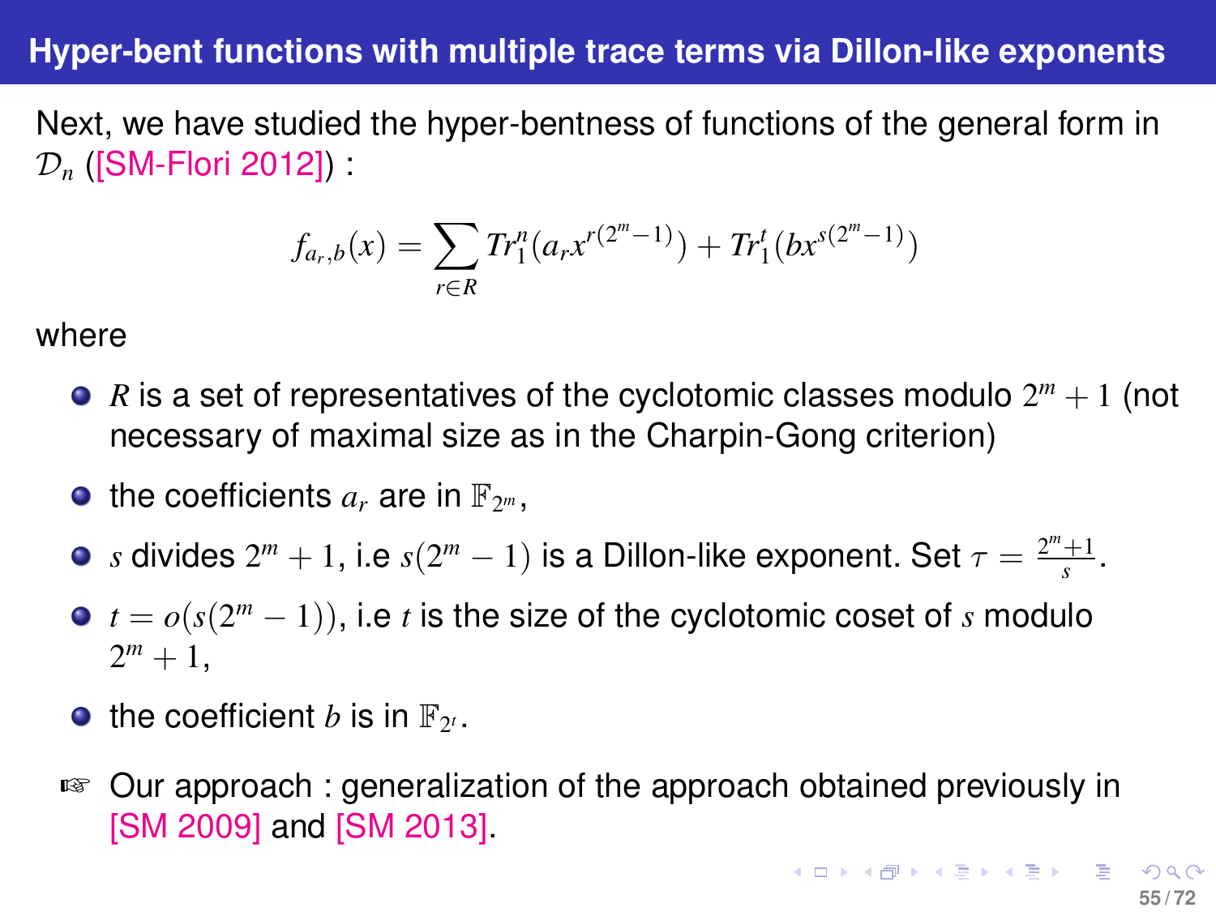## Hyper-bent functions with multiple trace terms via Dillon-like exponents

Next, we have studied the hyper-bentness of functions of the general form in $\mathcal{D}_n$ ([SM-Flori 2012]) :

$$f_{a_r,b}(x) = \sum_{r \in R} Tr_1^n(a_r x^{r(2^m-1)}) + Tr_1^t(bx^{s(2^m-1)})$$

where

- $R$ is a set of representatives of the cyclotomic classes modulo $2^m+1$ (not necessary of maximal size as in the Charpin-Gong criterion)
- the coefficients $a_r$ are in $\mathbb{F}_{2^m}$,
- $s$ divides $2^m+1$, i.e $s(2^m-1)$ is a Dillon-like exponent. Set $\tau = \frac{2^m+1}{s}$.
- $t = o(s(2^m-1))$, i.e $t$ is the size of the cyclotomic coset of $s$ modulo $2^m+1$,
- the coefficient $b$ is in $\mathbb{F}_{2^t}$.

☞ Our approach : generalization of the approach obtained previously in [SM 2009] and [SM 2013].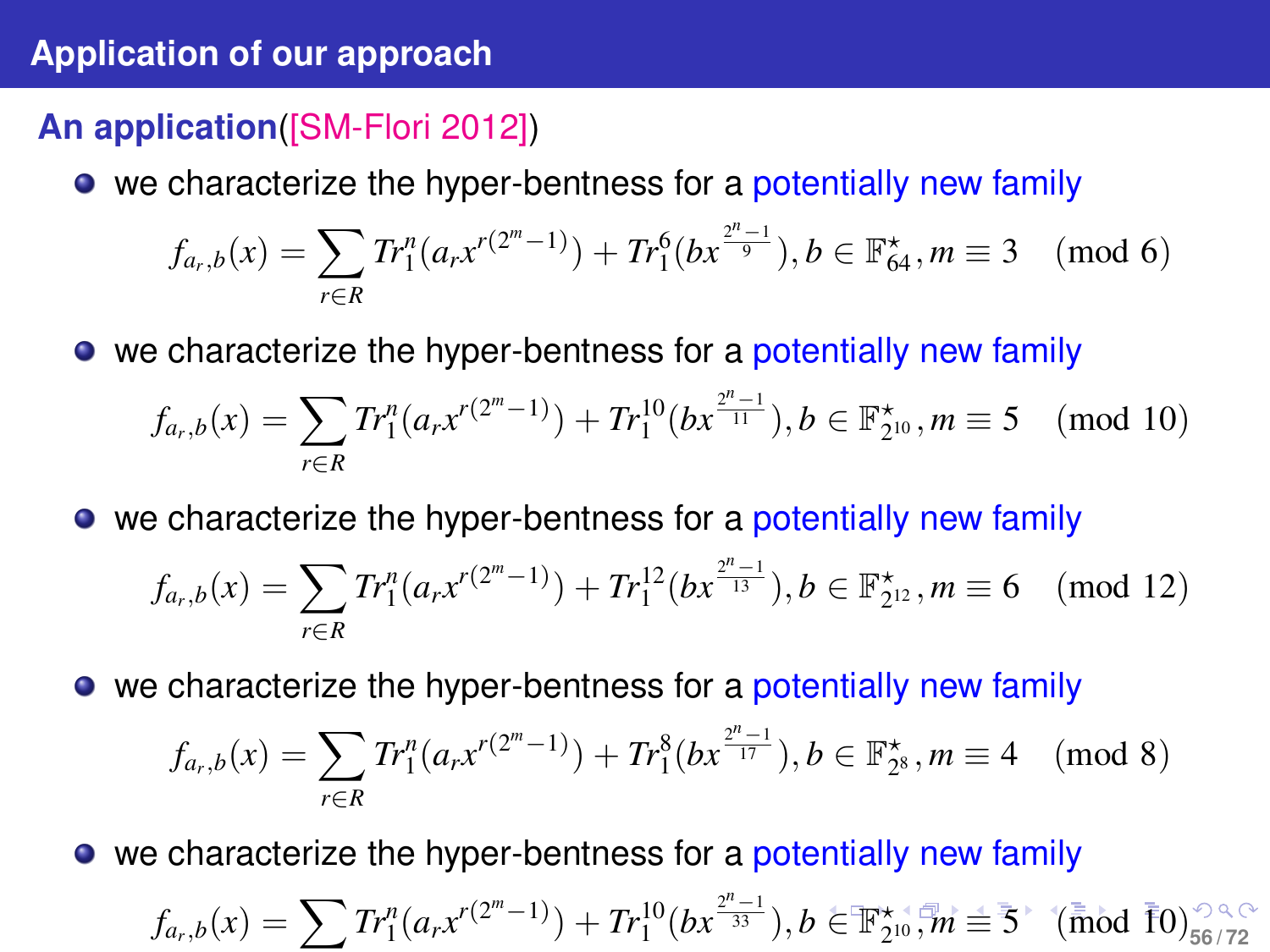## Application of our approach

**An application**([SM-Flori 2012])

- we characterize the hyper-bentness for a potentially new family

$$f_{a_r,b}(x) = \sum_{r\in R} Tr_1^n(a_r x^{r(2^m-1)}) + Tr_1^6(b x^{\frac{2^n-1}{9}}), b \in \mathbb{F}_{64}^\star, m \equiv 3 \pmod 6$$

- we characterize the hyper-bentness for a potentially new family

$$f_{a_r,b}(x) = \sum_{r\in R} Tr_1^n(a_r x^{r(2^m-1)}) + Tr_1^{10}(b x^{\frac{2^n-1}{11}}), b \in \mathbb{F}_{2^{10}}^\star, m \equiv 5 \pmod{10}$$

- we characterize the hyper-bentness for a potentially new family

$$f_{a_r,b}(x) = \sum_{r\in R} Tr_1^n(a_r x^{r(2^m-1)}) + Tr_1^{12}(b x^{\frac{2^n-1}{13}}), b \in \mathbb{F}_{2^{12}}^\star, m \equiv 6 \pmod{12}$$

- we characterize the hyper-bentness for a potentially new family

$$f_{a_r,b}(x) = \sum_{r\in R} Tr_1^n(a_r x^{r(2^m-1)}) + Tr_1^8(b x^{\frac{2^n-1}{17}}), b \in \mathbb{F}_{2^8}^\star, m \equiv 4 \pmod 8$$

- we characterize the hyper-bentness for a potentially new family

$$f_{a_r,b}(x) = \sum Tr_1^n(a_r x^{r(2^m-1)}) + Tr_1^{10}(b x^{\frac{2^n-1}{33}}), b \in \mathbb{F}_{2^{10}}^\star, m \equiv 5 \pmod{10}$$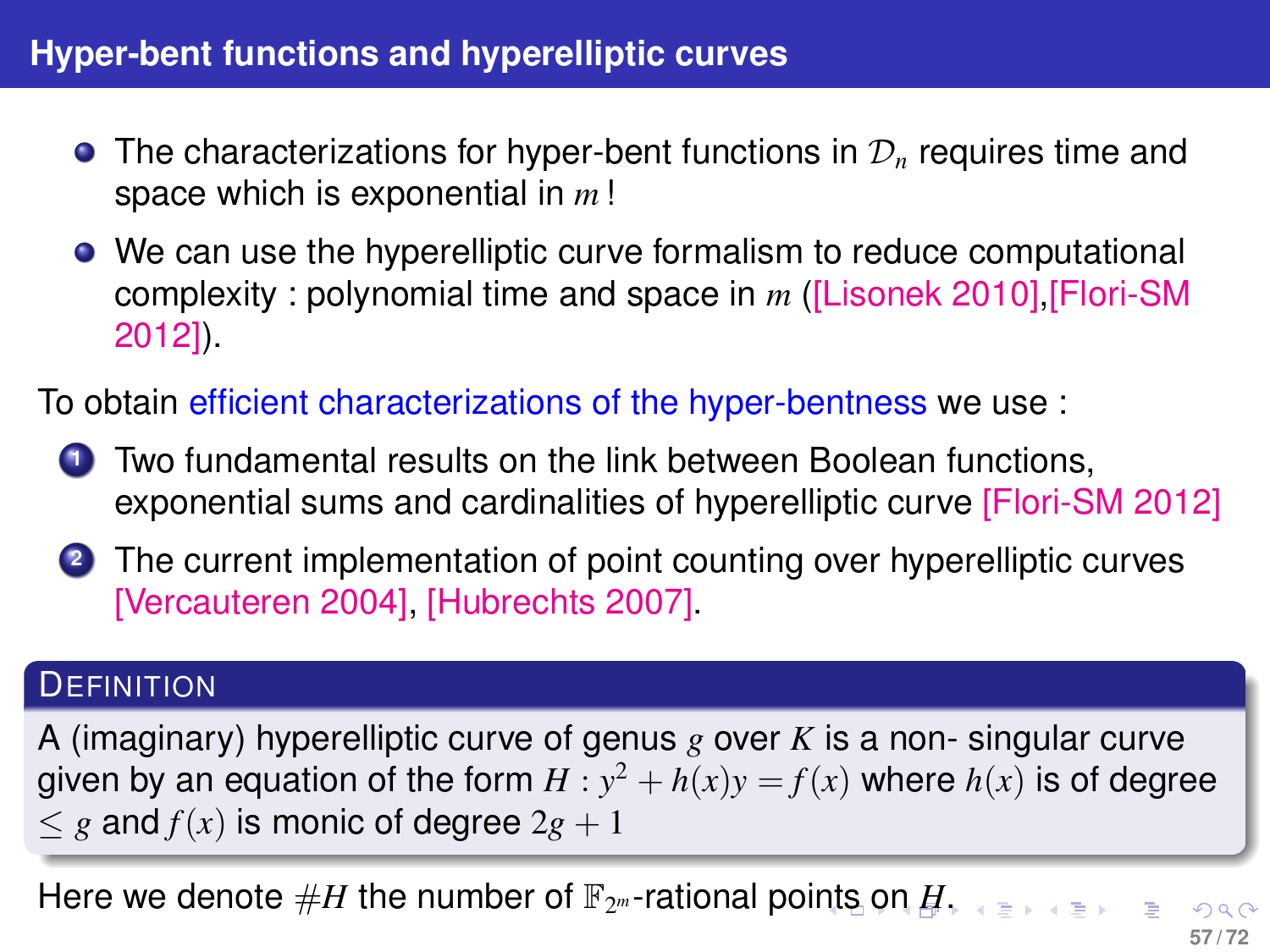## Hyper-bent functions and hyperelliptic curves

- The characterizations for hyper-bent functions in $\mathcal{D}_n$ requires time and space which is exponential in $m$ !
- We can use the hyperelliptic curve formalism to reduce computational complexity : polynomial time and space in $m$ ([Lisonek 2010],[Flori-SM 2012]).

To obtain efficient characterizations of the hyper-bentness we use :

1. Two fundamental results on the link between Boolean functions, exponential sums and cardinalities of hyperelliptic curve [Flori-SM 2012]
2. The current implementation of point counting over hyperelliptic curves [Vercauteren 2004], [Hubrechts 2007].

**DEFINITION**

A (imaginary) hyperelliptic curve of genus $g$ over $K$ is a non- singular curve given by an equation of the form $H : y^2 + h(x)y = f(x)$ where $h(x)$ is of degree $\leq g$ and $f(x)$ is monic of degree $2g+1$

Here we denote $\#H$ the number of $\mathbb{F}_{2^m}$-rational points on $H$.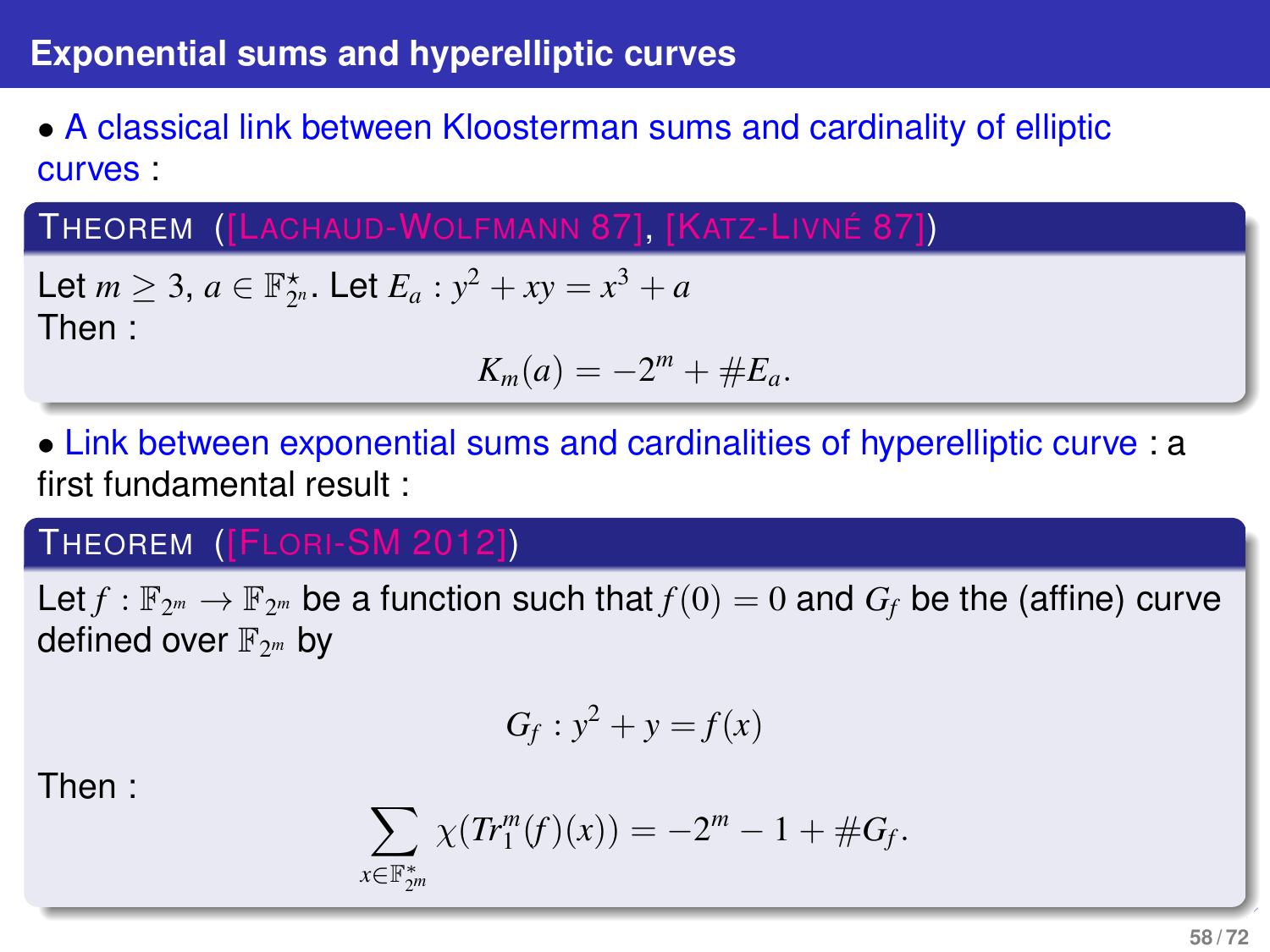## Exponential sums and hyperelliptic curves

- A classical link between Kloosterman sums and cardinality of elliptic curves :

**THEOREM ([LACHAUD-WOLFMANN 87], [KATZ-LIVNÉ 87])**

Let $m \geq 3$, $a \in \mathbb{F}_{2^n}^{\star}$. Let $E_a : y^2 + xy = x^3 + a$
Then :

$$K_m(a) = -2^m + \#E_a.$$

- Link between exponential sums and cardinalities of hyperelliptic curve : a first fundamental result :

**THEOREM ([FLORI-SM 2012])**

Let $f : \mathbb{F}_{2^m} \to \mathbb{F}_{2^m}$ be a function such that $f(0) = 0$ and $G_f$ be the (affine) curve defined over $\mathbb{F}_{2^m}$ by

$$G_f : y^2 + y = f(x)$$

Then :

$$\sum_{x \in \mathbb{F}_{2^m}^*} \chi(Tr_1^m(f)(x)) = -2^m - 1 + \#G_f.$$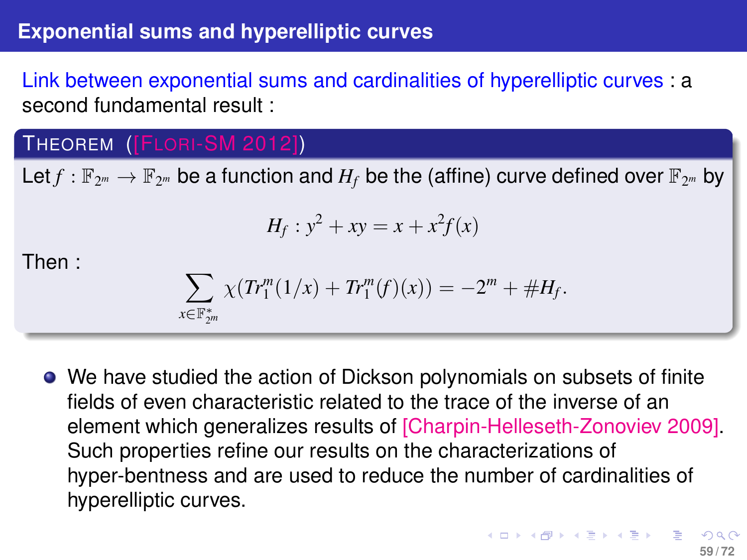## Exponential sums and hyperelliptic curves

Link between exponential sums and cardinalities of hyperelliptic curves : a second fundamental result :

**THEOREM ([FLORI-SM 2012])**

Let $f : \mathbb{F}_{2^m} \to \mathbb{F}_{2^m}$ be a function and $H_f$ be the (affine) curve defined over $\mathbb{F}_{2^m}$ by

$$H_f : y^2 + xy = x + x^2 f(x)$$

Then :

$$\sum_{x \in \mathbb{F}_{2^m}^*} \chi(Tr_1^m(1/x) + Tr_1^m(f)(x)) = -2^m + \#H_f.$$

- We have studied the action of Dickson polynomials on subsets of finite fields of even characteristic related to the trace of the inverse of an element which generalizes results of [Charpin-Helleseth-Zonoviev 2009]. Such properties refine our results on the characterizations of hyper-bentness and are used to reduce the number of cardinalities of hyperelliptic curves.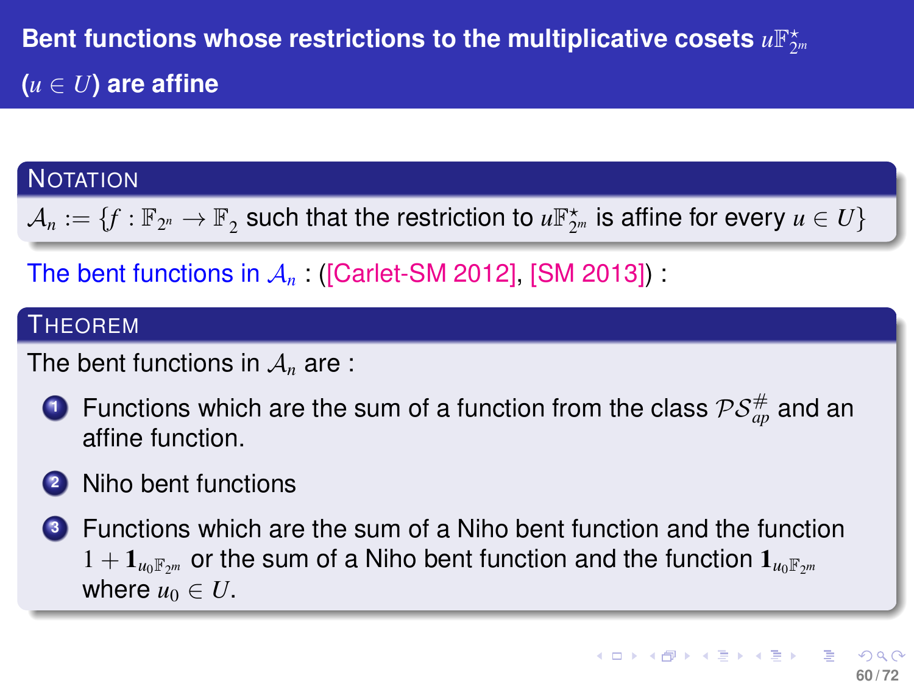# Bent functions whose restrictions to the multiplicative cosets $u\mathbb{F}_{2^m}^\star$ ($u \in U$) are affine

**Notation**

$\mathcal{A}_n := \{f : \mathbb{F}_{2^n} \to \mathbb{F}_2$ such that the restriction to $u\mathbb{F}_{2^m}^\star$ is affine for every $u \in U\}$

The bent functions in $\mathcal{A}_n$ : ([Carlet-SM 2012], [SM 2013]) :

**Theorem**

The bent functions in $\mathcal{A}_n$ are :

1. Functions which are the sum of a function from the class $\mathcal{PS}_{ap}^{\#}$ and an affine function.
2. Niho bent functions
3. Functions which are the sum of a Niho bent function and the function $1 + \mathbf{1}_{u_0\mathbb{F}_{2^m}}$ or the sum of a Niho bent function and the function $\mathbf{1}_{u_0\mathbb{F}_{2^m}}$ where $u_0 \in U$.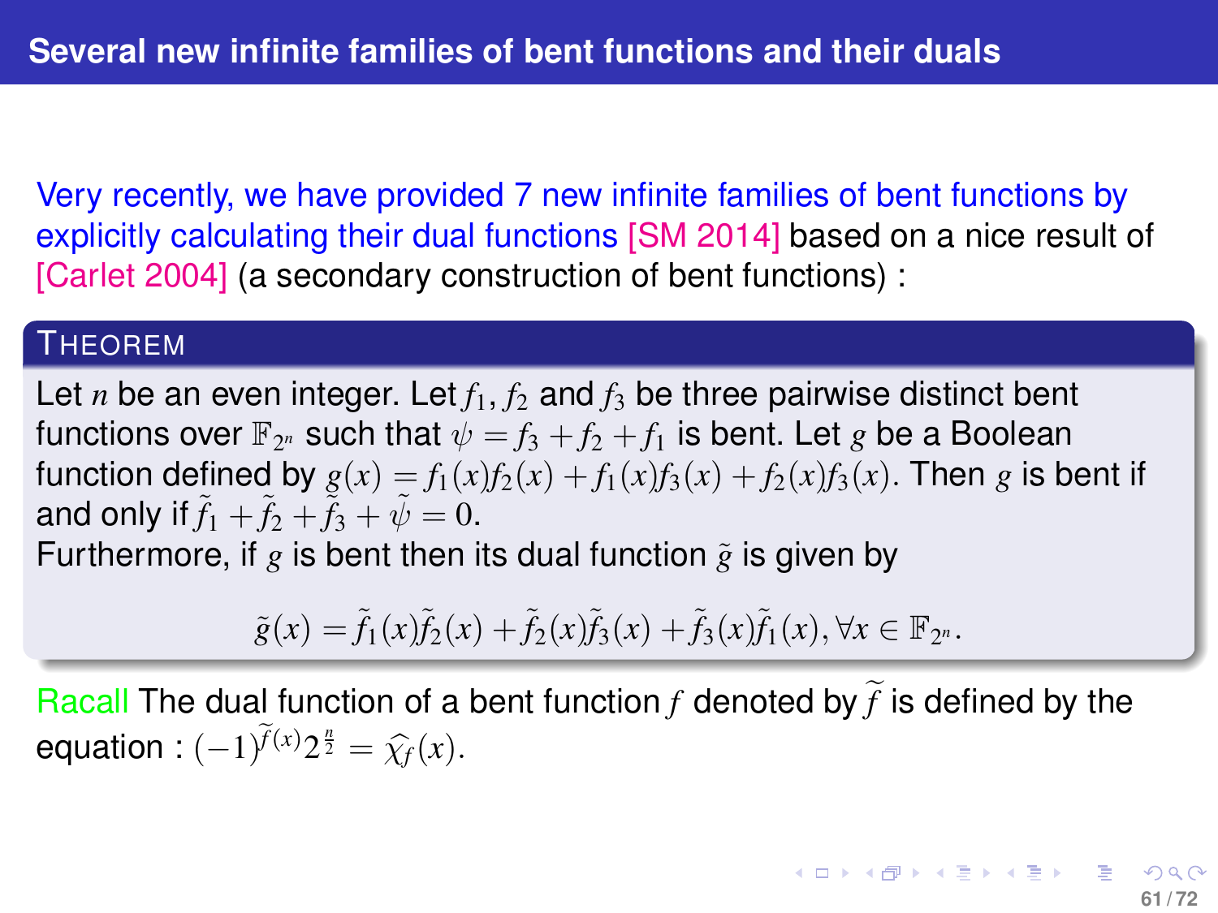## Several new infinite families of bent functions and their duals

Very recently, we have provided 7 new infinite families of bent functions by explicitly calculating their dual functions [SM 2014] based on a nice result of [Carlet 2004] (a secondary construction of bent functions) :

**Theorem**

Let $n$ be an even integer. Let $f_1, f_2$ and $f_3$ be three pairwise distinct bent functions over $\mathbb{F}_{2^n}$ such that $\psi = f_3 + f_2 + f_1$ is bent. Let $g$ be a Boolean function defined by $g(x) = f_1(x)f_2(x) + f_1(x)f_3(x) + f_2(x)f_3(x)$. Then $g$ is bent if and only if $\tilde{f}_1 + \tilde{f}_2 + \tilde{f}_3 + \tilde{\psi} = 0$.
Furthermore, if $g$ is bent then its dual function $\tilde{g}$ is given by

$$\tilde{g}(x) = \tilde{f}_1(x)\tilde{f}_2(x) + \tilde{f}_2(x)\tilde{f}_3(x) + \tilde{f}_3(x)\tilde{f}_1(x), \forall x \in \mathbb{F}_{2^n}.$$

Racall The dual function of a bent function $f$ denoted by $\widetilde{f}$ is defined by the equation : $(-1)^{\widetilde{f}(x)} 2^{\frac{n}{2}} = \widehat{\chi_f}(x)$.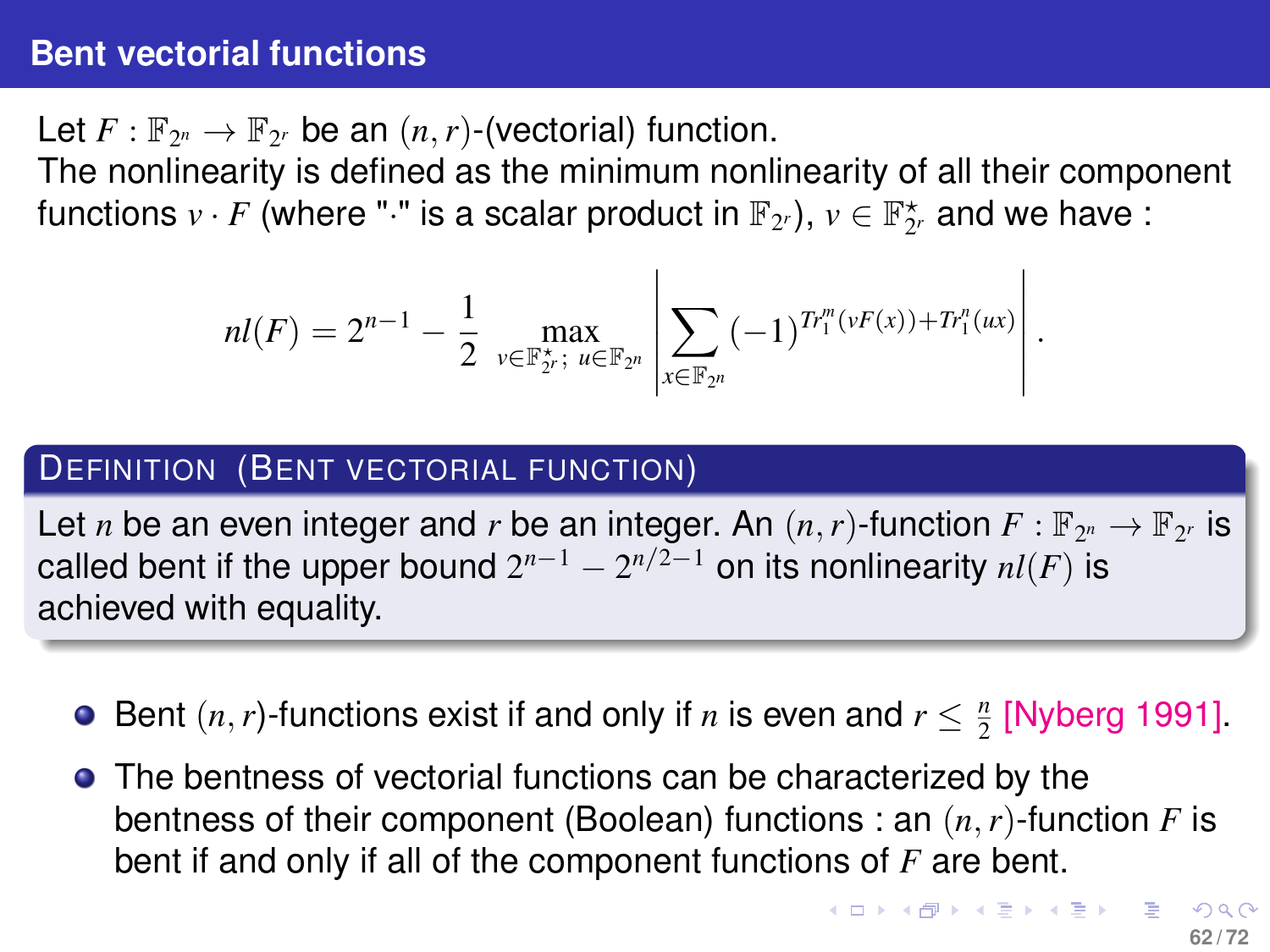## Bent vectorial functions

Let $F : \mathbb{F}_{2^n} \to \mathbb{F}_{2^r}$ be an $(n,r)$-(vectorial) function.
The nonlinearity is defined as the minimum nonlinearity of all their component functions $v \cdot F$ (where "$\cdot$" is a scalar product in $\mathbb{F}_{2^r}$), $v \in \mathbb{F}_{2^r}^\star$ and we have :

$$nl(F) = 2^{n-1} - \frac{1}{2} \max_{v \in \mathbb{F}_{2^r}^\star;\ u \in \mathbb{F}_{2^n}} \left| \sum_{x \in \mathbb{F}_{2^n}} (-1)^{Tr_1^m(vF(x)) + Tr_1^n(ux)} \right|.$$

**DEFINITION (BENT VECTORIAL FUNCTION)**

Let $n$ be an even integer and $r$ be an integer. An $(n,r)$-function $F : \mathbb{F}_{2^n} \to \mathbb{F}_{2^r}$ is called bent if the upper bound $2^{n-1} - 2^{n/2-1}$ on its nonlinearity $nl(F)$ is achieved with equality.

- Bent $(n,r)$-functions exist if and only if $n$ is even and $r \leq \frac{n}{2}$ [Nyberg 1991].
- The bentness of vectorial functions can be characterized by the bentness of their component (Boolean) functions : an $(n,r)$-function $F$ is bent if and only if all of the component functions of $F$ are bent.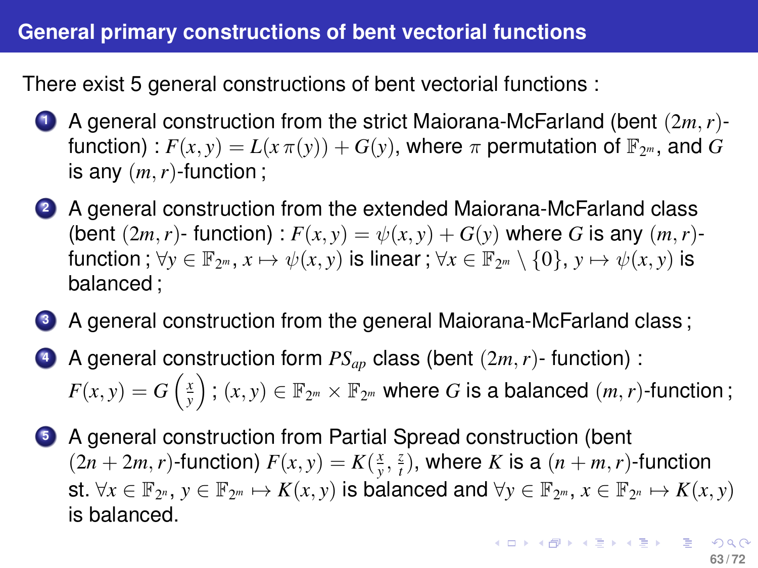# General primary constructions of bent vectorial functions

There exist 5 general constructions of bent vectorial functions :

1. A general construction from the strict Maiorana-McFarland (bent $(2m, r)$-function) : $F(x, y) = L(x\,\pi(y)) + G(y)$, where $\pi$ permutation of $\mathbb{F}_{2^m}$, and $G$ is any $(m, r)$-function ;
2. A general construction from the extended Maiorana-McFarland class (bent $(2m, r)$- function) : $F(x, y) = \psi(x, y) + G(y)$ where $G$ is any $(m, r)$-function ; $\forall y \in \mathbb{F}_{2^m}$, $x \mapsto \psi(x, y)$ is linear ; $\forall x \in \mathbb{F}_{2^m} \setminus \{0\}$, $y \mapsto \psi(x, y)$ is balanced ;
3. A general construction from the general Maiorana-McFarland class ;
4. A general construction form $PS_{ap}$ class (bent $(2m, r)$- function) : $F(x, y) = G\left(\frac{x}{y}\right)$ ; $(x, y) \in \mathbb{F}_{2^m} \times \mathbb{F}_{2^m}$ where $G$ is a balanced $(m, r)$-function ;
5. A general construction from Partial Spread construction (bent $(2n + 2m, r)$-function) $F(x, y) = K(\frac{x}{y}, \frac{z}{t})$, where $K$ is a $(n + m, r)$-function st. $\forall x \in \mathbb{F}_{2^n}$, $y \in \mathbb{F}_{2^m} \mapsto K(x, y)$ is balanced and $\forall y \in \mathbb{F}_{2^m}$, $x \in \mathbb{F}_{2^n} \mapsto K(x, y)$ is balanced.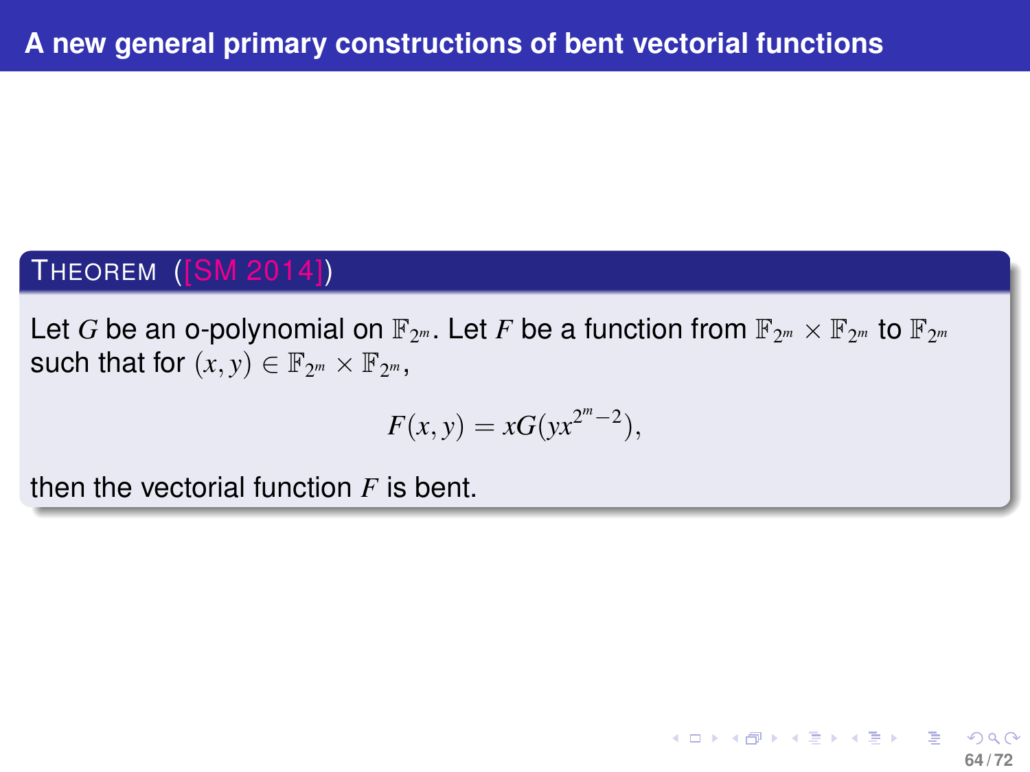# A new general primary constructions of bent vectorial functions

**Theorem ([SM 2014])**

Let $G$ be an o-polynomial on $\mathbb{F}_{2^m}$. Let $F$ be a function from $\mathbb{F}_{2^m} \times \mathbb{F}_{2^m}$ to $\mathbb{F}_{2^m}$ such that for $(x, y) \in \mathbb{F}_{2^m} \times \mathbb{F}_{2^m}$,

$$F(x, y) = xG(yx^{2^m-2}),$$

then the vectorial function $F$ is bent.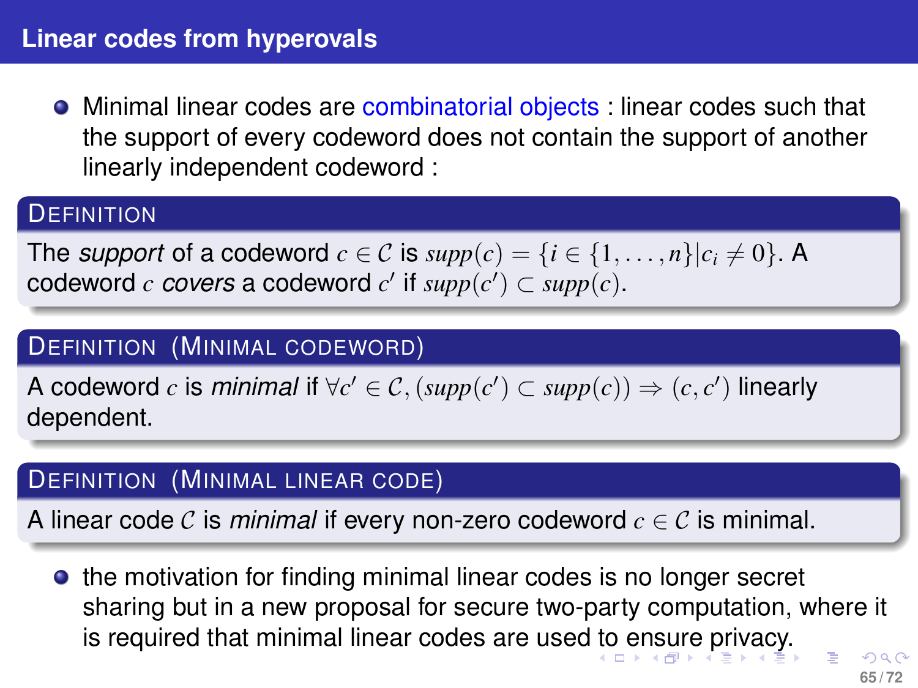## Linear codes from hyperovals

- Minimal linear codes are combinatorial objects : linear codes such that the support of every codeword does not contain the support of another linearly independent codeword :

**Definition**

The *support* of a codeword $c \in \mathcal{C}$ is $supp(c) = \{i \in \{1, \ldots, n\} | c_i \neq 0\}$. A codeword $c$ *covers* a codeword $c'$ if $supp(c') \subset supp(c)$.

**Definition (Minimal codeword)**

A codeword $c$ is *minimal* if $\forall c' \in \mathcal{C}, (supp(c') \subset supp(c)) \Rightarrow (c, c')$ linearly dependent.

**Definition (Minimal linear code)**

A linear code $\mathcal{C}$ is *minimal* if every non-zero codeword $c \in \mathcal{C}$ is minimal.

- the motivation for finding minimal linear codes is no longer secret sharing but in a new proposal for secure two-party computation, where it is required that minimal linear codes are used to ensure privacy.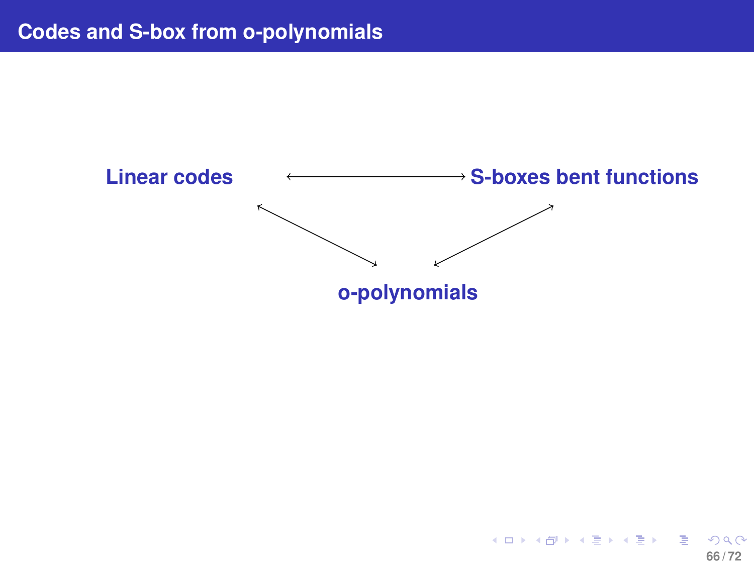## Codes and S-box from o-polynomials

**Linear codes** ⟷ **S-boxes bent functions**

**Linear codes** ⟷ **o-polynomials**

**S-boxes bent functions** ⟷ **o-polynomials**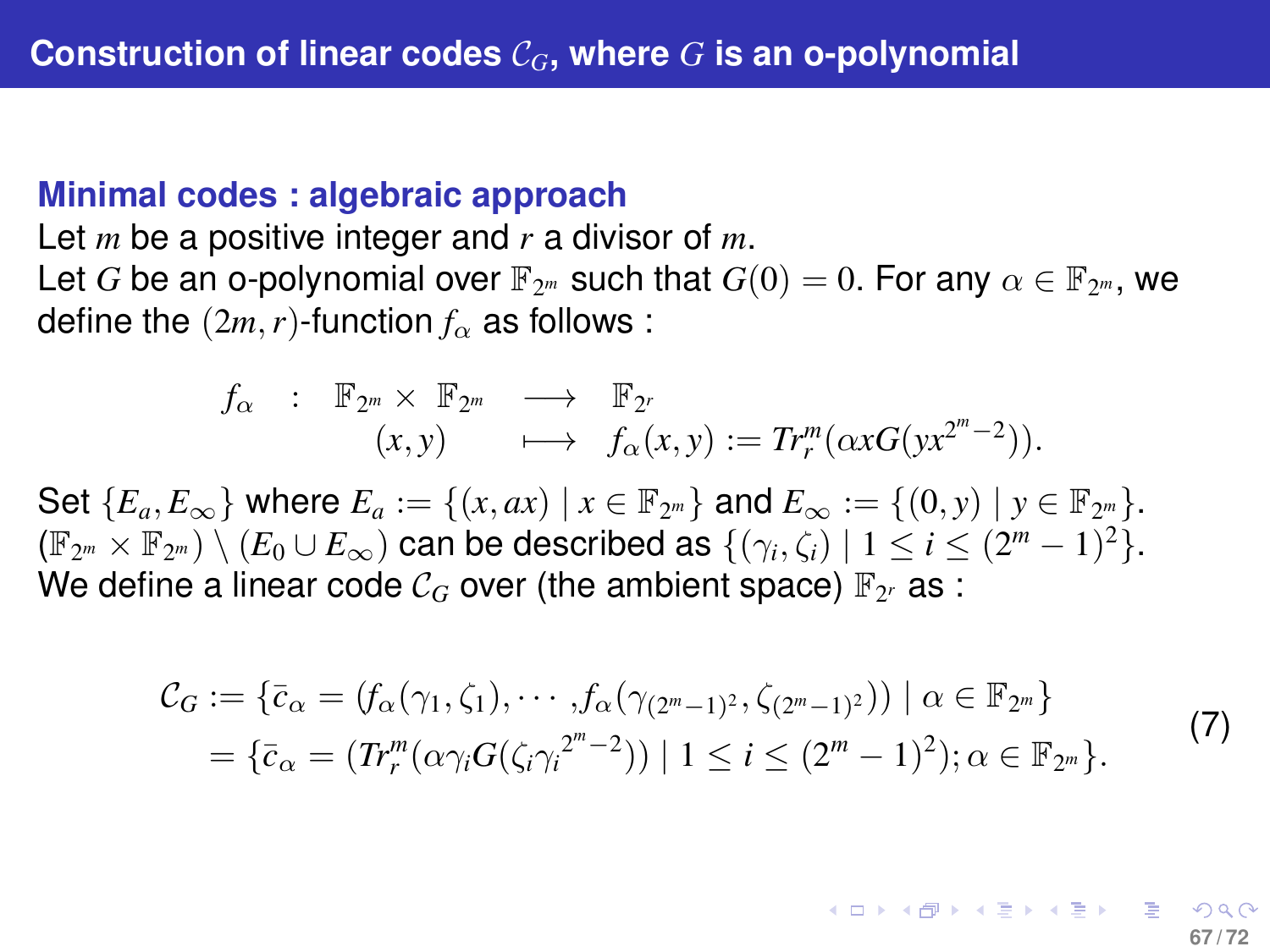# Construction of linear codes $\mathcal{C}_G$, where $G$ is an o-polynomial

## Minimal codes : algebraic approach

Let $m$ be a positive integer and $r$ a divisor of $m$.
Let $G$ be an o-polynomial over $\mathbb{F}_{2^m}$ such that $G(0) = 0$. For any $\alpha \in \mathbb{F}_{2^m}$, we define the $(2m, r)$-function $f_\alpha$ as follows :

$$
\begin{array}{rcccl}
f_\alpha & : & \mathbb{F}_{2^m} \times \mathbb{F}_{2^m} & \longrightarrow & \mathbb{F}_{2^r} \\
 & & (x, y) & \longmapsto & f_\alpha(x, y) := Tr_r^m(\alpha x G(y x^{2^m - 2})).
\end{array}
$$

Set $\{E_a, E_\infty\}$ where $E_a := \{(x, ax) \mid x \in \mathbb{F}_{2^m}\}$ and $E_\infty := \{(0, y) \mid y \in \mathbb{F}_{2^m}\}$.
$(\mathbb{F}_{2^m} \times \mathbb{F}_{2^m}) \setminus (E_0 \cup E_\infty)$ can be described as $\{(\gamma_i, \zeta_i) \mid 1 \leq i \leq (2^m - 1)^2\}$.
We define a linear code $\mathcal{C}_G$ over (the ambient space) $\mathbb{F}_{2^r}$ as :

$$
\begin{aligned}
\mathcal{C}_G &:= \{\bar{c}_\alpha = (f_\alpha(\gamma_1, \zeta_1), \cdots, f_\alpha(\gamma_{(2^m-1)^2}, \zeta_{(2^m-1)^2})) \mid \alpha \in \mathbb{F}_{2^m}\} \\
&= \{\bar{c}_\alpha = (Tr_r^m(\alpha \gamma_i G(\zeta_i {\gamma_i}^{2^m - 2})) \mid 1 \leq i \leq (2^m - 1)^2); \alpha \in \mathbb{F}_{2^m}\}.
\end{aligned}
\tag{7}
$$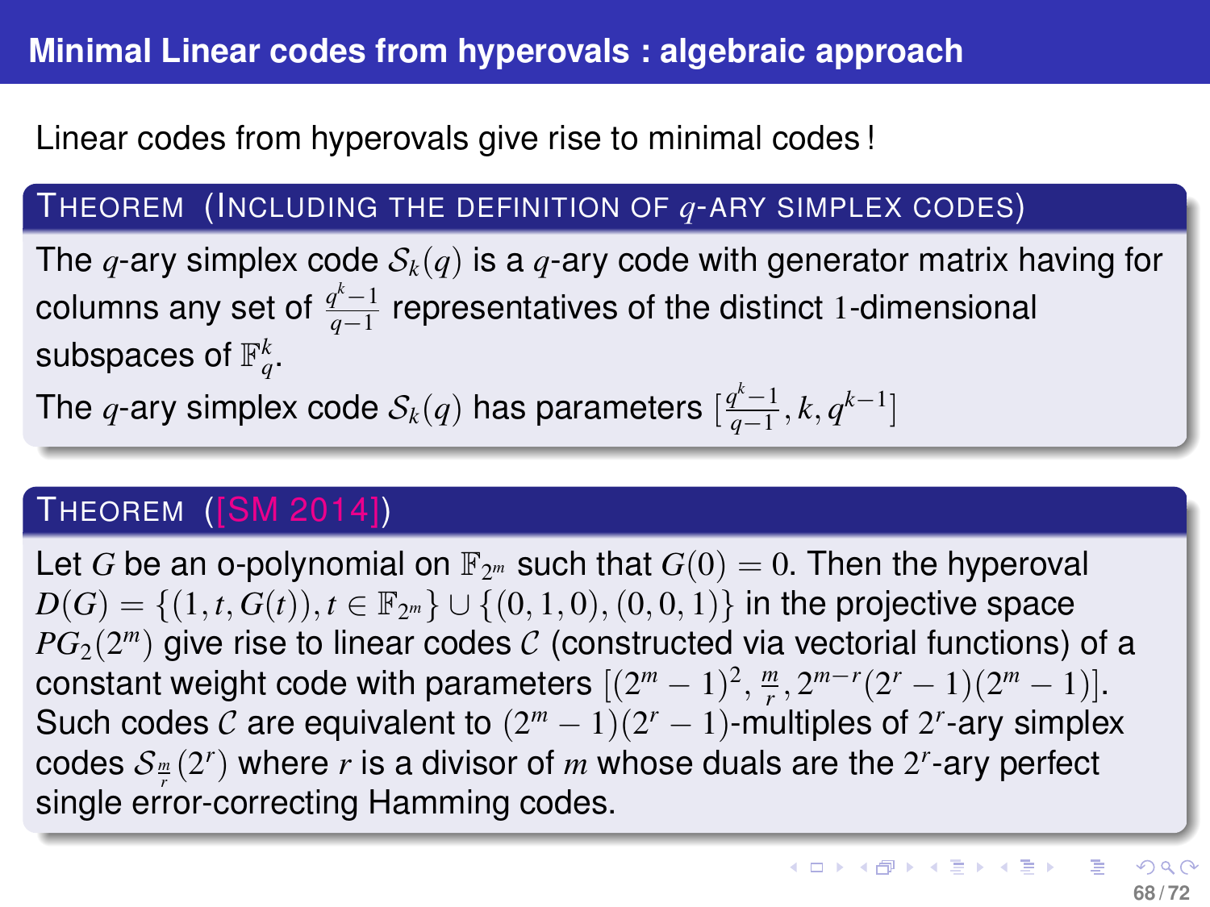# Minimal Linear codes from hyperovals : algebraic approach

Linear codes from hyperovals give rise to minimal codes !

**Theorem (Including the definition of $q$-ary simplex codes)**

The $q$-ary simplex code $\mathcal{S}_k(q)$ is a $q$-ary code with generator matrix having for columns any set of $\frac{q^k-1}{q-1}$ representatives of the distinct 1-dimensional subspaces of $\mathbb{F}_q^k$.

The $q$-ary simplex code $\mathcal{S}_k(q)$ has parameters $[\frac{q^k-1}{q-1}, k, q^{k-1}]$

**Theorem ([SM 2014])**

Let $G$ be an o-polynomial on $\mathbb{F}_{2^m}$ such that $G(0) = 0$. Then the hyperoval $D(G) = \{(1, t, G(t)), t \in \mathbb{F}_{2^m}\} \cup \{(0, 1, 0), (0, 0, 1)\}$ in the projective space $PG_2(2^m)$ give rise to linear codes $\mathcal{C}$ (constructed via vectorial functions) of a constant weight code with parameters $[(2^m - 1)^2, \frac{m}{r}, 2^{m-r}(2^r - 1)(2^m - 1)]$. Such codes $\mathcal{C}$ are equivalent to $(2^m - 1)(2^r - 1)$-multiples of $2^r$-ary simplex codes $\mathcal{S}_{\frac{m}{r}}(2^r)$ where $r$ is a divisor of $m$ whose duals are the $2^r$-ary perfect single error-correcting Hamming codes.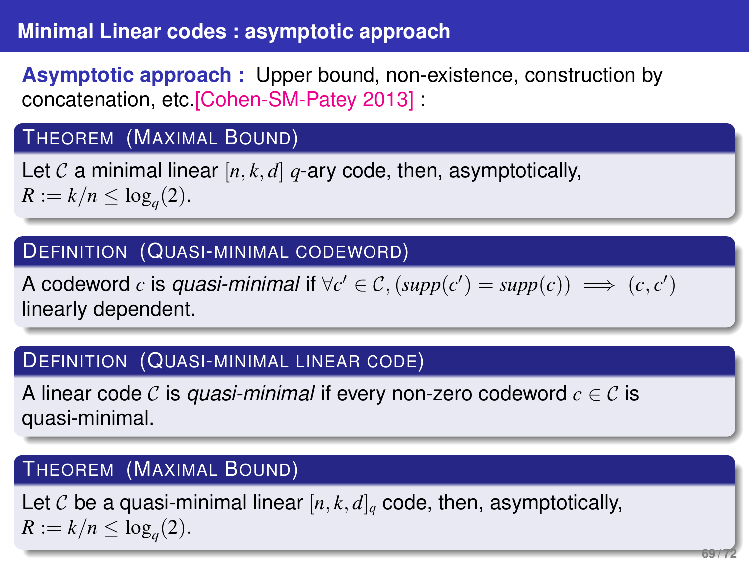## Minimal Linear codes : asymptotic approach

**Asymptotic approach :** Upper bound, non-existence, construction by concatenation, etc.[Cohen-SM-Patey 2013] :

**THEOREM (MAXIMAL BOUND)**

Let $\mathcal{C}$ a minimal linear $[n,k,d]$ $q$-ary code, then, asymptotically, $R := k/n \leq \log_q(2)$.

**DEFINITION (QUASI-MINIMAL CODEWORD)**

A codeword $c$ is *quasi-minimal* if $\forall c' \in \mathcal{C}, (supp(c') = supp(c)) \implies (c, c')$ linearly dependent.

**DEFINITION (QUASI-MINIMAL LINEAR CODE)**

A linear code $\mathcal{C}$ is *quasi-minimal* if every non-zero codeword $c \in \mathcal{C}$ is quasi-minimal.

**THEOREM (MAXIMAL BOUND)**

Let $\mathcal{C}$ be a quasi-minimal linear $[n,k,d]_q$ code, then, asymptotically, $R := k/n \leq \log_q(2)$.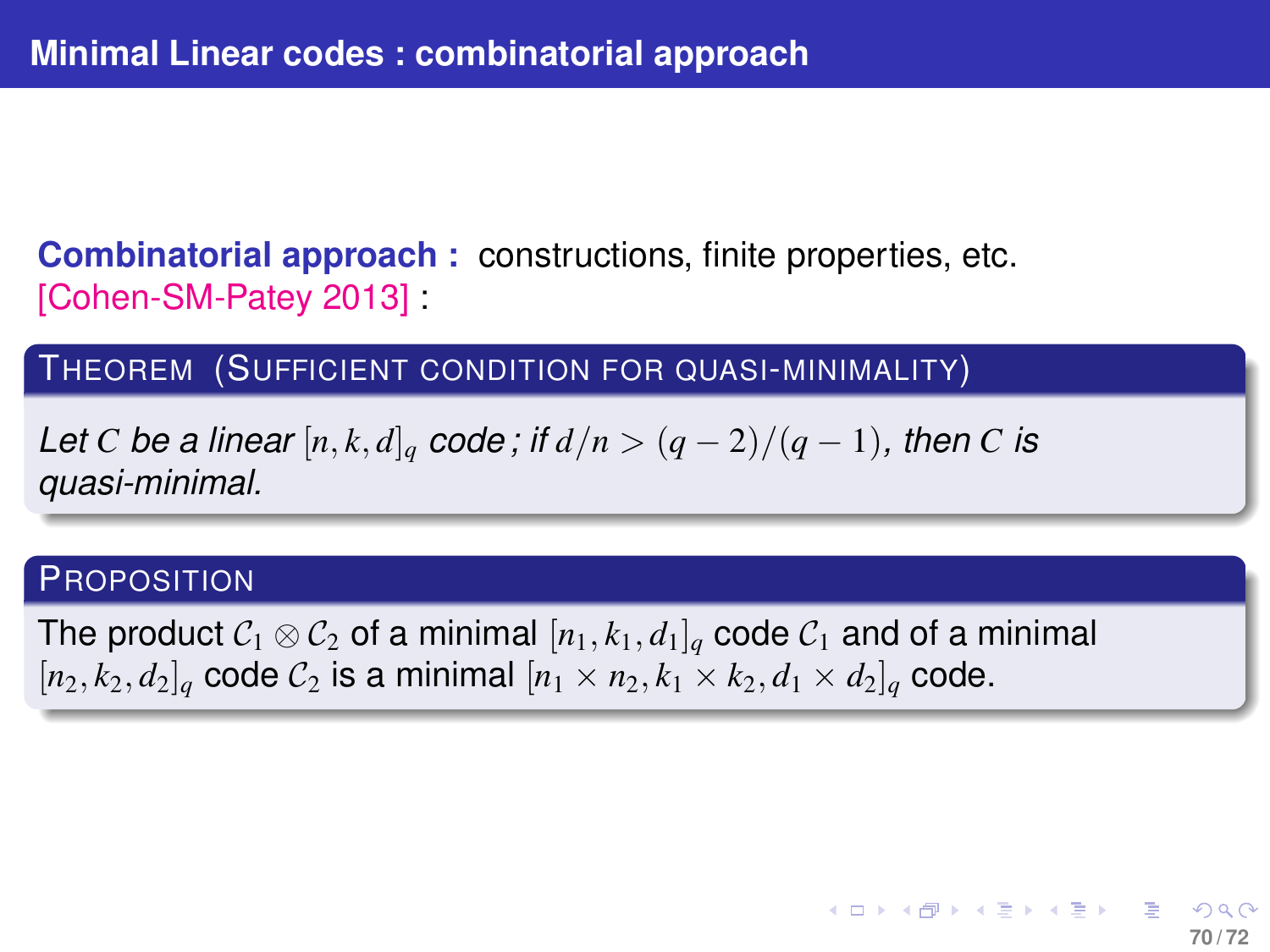## Minimal Linear codes : combinatorial approach

**Combinatorial approach :** constructions, finite properties, etc.
[Cohen-SM-Patey 2013] :

**THEOREM (SUFFICIENT CONDITION FOR QUASI-MINIMALITY)**

*Let $C$ be a linear $[n,k,d]_q$ code ; if $d/n > (q-2)/(q-1)$, then $C$ is quasi-minimal.*

**PROPOSITION**

The product $\mathcal{C}_1 \otimes \mathcal{C}_2$ of a minimal $[n_1,k_1,d_1]_q$ code $\mathcal{C}_1$ and of a minimal $[n_2,k_2,d_2]_q$ code $\mathcal{C}_2$ is a minimal $[n_1 \times n_2, k_1 \times k_2, d_1 \times d_2]_q$ code.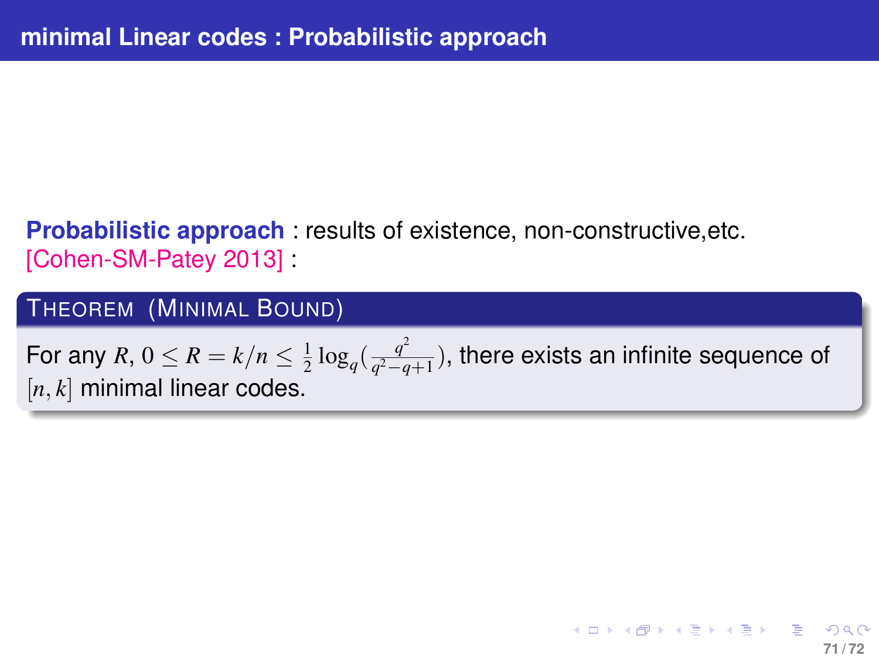## minimal Linear codes : Probabilistic approach

**Probabilistic approach** : results of existence, non-constructive,etc.
[Cohen-SM-Patey 2013] :

**THEOREM (MINIMAL BOUND)**

For any $R$, $0 \leq R = k/n \leq \frac{1}{2}\log_q(\frac{q^2}{q^2-q+1})$, there exists an infinite sequence of $[n,k]$ minimal linear codes.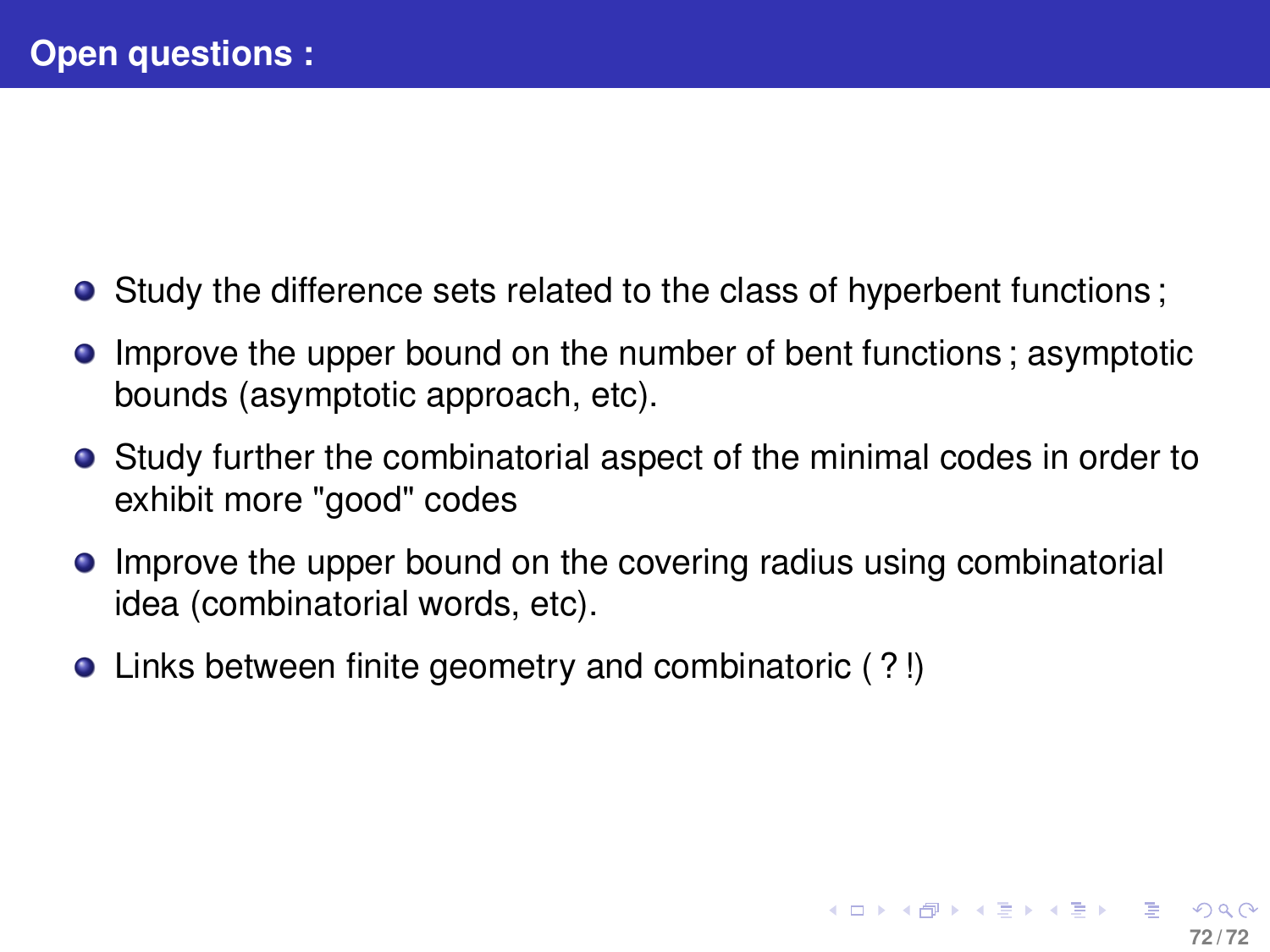# Open questions :

- Study the difference sets related to the class of hyperbent functions ;
- Improve the upper bound on the number of bent functions ; asymptotic bounds (asymptotic approach, etc).
- Study further the combinatorial aspect of the minimal codes in order to exhibit more "good" codes
- Improve the upper bound on the covering radius using combinatorial idea (combinatorial words, etc).
- Links between finite geometry and combinatoric ( ? !)